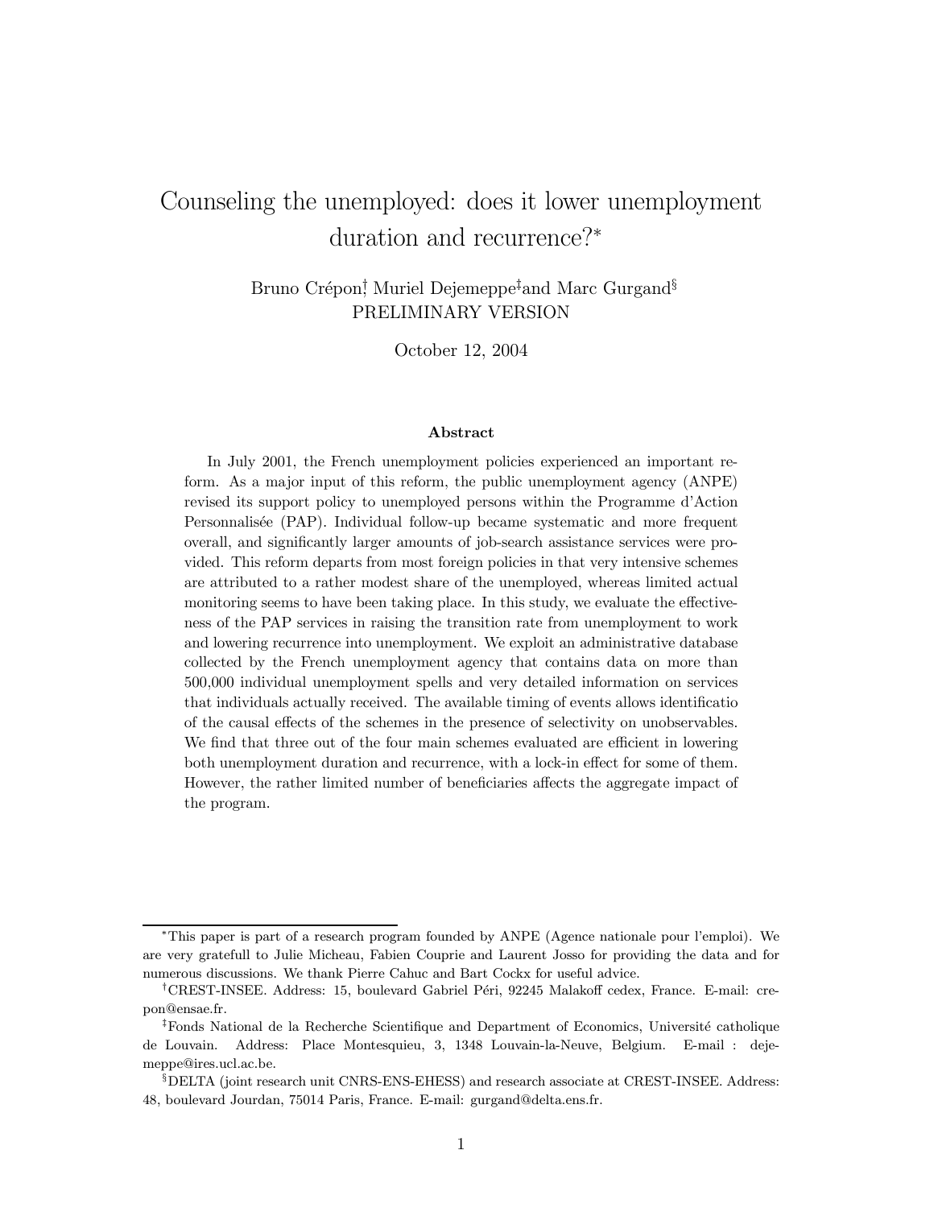# Counseling the unemployed: does it lower unemployment duration and recurrence?*

Bruno Crépon[†], Muriel Dejemeppe[‡] and Marc Gurgand[§]

PRELIMINARY VERSION

October 12, 2004

### Abstract

In July 2001, the French unemployment policies experienced an important reform. As a major input of this reform, the public unemployment agency (ANPE) revised its support policy to unemployed persons within the Programme d'Action Personnalisée (PAP). Individual follow-up became systematic and more frequent overall, and significantly larger amounts of job-search assistance services were provided. This reform departs from most foreign policies in that very intensive schemes are attributed to a rather modest share of the unemployed, whereas limited actual monitoring seems to have been taking place. In this study, we evaluate the effectiveness of the PAP services in raising the transition rate from unemployment to work and lowering recurrence into unemployment. We exploit an administrative database collected by the French unemployment agency that contains data on more than 500,000 individual unemployment spells and very detailed information on services that individuals actually received. The available timing of events allows identificatio of the causal effects of the schemes in the presence of selectivity on unobservables. We find that three out of the four main schemes evaluated are efficient in lowering both unemployment duration and recurrence, with a lock-in effect for some of them. However, the rather limited number of beneficiaries affects the aggregate impact of the program.

---

*This paper is part of a research program founded by ANPE (Agence nationale pour l'emploi). We are very gratefull to Julie Micheau, Fabien Couprie and Laurent Josso for providing the data and for numerous discussions. We thank Pierre Cahuc and Bart Cockx for useful advice.

†CREST-INSEE. Address: 15, boulevard Gabriel Péri, 92245 Malakoff cedex, France. E-mail: crepon@ensae.fr.

‡Fonds National de la Recherche Scientifique and Department of Economics, Université catholique de Louvain. Address: Place Montesquieu, 3, 1348 Louvain-la-Neuve, Belgium. E-mail : dejemeppe@ires.ucl.ac.be.

§DELTA (joint research unit CNRS-ENS-EHESS) and research associate at CREST-INSEE. Address: 48, boulevard Jourdan, 75014 Paris, France. E-mail: gurgand@delta.ens.fr.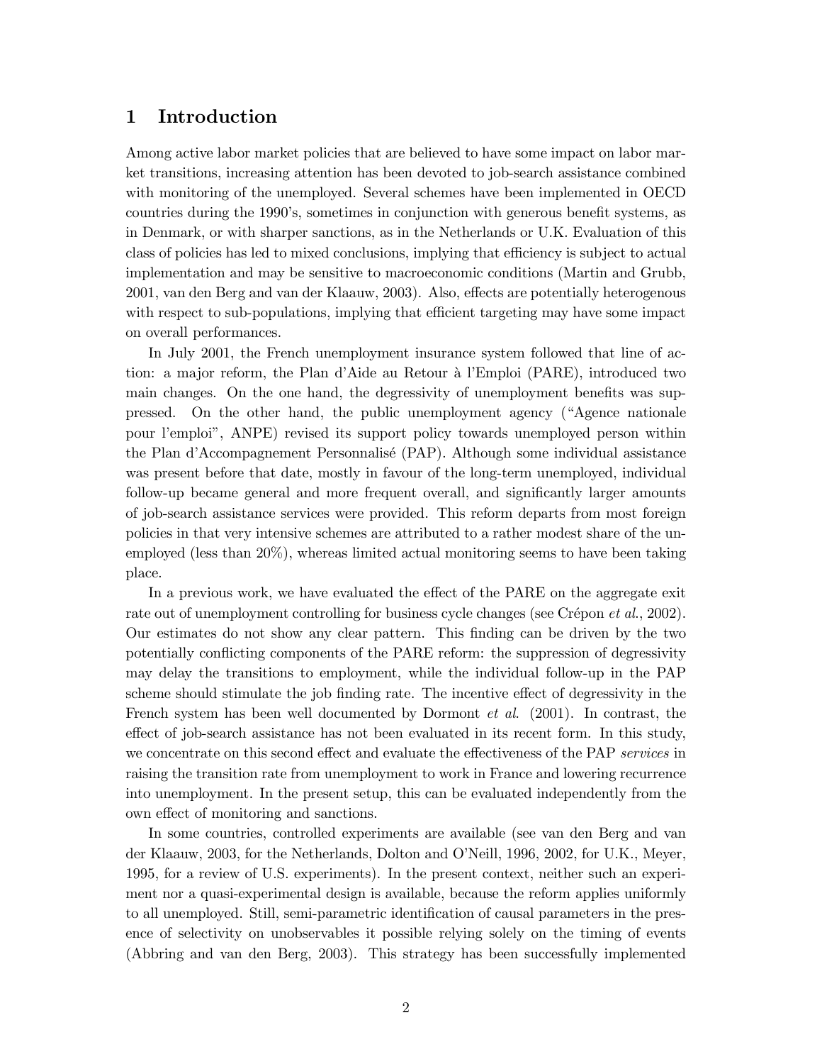# 1 Introduction

Among active labor market policies that are believed to have some impact on labor market transitions, increasing attention has been devoted to job-search assistance combined with monitoring of the unemployed. Several schemes have been implemented in OECD countries during the 1990's, sometimes in conjunction with generous benefit systems, as in Denmark, or with sharper sanctions, as in the Netherlands or U.K. Evaluation of this class of policies has led to mixed conclusions, implying that efficiency is subject to actual implementation and may be sensitive to macroeconomic conditions (Martin and Grubb, 2001, van den Berg and van der Klaauw, 2003). Also, effects are potentially heterogenous with respect to sub-populations, implying that efficient targeting may have some impact on overall performances.

In July 2001, the French unemployment insurance system followed that line of action: a major reform, the Plan d'Aide au Retour à l'Emploi (PARE), introduced two main changes. On the one hand, the degressivity of unemployment benefits was suppressed. On the other hand, the public unemployment agency ("Agence nationale pour l'emploi", ANPE) revised its support policy towards unemployed person within the Plan d'Accompagnement Personnalisé (PAP). Although some individual assistance was present before that date, mostly in favour of the long-term unemployed, individual follow-up became general and more frequent overall, and significantly larger amounts of job-search assistance services were provided. This reform departs from most foreign policies in that very intensive schemes are attributed to a rather modest share of the unemployed (less than 20%), whereas limited actual monitoring seems to have been taking place.

In a previous work, we have evaluated the effect of the PARE on the aggregate exit rate out of unemployment controlling for business cycle changes (see Crépon *et al.*, 2002). Our estimates do not show any clear pattern. This finding can be driven by the two potentially conflicting components of the PARE reform: the suppression of degressivity may delay the transitions to employment, while the individual follow-up in the PAP scheme should stimulate the job finding rate. The incentive effect of degressivity in the French system has been well documented by Dormont *et al.* (2001). In contrast, the effect of job-search assistance has not been evaluated in its recent form. In this study, we concentrate on this second effect and evaluate the effectiveness of the PAP *services* in raising the transition rate from unemployment to work in France and lowering recurrence into unemployment. In the present setup, this can be evaluated independently from the own effect of monitoring and sanctions.

In some countries, controlled experiments are available (see van den Berg and van der Klaauw, 2003, for the Netherlands, Dolton and O'Neill, 1996, 2002, for U.K., Meyer, 1995, for a review of U.S. experiments). In the present context, neither such an experiment nor a quasi-experimental design is available, because the reform applies uniformly to all unemployed. Still, semi-parametric identification of causal parameters in the presence of selectivity on unobservables it possible relying solely on the timing of events (Abbring and van den Berg, 2003). This strategy has been successfully implemented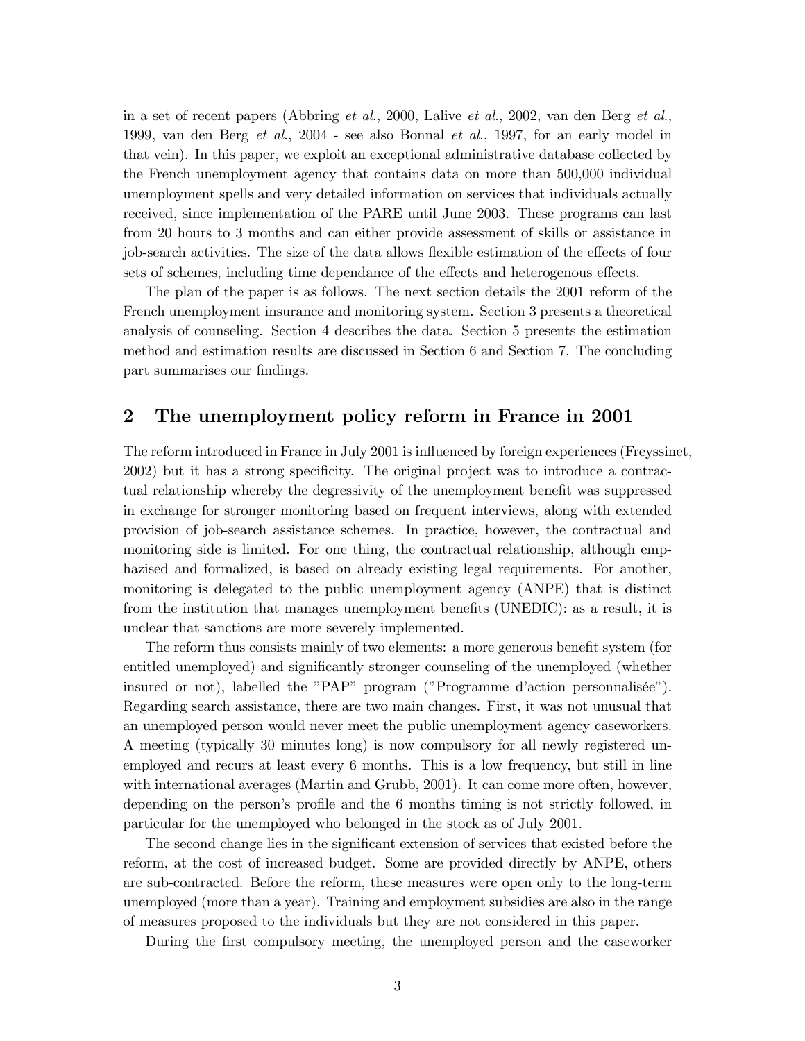in a set of recent papers (Abbring *et al.*, 2000, Lalive *et al.*, 2002, van den Berg *et al.*, 1999, van den Berg *et al.*, 2004 - see also Bonnal *et al.*, 1997, for an early model in that vein). In this paper, we exploit an exceptional administrative database collected by the French unemployment agency that contains data on more than 500,000 individual unemployment spells and very detailed information on services that individuals actually received, since implementation of the PARE until June 2003. These programs can last from 20 hours to 3 months and can either provide assessment of skills or assistance in job-search activities. The size of the data allows flexible estimation of the effects of four sets of schemes, including time dependance of the effects and heterogenous effects.

The plan of the paper is as follows. The next section details the 2001 reform of the French unemployment insurance and monitoring system. Section 3 presents a theoretical analysis of counseling. Section 4 describes the data. Section 5 presents the estimation method and estimation results are discussed in Section 6 and Section 7. The concluding part summarises our findings.

## 2 The unemployment policy reform in France in 2001

The reform introduced in France in July 2001 is influenced by foreign experiences (Freyssinet, 2002) but it has a strong specificity. The original project was to introduce a contractual relationship whereby the degressivity of the unemployment benefit was suppressed in exchange for stronger monitoring based on frequent interviews, along with extended provision of job-search assistance schemes. In practice, however, the contractual and monitoring side is limited. For one thing, the contractual relationship, although emphazised and formalized, is based on already existing legal requirements. For another, monitoring is delegated to the public unemployment agency (ANPE) that is distinct from the institution that manages unemployment benefits (UNEDIC): as a result, it is unclear that sanctions are more severely implemented.

The reform thus consists mainly of two elements: a more generous benefit system (for entitled unemployed) and significantly stronger counseling of the unemployed (whether insured or not), labelled the "PAP" program ("Programme d'action personnalisée"). Regarding search assistance, there are two main changes. First, it was not unusual that an unemployed person would never meet the public unemployment agency caseworkers. A meeting (typically 30 minutes long) is now compulsory for all newly registered unemployed and recurs at least every 6 months. This is a low frequency, but still in line with international averages (Martin and Grubb, 2001). It can come more often, however, depending on the person's profile and the 6 months timing is not strictly followed, in particular for the unemployed who belonged in the stock as of July 2001.

The second change lies in the significant extension of services that existed before the reform, at the cost of increased budget. Some are provided directly by ANPE, others are sub-contracted. Before the reform, these measures were open only to the long-term unemployed (more than a year). Training and employment subsidies are also in the range of measures proposed to the individuals but they are not considered in this paper.

During the first compulsory meeting, the unemployed person and the caseworker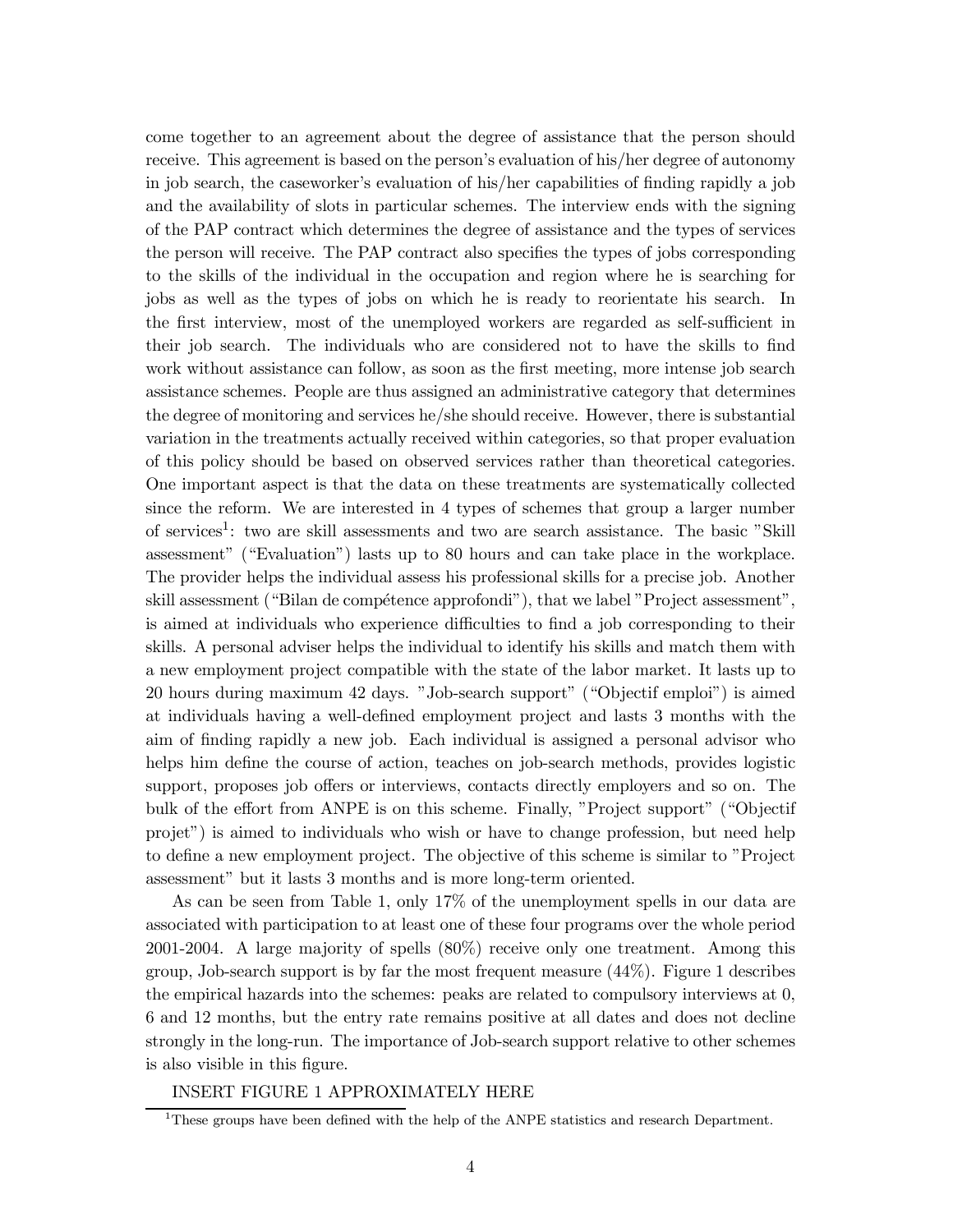come together to an agreement about the degree of assistance that the person should receive. This agreement is based on the person's evaluation of his/her degree of autonomy in job search, the caseworker's evaluation of his/her capabilities of finding rapidly a job and the availability of slots in particular schemes. The interview ends with the signing of the PAP contract which determines the degree of assistance and the types of services the person will receive. The PAP contract also specifies the types of jobs corresponding to the skills of the individual in the occupation and region where he is searching for jobs as well as the types of jobs on which he is ready to reorientate his search. In the first interview, most of the unemployed workers are regarded as self-sufficient in their job search. The individuals who are considered not to have the skills to find work without assistance can follow, as soon as the first meeting, more intense job search assistance schemes. People are thus assigned an administrative category that determines the degree of monitoring and services he/she should receive. However, there is substantial variation in the treatments actually received within categories, so that proper evaluation of this policy should be based on observed services rather than theoretical categories. One important aspect is that the data on these treatments are systematically collected since the reform. We are interested in 4 types of schemes that group a larger number of services[1]: two are skill assessments and two are search assistance. The basic "Skill assessment" ("Evaluation") lasts up to 80 hours and can take place in the workplace. The provider helps the individual assess his professional skills for a precise job. Another skill assessment ("Bilan de compétence approfondi"), that we label "Project assessment", is aimed at individuals who experience difficulties to find a job corresponding to their skills. A personal adviser helps the individual to identify his skills and match them with a new employment project compatible with the state of the labor market. It lasts up to 20 hours during maximum 42 days. "Job-search support" ("Objectif emploi") is aimed at individuals having a well-defined employment project and lasts 3 months with the aim of finding rapidly a new job. Each individual is assigned a personal advisor who helps him define the course of action, teaches on job-search methods, provides logistic support, proposes job offers or interviews, contacts directly employers and so on. The bulk of the effort from ANPE is on this scheme. Finally, "Project support" ("Objectif projet") is aimed to individuals who wish or have to change profession, but need help to define a new employment project. The objective of this scheme is similar to "Project assessment" but it lasts 3 months and is more long-term oriented.

As can be seen from Table 1, only 17% of the unemployment spells in our data are associated with participation to at least one of these four programs over the whole period 2001-2004. A large majority of spells (80%) receive only one treatment. Among this group, Job-search support is by far the most frequent measure (44%). Figure 1 describes the empirical hazards into the schemes: peaks are related to compulsory interviews at 0, 6 and 12 months, but the entry rate remains positive at all dates and does not decline strongly in the long-run. The importance of Job-search support relative to other schemes is also visible in this figure.

INSERT FIGURE 1 APPROXIMATELY HERE

[1] These groups have been defined with the help of the ANPE statistics and research Department.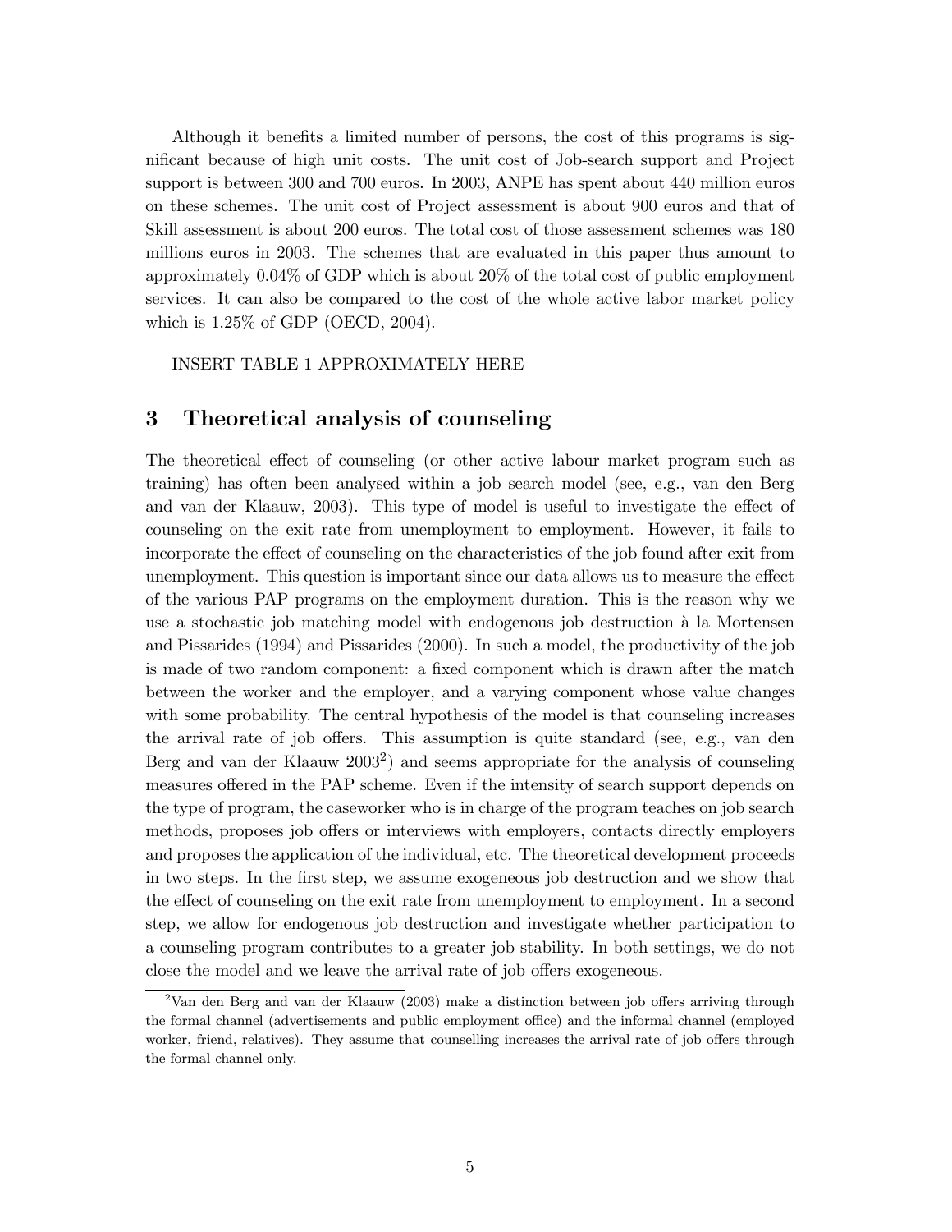Although it benefits a limited number of persons, the cost of this programs is significant because of high unit costs. The unit cost of Job-search support and Project support is between 300 and 700 euros. In 2003, ANPE has spent about 440 million euros on these schemes. The unit cost of Project assessment is about 900 euros and that of Skill assessment is about 200 euros. The total cost of those assessment schemes was 180 millions euros in 2003. The schemes that are evaluated in this paper thus amount to approximately 0.04% of GDP which is about 20% of the total cost of public employment services. It can also be compared to the cost of the whole active labor market policy which is 1.25% of GDP (OECD, 2004).

INSERT TABLE 1 APPROXIMATELY HERE

## 3 Theoretical analysis of counseling

The theoretical effect of counseling (or other active labour market program such as training) has often been analysed within a job search model (see, e.g., van den Berg and van der Klaauw, 2003). This type of model is useful to investigate the effect of counseling on the exit rate from unemployment to employment. However, it fails to incorporate the effect of counseling on the characteristics of the job found after exit from unemployment. This question is important since our data allows us to measure the effect of the various PAP programs on the employment duration. This is the reason why we use a stochastic job matching model with endogenous job destruction à la Mortensen and Pissarides (1994) and Pissarides (2000). In such a model, the productivity of the job is made of two random component: a fixed component which is drawn after the match between the worker and the employer, and a varying component whose value changes with some probability. The central hypothesis of the model is that counseling increases the arrival rate of job offers. This assumption is quite standard (see, e.g., van den Berg and van der Klaauw 2003[2]) and seems appropriate for the analysis of counseling measures offered in the PAP scheme. Even if the intensity of search support depends on the type of program, the caseworker who is in charge of the program teaches on job search methods, proposes job offers or interviews with employers, contacts directly employers and proposes the application of the individual, etc. The theoretical development proceeds in two steps. In the first step, we assume exogeneous job destruction and we show that the effect of counseling on the exit rate from unemployment to employment. In a second step, we allow for endogenous job destruction and investigate whether participation to a counseling program contributes to a greater job stability. In both settings, we do not close the model and we leave the arrival rate of job offers exogeneous.

[2] Van den Berg and van der Klaauw (2003) make a distinction between job offers arriving through the formal channel (advertisements and public employment office) and the informal channel (employed worker, friend, relatives). They assume that counselling increases the arrival rate of job offers through the formal channel only.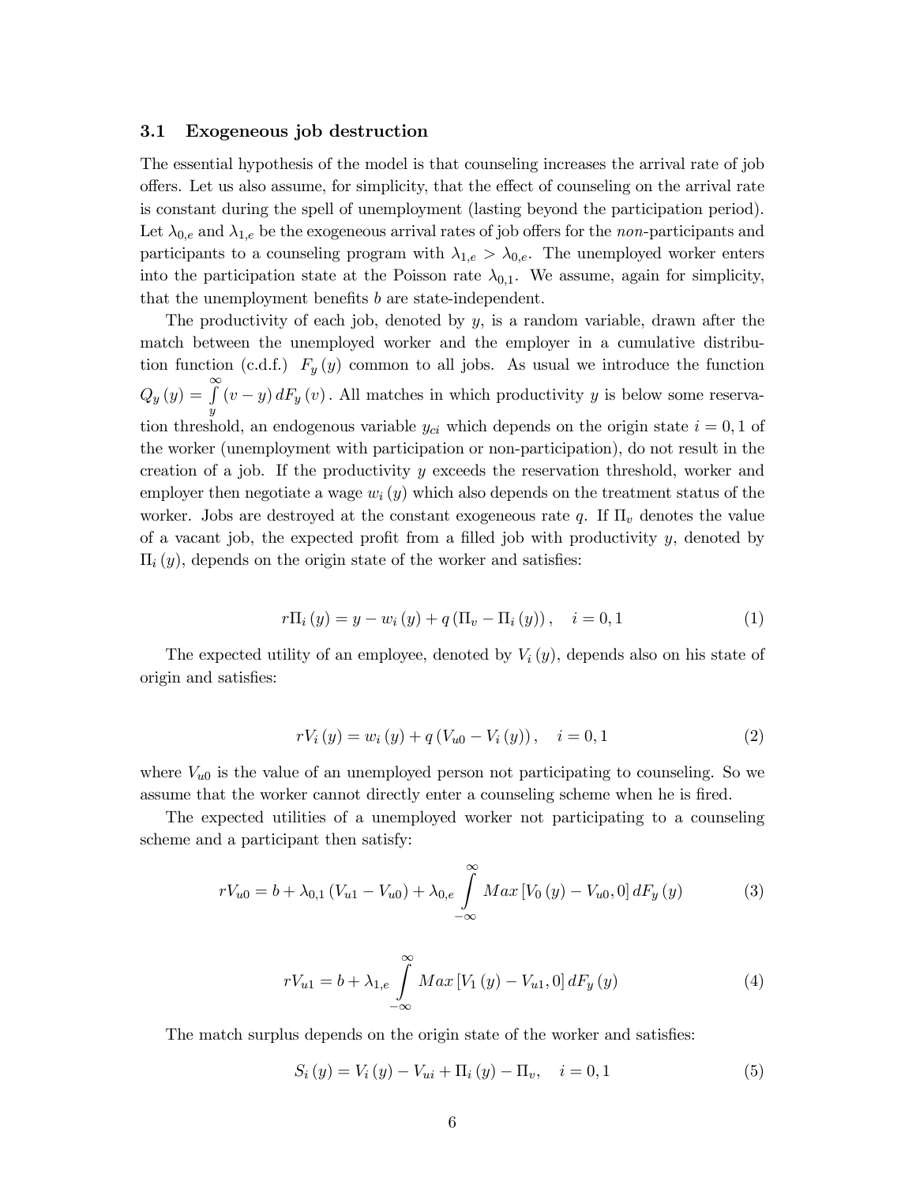### 3.1 Exogeneous job destruction

The essential hypothesis of the model is that counseling increases the arrival rate of job offers. Let us also assume, for simplicity, that the effect of counseling on the arrival rate is constant during the spell of unemployment (lasting beyond the participation period). Let $\lambda_{0,e}$ and $\lambda_{1,e}$ be the exogeneous arrival rates of job offers for the *non*-participants and participants to a counseling program with $\lambda_{1,e} > \lambda_{0,e}$. The unemployed worker enters into the participation state at the Poisson rate $\lambda_{0,1}$. We assume, again for simplicity, that the unemployment benefits $b$ are state-independent.

The productivity of each job, denoted by $y$, is a random variable, drawn after the match between the unemployed worker and the employer in a cumulative distribution function (c.d.f.) $F_y(y)$ common to all jobs. As usual we introduce the function $Q_y(y) = \int_y^\infty (v - y)\, dF_y(v)$. All matches in which productivity $y$ is below some reservation threshold, an endogenous variable $y_{ci}$ which depends on the origin state $i = 0, 1$ of the worker (unemployment with participation or non-participation), do not result in the creation of a job. If the productivity $y$ exceeds the reservation threshold, worker and employer then negotiate a wage $w_i(y)$ which also depends on the treatment status of the worker. Jobs are destroyed at the constant exogeneous rate $q$. If $\Pi_v$ denotes the value of a vacant job, the expected profit from a filled job with productivity $y$, denoted by $\Pi_i(y)$, depends on the origin state of the worker and satisfies:

$$r\Pi_i(y) = y - w_i(y) + q(\Pi_v - \Pi_i(y)), \quad i = 0, 1 \tag{1}$$

The expected utility of an employee, denoted by $V_i(y)$, depends also on his state of origin and satisfies:

$$rV_i(y) = w_i(y) + q(V_{u0} - V_i(y)), \quad i = 0, 1 \tag{2}$$

where $V_{u0}$ is the value of an unemployed person not participating to counseling. So we assume that the worker cannot directly enter a counseling scheme when he is fired.

The expected utilities of a unemployed worker not participating to a counseling scheme and a participant then satisfy:

$$rV_{u0} = b + \lambda_{0,1}(V_{u1} - V_{u0}) + \lambda_{0,e} \int_{-\infty}^{\infty} Max[V_0(y) - V_{u0}, 0]\, dF_y(y) \tag{3}$$

$$rV_{u1} = b + \lambda_{1,e} \int_{-\infty}^{\infty} Max[V_1(y) - V_{u1}, 0]\, dF_y(y) \tag{4}$$

The match surplus depends on the origin state of the worker and satisfies:

$$S_i(y) = V_i(y) - V_{ui} + \Pi_i(y) - \Pi_v, \quad i = 0, 1 \tag{5}$$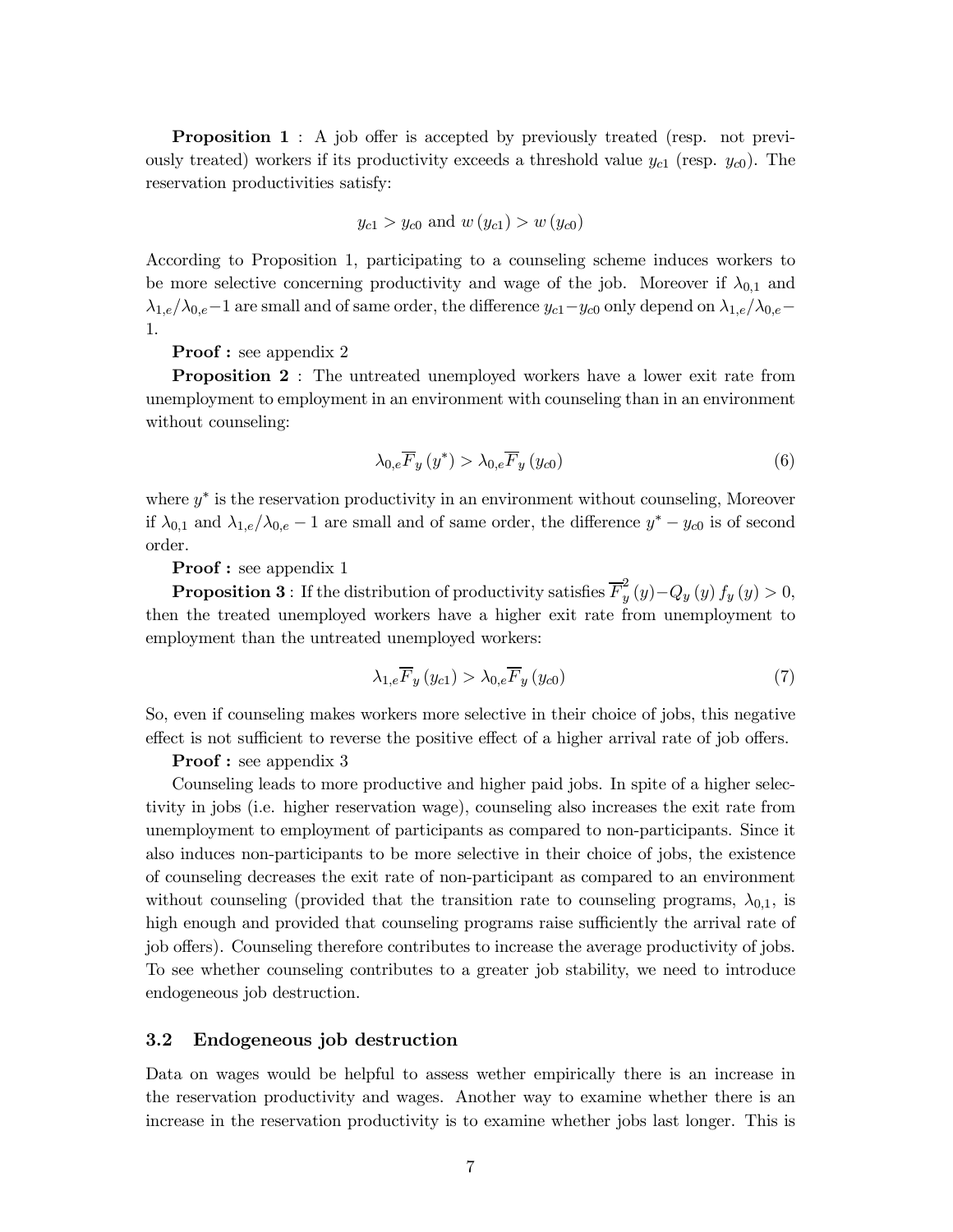**Proposition 1** : A job offer is accepted by previously treated (resp. not previously treated) workers if its productivity exceeds a threshold value $y_{c1}$ (resp. $y_{c0}$). The reservation productivities satisfy:

$$y_{c1} > y_{c0} \text{ and } w(y_{c1}) > w(y_{c0})$$

According to Proposition 1, participating to a counseling scheme induces workers to be more selective concerning productivity and wage of the job. Moreover if $\lambda_{0,1}$ and $\lambda_{1,e}/\lambda_{0,e}-1$ are small and of same order, the difference $y_{c1}-y_{c0}$ only depend on $\lambda_{1,e}/\lambda_{0,e}-1$.

**Proof :** see appendix 2

**Proposition 2** : The untreated unemployed workers have a lower exit rate from unemployment to employment in an environment with counseling than in an environment without counseling:

$$\lambda_{0,e}\overline{F}_y(y^*) > \lambda_{0,e}\overline{F}_y(y_{c0}) \tag{6}$$

where $y^*$ is the reservation productivity in an environment without counseling, Moreover if $\lambda_{0,1}$ and $\lambda_{1,e}/\lambda_{0,e}-1$ are small and of same order, the difference $y^*-y_{c0}$ is of second order.

**Proof :** see appendix 1

**Proposition 3** : If the distribution of productivity satisfies $\overline{F}_y^2(y)-Q_y(y)f_y(y) > 0$, then the treated unemployed workers have a higher exit rate from unemployment to employment than the untreated unemployed workers:

$$\lambda_{1,e}\overline{F}_y(y_{c1}) > \lambda_{0,e}\overline{F}_y(y_{c0}) \tag{7}$$

So, even if counseling makes workers more selective in their choice of jobs, this negative effect is not sufficient to reverse the positive effect of a higher arrival rate of job offers.

**Proof :** see appendix 3

Counseling leads to more productive and higher paid jobs. In spite of a higher selectivity in jobs (i.e. higher reservation wage), counseling also increases the exit rate from unemployment to employment of participants as compared to non-participants. Since it also induces non-participants to be more selective in their choice of jobs, the existence of counseling decreases the exit rate of non-participant as compared to an environment without counseling (provided that the transition rate to counseling programs, $\lambda_{0,1}$, is high enough and provided that counseling programs raise sufficiently the arrival rate of job offers). Counseling therefore contributes to increase the average productivity of jobs. To see whether counseling contributes to a greater job stability, we need to introduce endogeneous job destruction.

### 3.2 Endogeneous job destruction

Data on wages would be helpful to assess wether empirically there is an increase in the reservation productivity and wages. Another way to examine whether there is an increase in the reservation productivity is to examine whether jobs last longer. This is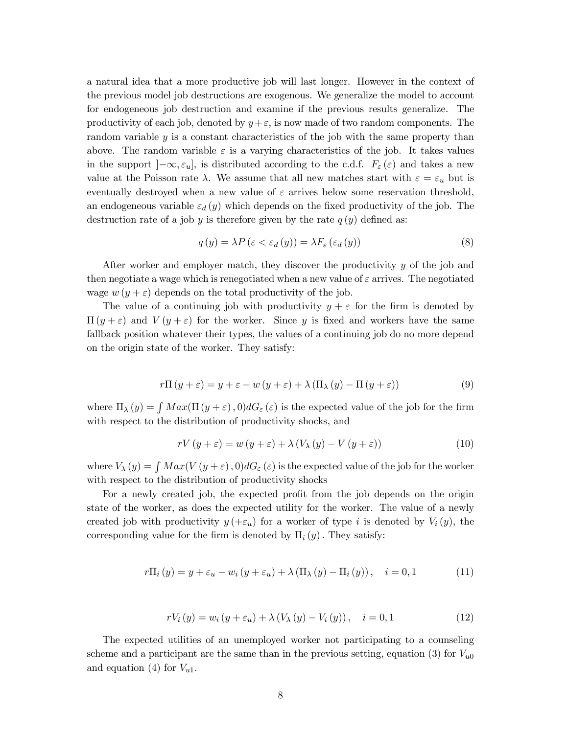a natural idea that a more productive job will last longer. However in the context of the previous model job destructions are exogenous. We generalize the model to account for endogeneous job destruction and examine if the previous results generalize. The productivity of each job, denoted by $y+\varepsilon$, is now made of two random components. The random variable $y$ is a constant characteristics of the job with the same property than above. The random variable $\varepsilon$ is a varying characteristics of the job. It takes values in the support $]-\infty, \varepsilon_u]$, is distributed according to the c.d.f. $F_\varepsilon(\varepsilon)$ and takes a new value at the Poisson rate $\lambda$. We assume that all new matches start with $\varepsilon = \varepsilon_u$ but is eventually destroyed when a new value of $\varepsilon$ arrives below some reservation threshold, an endogeneous variable $\varepsilon_d(y)$ which depends on the fixed productivity of the job. The destruction rate of a job $y$ is therefore given by the rate $q(y)$ defined as:

$$q(y) = \lambda P(\varepsilon < \varepsilon_d(y)) = \lambda F_\varepsilon(\varepsilon_d(y)) \tag{8}$$

After worker and employer match, they discover the productivity $y$ of the job and then negotiate a wage which is renegotiated when a new value of $\varepsilon$ arrives. The negotiated wage $w(y+\varepsilon)$ depends on the total productivity of the job.

The value of a continuing job with productivity $y+\varepsilon$ for the firm is denoted by $\Pi(y+\varepsilon)$ and $V(y+\varepsilon)$ for the worker. Since $y$ is fixed and workers have the same fallback position whatever their types, the values of a continuing job do no more depend on the origin state of the worker. They satisfy:

$$r\Pi(y+\varepsilon) = y+\varepsilon - w(y+\varepsilon) + \lambda(\Pi_\lambda(y) - \Pi(y+\varepsilon)) \tag{9}$$

where $\Pi_\lambda(y) = \int Max(\Pi(y+\varepsilon), 0) dG_\varepsilon(\varepsilon)$ is the expected value of the job for the firm with respect to the distribution of productivity shocks, and

$$rV(y+\varepsilon) = w(y+\varepsilon) + \lambda(V_\lambda(y) - V(y+\varepsilon)) \tag{10}$$

where $V_\lambda(y) = \int Max(V(y+\varepsilon), 0) dG_\varepsilon(\varepsilon)$ is the expected value of the job for the worker with respect to the distribution of productivity shocks

For a newly created job, the expected profit from the job depends on the origin state of the worker, as does the expected utility for the worker. The value of a newly created job with productivity $y\,(+\varepsilon_u)$ for a worker of type $i$ is denoted by $V_i(y)$, the corresponding value for the firm is denoted by $\Pi_i(y)$. They satisfy:

$$r\Pi_i(y) = y+\varepsilon_u - w_i(y+\varepsilon_u) + \lambda(\Pi_\lambda(y) - \Pi_i(y)), \quad i = 0, 1 \tag{11}$$

$$rV_i(y) = w_i(y+\varepsilon_u) + \lambda(V_\lambda(y) - V_i(y)), \quad i = 0, 1 \tag{12}$$

The expected utilities of an unemployed worker not participating to a counseling scheme and a participant are the same than in the previous setting, equation (3) for $V_{u0}$ and equation (4) for $V_{u1}$.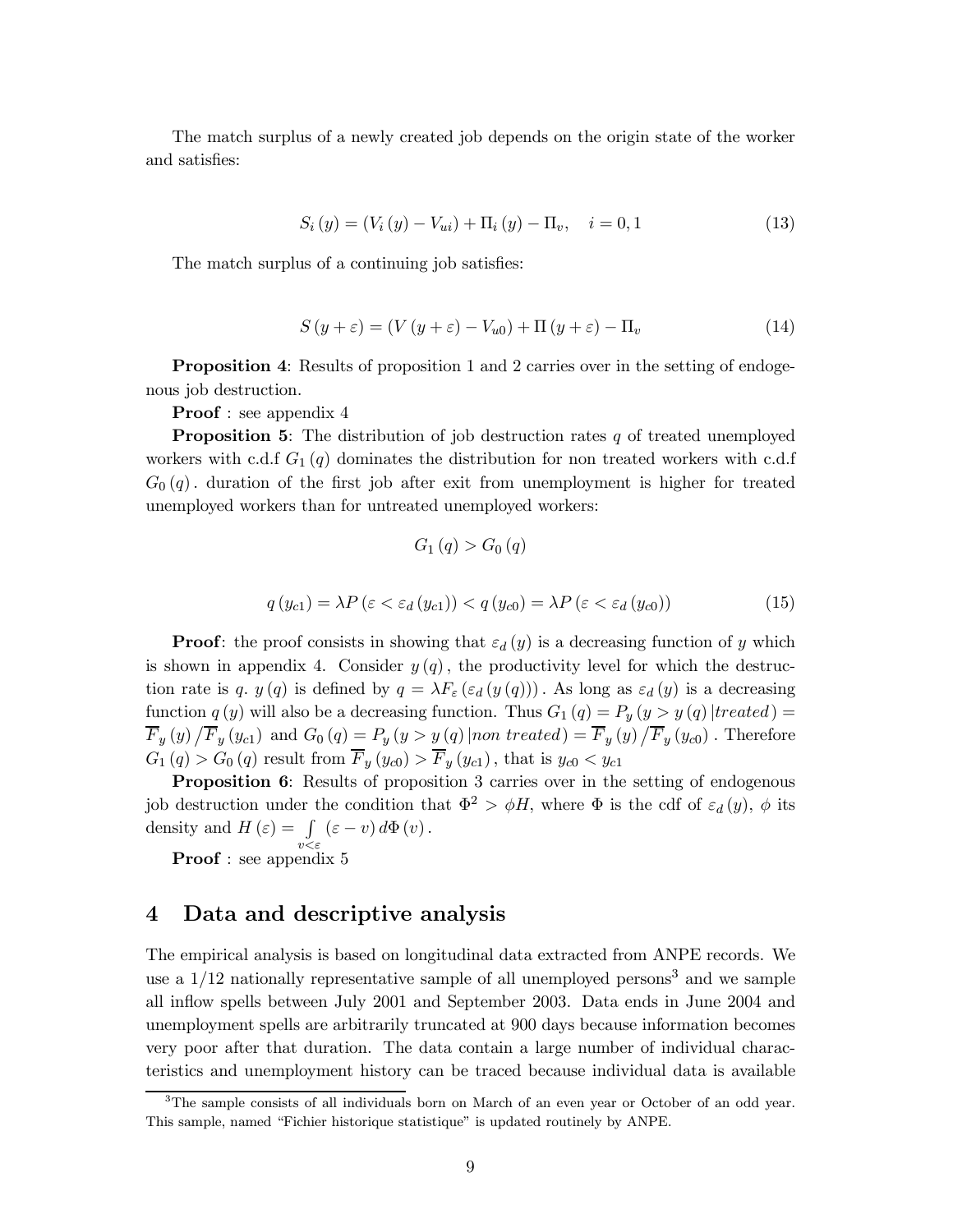The match surplus of a newly created job depends on the origin state of the worker and satisfies:

$$S_i(y) = (V_i(y) - V_{ui}) + \Pi_i(y) - \Pi_v, \quad i = 0, 1 \tag{13}$$

The match surplus of a continuing job satisfies:

$$S(y + \varepsilon) = (V(y + \varepsilon) - V_{u0}) + \Pi(y + \varepsilon) - \Pi_v \tag{14}$$

**Proposition 4**: Results of proposition 1 and 2 carries over in the setting of endogenous job destruction.

**Proof** : see appendix 4

**Proposition 5**: The distribution of job destruction rates $q$ of treated unemployed workers with c.d.f $G_1(q)$ dominates the distribution for non treated workers with c.d.f $G_0(q)$. duration of the first job after exit from unemployment is higher for treated unemployed workers than for untreated unemployed workers:

$$G_1(q) > G_0(q)$$

$$q(y_{c1}) = \lambda P(\varepsilon < \varepsilon_d(y_{c1})) < q(y_{c0}) = \lambda P(\varepsilon < \varepsilon_d(y_{c0})) \tag{15}$$

**Proof**: the proof consists in showing that $\varepsilon_d(y)$ is a decreasing function of $y$ which is shown in appendix 4. Consider $y(q)$, the productivity level for which the destruction rate is $q$. $y(q)$ is defined by $q = \lambda F_\varepsilon(\varepsilon_d(y(q)))$. As long as $\varepsilon_d(y)$ is a decreasing function $q(y)$ will also be a decreasing function. Thus $G_1(q) = P_y(y > y(q) | treated) = \overline{F}_y(y) / \overline{F}_y(y_{c1})$ and $G_0(q) = P_y(y > y(q) | non\ treated) = \overline{F}_y(y) / \overline{F}_y(y_{c0})$. Therefore $G_1(q) > G_0(q)$ result from $\overline{F}_y(y_{c0}) > \overline{F}_y(y_{c1})$, that is $y_{c0} < y_{c1}$

**Proposition 6**: Results of proposition 3 carries over in the setting of endogenous job destruction under the condition that $\Phi^2 > \phi H$, where $\Phi$ is the cdf of $\varepsilon_d(y)$, $\phi$ its density and $H(\varepsilon) = \int_{v<\varepsilon} (\varepsilon - v)\, d\Phi(v)$.

**Proof** : see appendix 5

# 4 Data and descriptive analysis

The empirical analysis is based on longitudinal data extracted from ANPE records. We use a 1/12 nationally representative sample of all unemployed persons[3] and we sample all inflow spells between July 2001 and September 2003. Data ends in June 2004 and unemployment spells are arbitrarily truncated at 900 days because information becomes very poor after that duration. The data contain a large number of individual characteristics and unemployment history can be traced because individual data is available

[3] The sample consists of all individuals born on March of an even year or October of an odd year. This sample, named "Fichier historique statistique" is updated routinely by ANPE.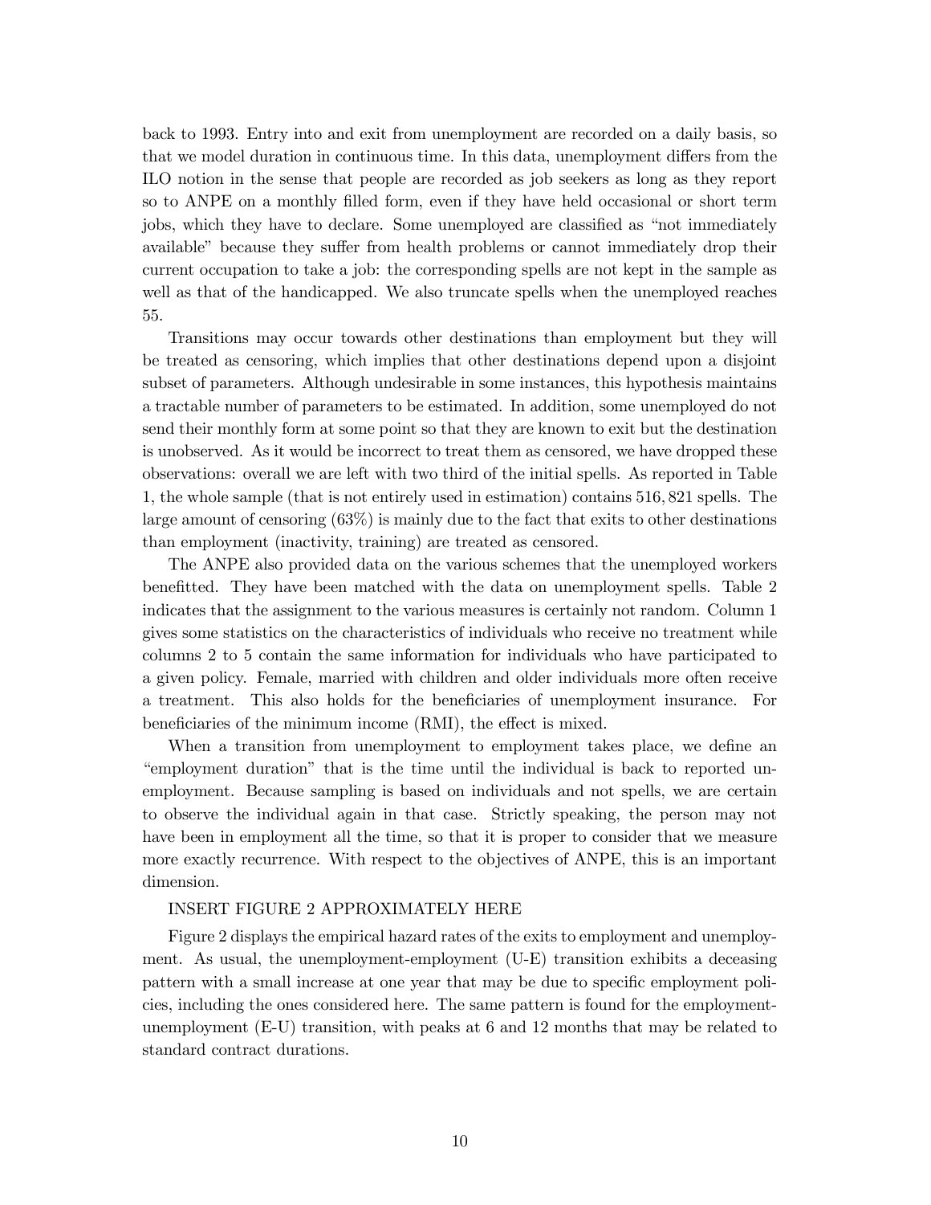back to 1993. Entry into and exit from unemployment are recorded on a daily basis, so that we model duration in continuous time. In this data, unemployment differs from the ILO notion in the sense that people are recorded as job seekers as long as they report so to ANPE on a monthly filled form, even if they have held occasional or short term jobs, which they have to declare. Some unemployed are classified as "not immediately available" because they suffer from health problems or cannot immediately drop their current occupation to take a job: the corresponding spells are not kept in the sample as well as that of the handicapped. We also truncate spells when the unemployed reaches 55.

Transitions may occur towards other destinations than employment but they will be treated as censoring, which implies that other destinations depend upon a disjoint subset of parameters. Although undesirable in some instances, this hypothesis maintains a tractable number of parameters to be estimated. In addition, some unemployed do not send their monthly form at some point so that they are known to exit but the destination is unobserved. As it would be incorrect to treat them as censored, we have dropped these observations: overall we are left with two third of the initial spells. As reported in Table 1, the whole sample (that is not entirely used in estimation) contains 516, 821 spells. The large amount of censoring (63%) is mainly due to the fact that exits to other destinations than employment (inactivity, training) are treated as censored.

The ANPE also provided data on the various schemes that the unemployed workers benefitted. They have been matched with the data on unemployment spells. Table 2 indicates that the assignment to the various measures is certainly not random. Column 1 gives some statistics on the characteristics of individuals who receive no treatment while columns 2 to 5 contain the same information for individuals who have participated to a given policy. Female, married with children and older individuals more often receive a treatment. This also holds for the beneficiaries of unemployment insurance. For beneficiaries of the minimum income (RMI), the effect is mixed.

When a transition from unemployment to employment takes place, we define an "employment duration" that is the time until the individual is back to reported unemployment. Because sampling is based on individuals and not spells, we are certain to observe the individual again in that case. Strictly speaking, the person may not have been in employment all the time, so that it is proper to consider that we measure more exactly recurrence. With respect to the objectives of ANPE, this is an important dimension.

INSERT FIGURE 2 APPROXIMATELY HERE

Figure 2 displays the empirical hazard rates of the exits to employment and unemployment. As usual, the unemployment-employment (U-E) transition exhibits a deceasing pattern with a small increase at one year that may be due to specific employment policies, including the ones considered here. The same pattern is found for the employment-unemployment (E-U) transition, with peaks at 6 and 12 months that may be related to standard contract durations.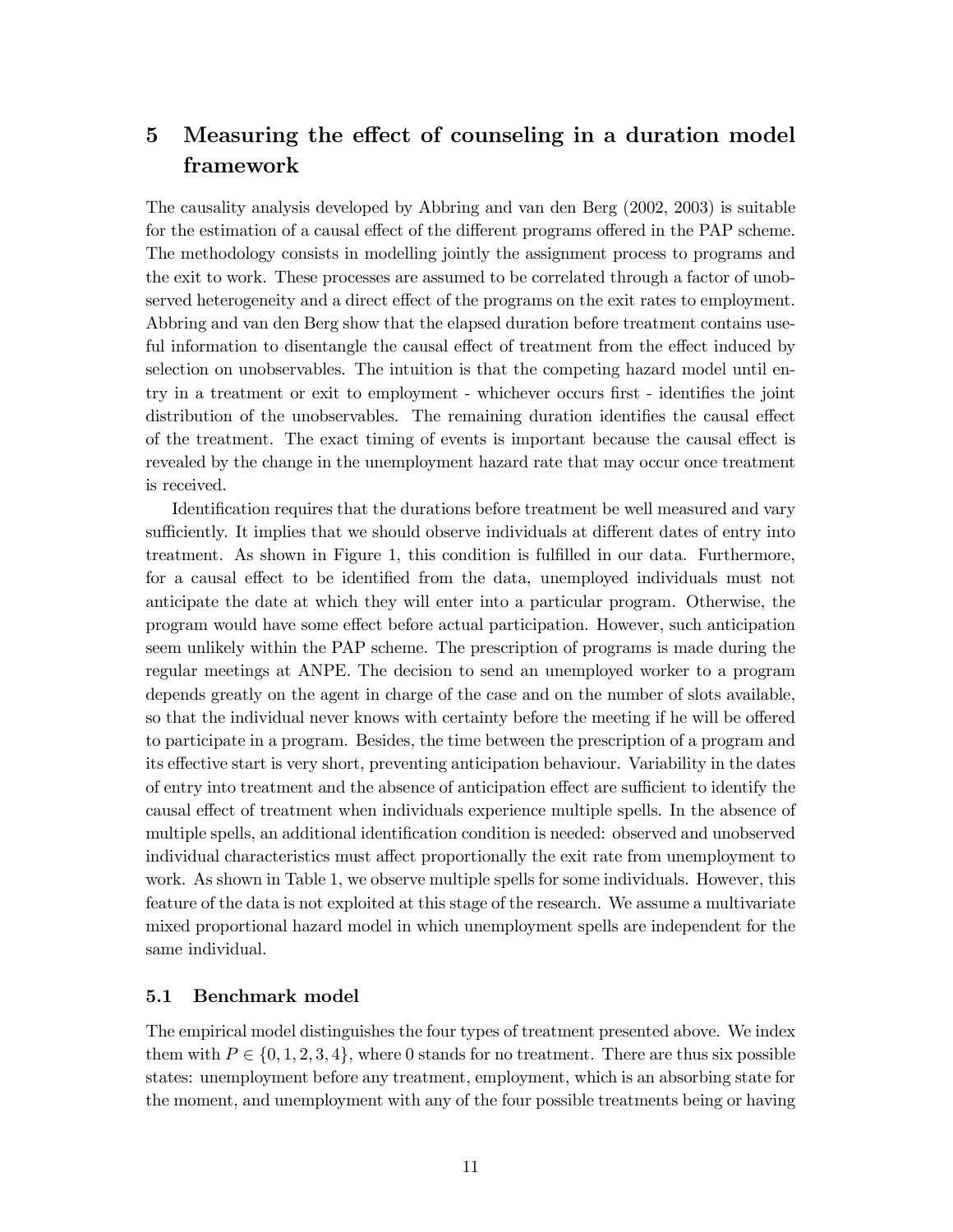# 5 Measuring the effect of counseling in a duration model framework

The causality analysis developed by Abbring and van den Berg (2002, 2003) is suitable for the estimation of a causal effect of the different programs offered in the PAP scheme. The methodology consists in modelling jointly the assignment process to programs and the exit to work. These processes are assumed to be correlated through a factor of unobserved heterogeneity and a direct effect of the programs on the exit rates to employment. Abbring and van den Berg show that the elapsed duration before treatment contains useful information to disentangle the causal effect of treatment from the effect induced by selection on unobservables. The intuition is that the competing hazard model until entry in a treatment or exit to employment - whichever occurs first - identifies the joint distribution of the unobservables. The remaining duration identifies the causal effect of the treatment. The exact timing of events is important because the causal effect is revealed by the change in the unemployment hazard rate that may occur once treatment is received.

Identification requires that the durations before treatment be well measured and vary sufficiently. It implies that we should observe individuals at different dates of entry into treatment. As shown in Figure 1, this condition is fulfilled in our data. Furthermore, for a causal effect to be identified from the data, unemployed individuals must not anticipate the date at which they will enter into a particular program. Otherwise, the program would have some effect before actual participation. However, such anticipation seem unlikely within the PAP scheme. The prescription of programs is made during the regular meetings at ANPE. The decision to send an unemployed worker to a program depends greatly on the agent in charge of the case and on the number of slots available, so that the individual never knows with certainty before the meeting if he will be offered to participate in a program. Besides, the time between the prescription of a program and its effective start is very short, preventing anticipation behaviour. Variability in the dates of entry into treatment and the absence of anticipation effect are sufficient to identify the causal effect of treatment when individuals experience multiple spells. In the absence of multiple spells, an additional identification condition is needed: observed and unobserved individual characteristics must affect proportionally the exit rate from unemployment to work. As shown in Table 1, we observe multiple spells for some individuals. However, this feature of the data is not exploited at this stage of the research. We assume a multivariate mixed proportional hazard model in which unemployment spells are independent for the same individual.

## 5.1 Benchmark model

The empirical model distinguishes the four types of treatment presented above. We index them with $P \in \{0, 1, 2, 3, 4\}$, where 0 stands for no treatment. There are thus six possible states: unemployment before any treatment, employment, which is an absorbing state for the moment, and unemployment with any of the four possible treatments being or having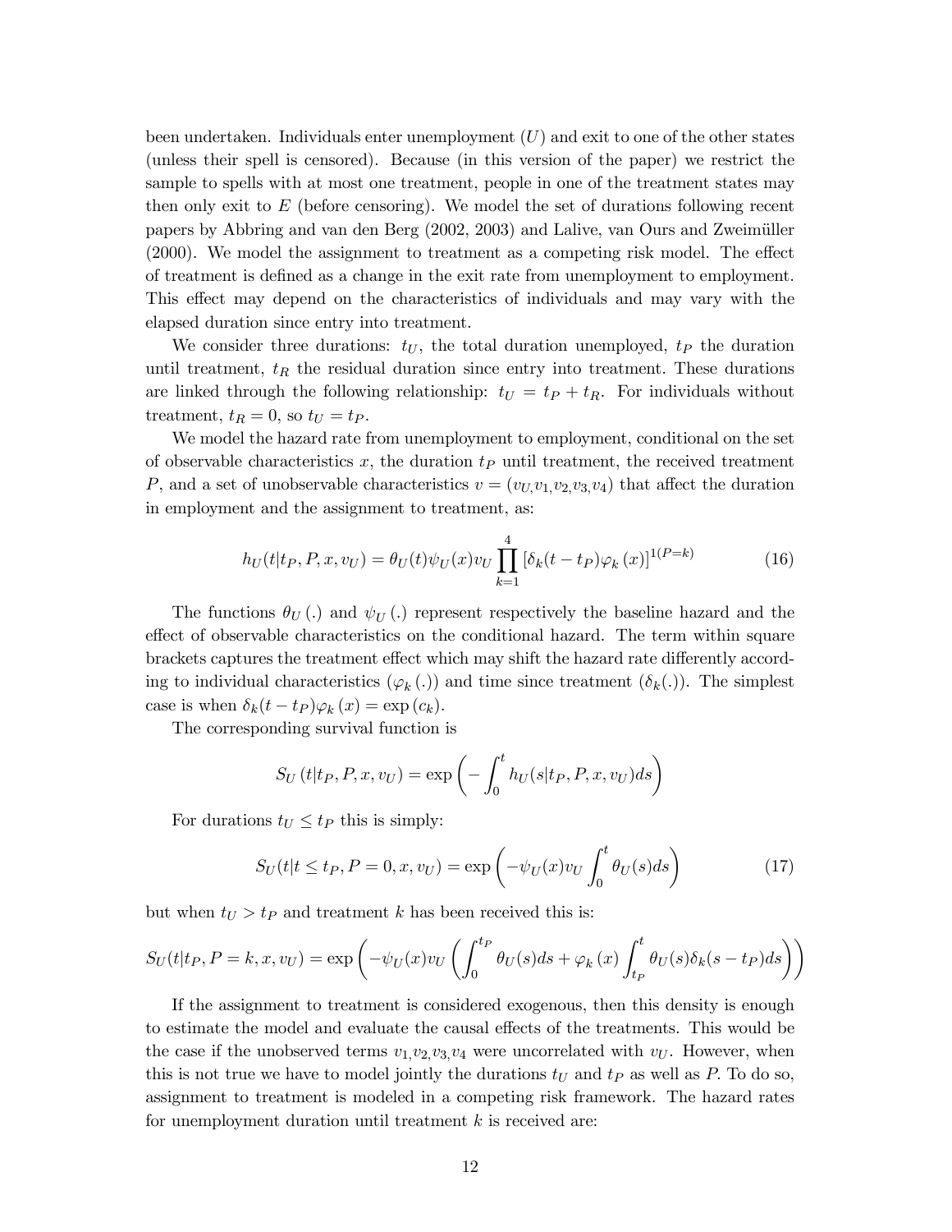been undertaken. Individuals enter unemployment ($U$) and exit to one of the other states (unless their spell is censored). Because (in this version of the paper) we restrict the sample to spells with at most one treatment, people in one of the treatment states may then only exit to $E$ (before censoring). We model the set of durations following recent papers by Abbring and van den Berg (2002, 2003) and Lalive, van Ours and Zweimüller (2000). We model the assignment to treatment as a competing risk model. The effect of treatment is defined as a change in the exit rate from unemployment to employment. This effect may depend on the characteristics of individuals and may vary with the elapsed duration since entry into treatment.

We consider three durations: $t_U$, the total duration unemployed, $t_P$ the duration until treatment, $t_R$ the residual duration since entry into treatment. These durations are linked through the following relationship: $t_U = t_P + t_R$. For individuals without treatment, $t_R = 0$, so $t_U = t_P$.

We model the hazard rate from unemployment to employment, conditional on the set of observable characteristics $x$, the duration $t_P$ until treatment, the received treatment $P$, and a set of unobservable characteristics $v = (v_U, v_1, v_2, v_3, v_4)$ that affect the duration in employment and the assignment to treatment, as:

$$h_U(t|t_P, P, x, v_U) = \theta_U(t)\psi_U(x)v_U \prod_{k=1}^{4} \left[\delta_k(t - t_P)\varphi_k(x)\right]^{1(P=k)} \tag{16}$$

The functions $\theta_U(.)$ and $\psi_U(.)$ represent respectively the baseline hazard and the effect of observable characteristics on the conditional hazard. The term within square brackets captures the treatment effect which may shift the hazard rate differently according to individual characteristics ($\varphi_k(.)$) and time since treatment ($\delta_k(.)$). The simplest case is when $\delta_k(t - t_P)\varphi_k(x) = \exp(c_k)$.

The corresponding survival function is

$$S_U(t|t_P, P, x, v_U) = \exp\left(-\int_0^t h_U(s|t_P, P, x, v_U)ds\right)$$

For durations $t_U \leq t_P$ this is simply:

$$S_U(t|t \leq t_P, P = 0, x, v_U) = \exp\left(-\psi_U(x)v_U \int_0^t \theta_U(s)ds\right) \tag{17}$$

but when $t_U > t_P$ and treatment $k$ has been received this is:

$$S_U(t|t_P, P = k, x, v_U) = \exp\left(-\psi_U(x)v_U\left(\int_0^{t_P} \theta_U(s)ds + \varphi_k(x)\int_{t_P}^{t} \theta_U(s)\delta_k(s - t_P)ds\right)\right)$$

If the assignment to treatment is considered exogenous, then this density is enough to estimate the model and evaluate the causal effects of the treatments. This would be the case if the unobserved terms $v_1, v_2, v_3, v_4$ were uncorrelated with $v_U$. However, when this is not true we have to model jointly the durations $t_U$ and $t_P$ as well as $P$. To do so, assignment to treatment is modeled in a competing risk framework. The hazard rates for unemployment duration until treatment $k$ is received are: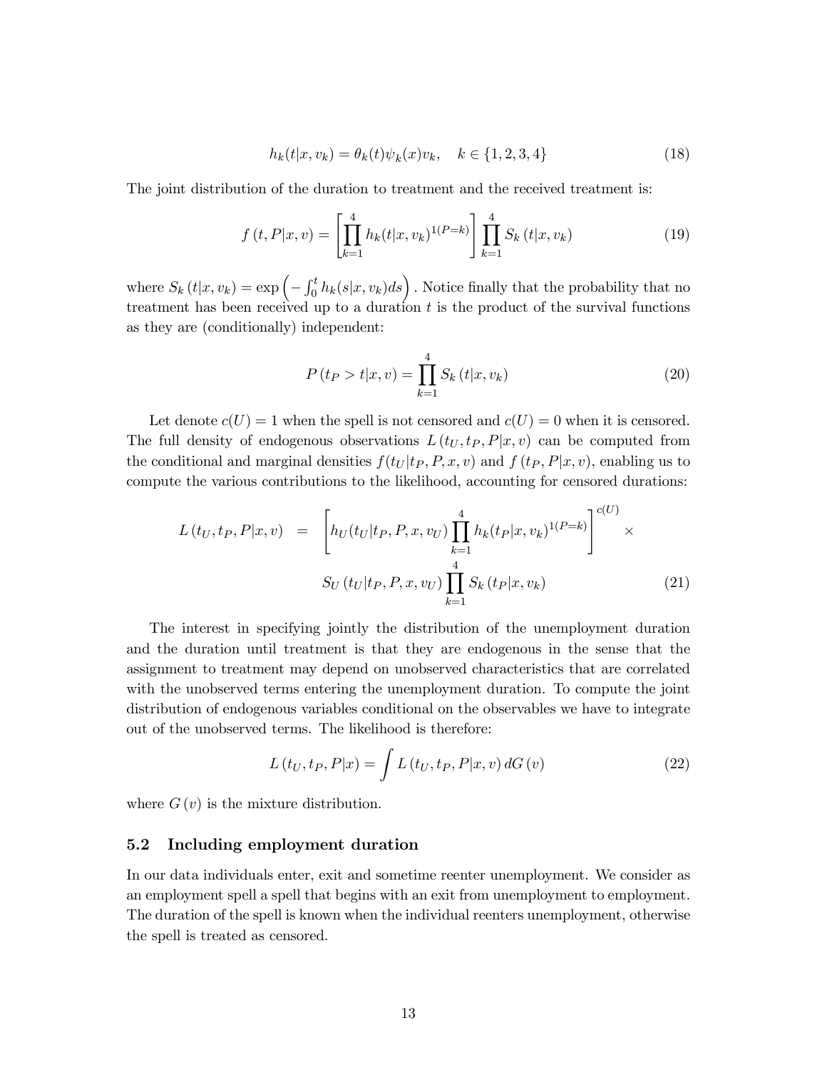$$h_k(t|x, v_k) = \theta_k(t)\psi_k(x)v_k, \quad k \in \{1,2,3,4\} \tag{18}$$

The joint distribution of the duration to treatment and the received treatment is:

$$f(t, P|x, v) = \left[\prod_{k=1}^{4} h_k(t|x, v_k)^{1(P=k)}\right] \prod_{k=1}^{4} S_k(t|x, v_k) \tag{19}$$

where $S_k(t|x, v_k) = \exp\left(-\int_0^t h_k(s|x, v_k)ds\right)$. Notice finally that the probability that no treatment has been received up to a duration $t$ is the product of the survival functions as they are (conditionally) independent:

$$P(t_P > t|x, v) = \prod_{k=1}^{4} S_k(t|x, v_k) \tag{20}$$

Let denote $c(U) = 1$ when the spell is not censored and $c(U) = 0$ when it is censored. The full density of endogenous observations $L(t_U, t_P, P|x, v)$ can be computed from the conditional and marginal densities $f(t_U|t_P, P, x, v)$ and $f(t_P, P|x, v)$, enabling us to compute the various contributions to the likelihood, accounting for censored durations:

$$\begin{aligned} L(t_U, t_P, P|x, v) \quad = \quad & \left[h_U(t_U|t_P, P, x, v_U)\prod_{k=1}^{4} h_k(t_P|x, v_k)^{1(P=k)}\right]^{c(U)} \times \\ & S_U(t_U|t_P, P, x, v_U)\prod_{k=1}^{4} S_k(t_P|x, v_k) \end{aligned} \tag{21}$$

The interest in specifying jointly the distribution of the unemployment duration and the duration until treatment is that they are endogenous in the sense that the assignment to treatment may depend on unobserved characteristics that are correlated with the unobserved terms entering the unemployment duration. To compute the joint distribution of endogenous variables conditional on the observables we have to integrate out of the unobserved terms. The likelihood is therefore:

$$L(t_U, t_P, P|x) = \int L(t_U, t_P, P|x, v)\, dG(v) \tag{22}$$

where $G(v)$ is the mixture distribution.

### 5.2 Including employment duration

In our data individuals enter, exit and sometime reenter unemployment. We consider as an employment spell a spell that begins with an exit from unemployment to employment. The duration of the spell is known when the individual reenters unemployment, otherwise the spell is treated as censored.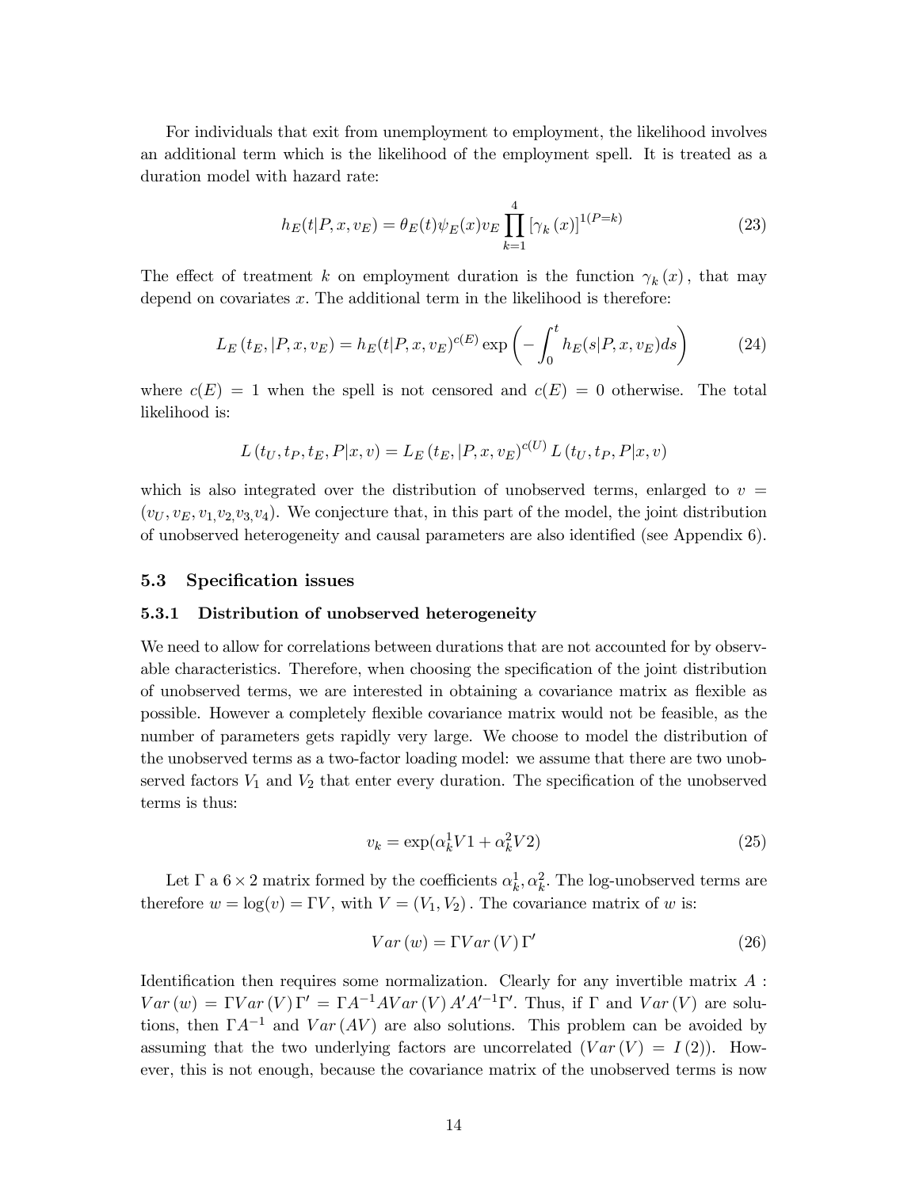For individuals that exit from unemployment to employment, the likelihood involves an additional term which is the likelihood of the employment spell. It is treated as a duration model with hazard rate:

$$h_E(t|P,x,v_E) = \theta_E(t)\psi_E(x)v_E \prod_{k=1}^{4} [\gamma_k(x)]^{1(P=k)} \tag{23}$$

The effect of treatment $k$ on employment duration is the function $\gamma_k(x)$, that may depend on covariates $x$. The additional term in the likelihood is therefore:

$$L_E(t_E, |P, x, v_E) = h_E(t|P,x,v_E)^{c(E)} \exp\left(-\int_0^t h_E(s|P,x,v_E)ds\right) \tag{24}$$

where $c(E) = 1$ when the spell is not censored and $c(E) = 0$ otherwise. The total likelihood is:

$$L(t_U, t_P, t_E, P|x, v) = L_E(t_E, |P, x, v_E)^{c(U)} L(t_U, t_P, P|x, v)$$

which is also integrated over the distribution of unobserved terms, enlarged to $v = (v_U, v_E, v_1, v_2, v_3, v_4)$. We conjecture that, in this part of the model, the joint distribution of unobserved heterogeneity and causal parameters are also identified (see Appendix 6).

### 5.3 Specification issues

#### 5.3.1 Distribution of unobserved heterogeneity

We need to allow for correlations between durations that are not accounted for by observable characteristics. Therefore, when choosing the specification of the joint distribution of unobserved terms, we are interested in obtaining a covariance matrix as flexible as possible. However a completely flexible covariance matrix would not be feasible, as the number of parameters gets rapidly very large. We choose to model the distribution of the unobserved terms as a two-factor loading model: we assume that there are two unobserved factors $V_1$ and $V_2$ that enter every duration. The specification of the unobserved terms is thus:

$$v_k = \exp(\alpha_k^1 V1 + \alpha_k^2 V2) \tag{25}$$

Let $\Gamma$ a $6 \times 2$ matrix formed by the coefficients $\alpha_k^1, \alpha_k^2$. The log-unobserved terms are therefore $w = \log(v) = \Gamma V$, with $V = (V_1, V_2)$. The covariance matrix of $w$ is:

$$Var(w) = \Gamma Var(V) \Gamma' \tag{26}$$

Identification then requires some normalization. Clearly for any invertible matrix $A$ : $Var(w) = \Gamma Var(V) \Gamma' = \Gamma A^{-1} A Var(V) A' A'^{-1} \Gamma'$. Thus, if $\Gamma$ and $Var(V)$ are solutions, then $\Gamma A^{-1}$ and $Var(AV)$ are also solutions. This problem can be avoided by assuming that the two underlying factors are uncorrelated ($Var(V) = I(2)$). However, this is not enough, because the covariance matrix of the unobserved terms is now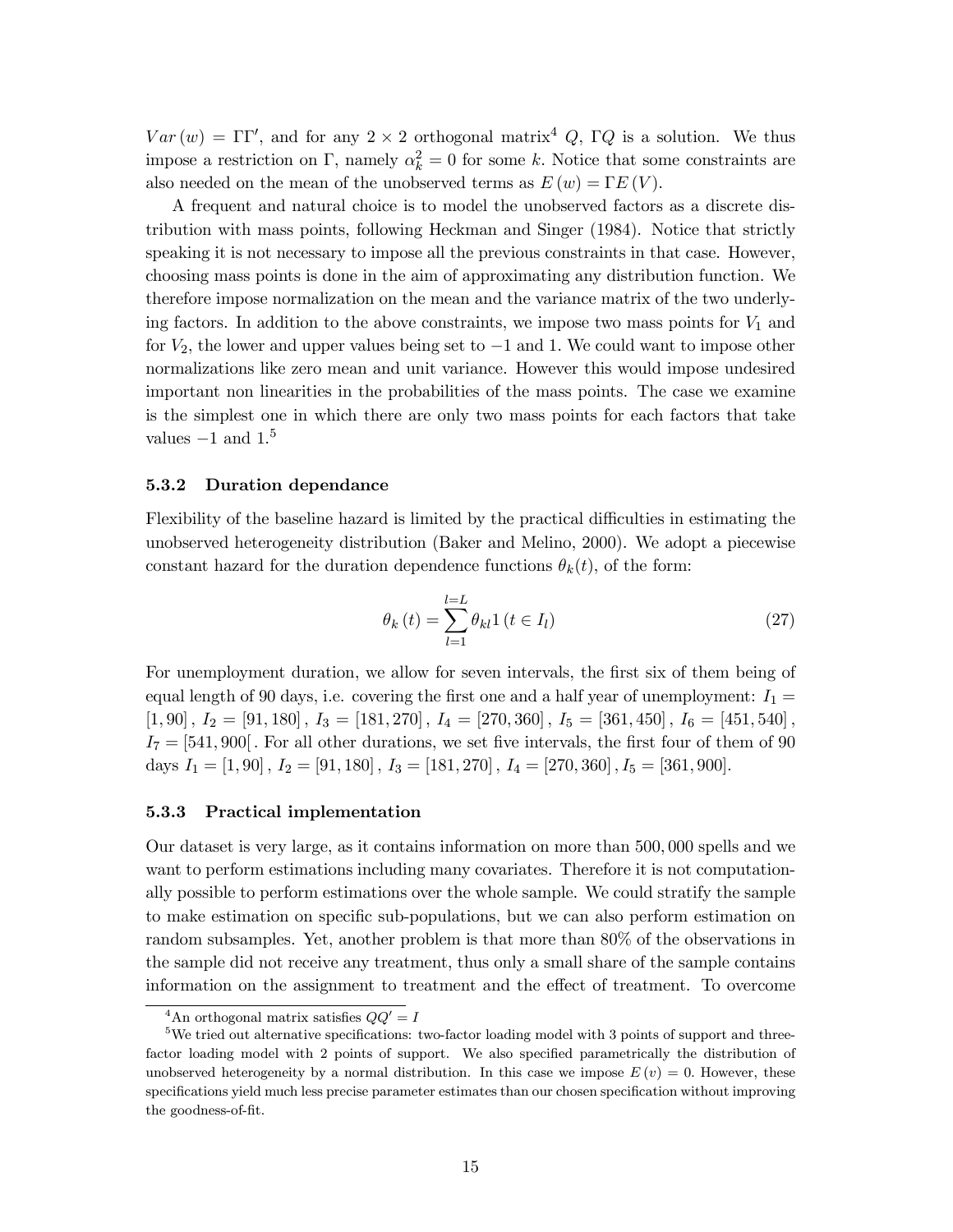$Var(w) = \Gamma\Gamma'$, and for any $2 \times 2$ orthogonal matrix[4] $Q$, $\Gamma Q$ is a solution. We thus impose a restriction on $\Gamma$, namely $\alpha_k^2 = 0$ for some $k$. Notice that some constraints are also needed on the mean of the unobserved terms as $E(w) = \Gamma E(V)$.

A frequent and natural choice is to model the unobserved factors as a discrete distribution with mass points, following Heckman and Singer (1984). Notice that strictly speaking it is not necessary to impose all the previous constraints in that case. However, choosing mass points is done in the aim of approximating any distribution function. We therefore impose normalization on the mean and the variance matrix of the two underlying factors. In addition to the above constraints, we impose two mass points for $V_1$ and for $V_2$, the lower and upper values being set to $-1$ and 1. We could want to impose other normalizations like zero mean and unit variance. However this would impose undesired important non linearities in the probabilities of the mass points. The case we examine is the simplest one in which there are only two mass points for each factors that take values $-1$ and 1.[5]

### 5.3.2 Duration dependance

Flexibility of the baseline hazard is limited by the practical difficulties in estimating the unobserved heterogeneity distribution (Baker and Melino, 2000). We adopt a piecewise constant hazard for the duration dependence functions $\theta_k(t)$, of the form:

$$\theta_k(t) = \sum_{l=1}^{l=L} \theta_{kl} 1(t \in I_l) \tag{27}$$

For unemployment duration, we allow for seven intervals, the first six of them being of equal length of 90 days, i.e. covering the first one and a half year of unemployment: $I_1 = [1, 90]$, $I_2 = [91, 180]$, $I_3 = [181, 270]$, $I_4 = [270, 360]$, $I_5 = [361, 450]$, $I_6 = [451, 540]$, $I_7 = [541, 900[$. For all other durations, we set five intervals, the first four of them of 90 days $I_1 = [1, 90]$, $I_2 = [91, 180]$, $I_3 = [181, 270]$, $I_4 = [270, 360]$, $I_5 = [361, 900]$.

### 5.3.3 Practical implementation

Our dataset is very large, as it contains information on more than 500,000 spells and we want to perform estimations including many covariates. Therefore it is not computationally possible to perform estimations over the whole sample. We could stratify the sample to make estimation on specific sub-populations, but we can also perform estimation on random subsamples. Yet, another problem is that more than 80% of the observations in the sample did not receive any treatment, thus only a small share of the sample contains information on the assignment to treatment and the effect of treatment. To overcome

[4] An orthogonal matrix satisfies $QQ' = I$

[5] We tried out alternative specifications: two-factor loading model with 3 points of support and three-factor loading model with 2 points of support. We also specified parametrically the distribution of unobserved heterogeneity by a normal distribution. In this case we impose $E(v) = 0$. However, these specifications yield much less precise parameter estimates than our chosen specification without improving the goodness-of-fit.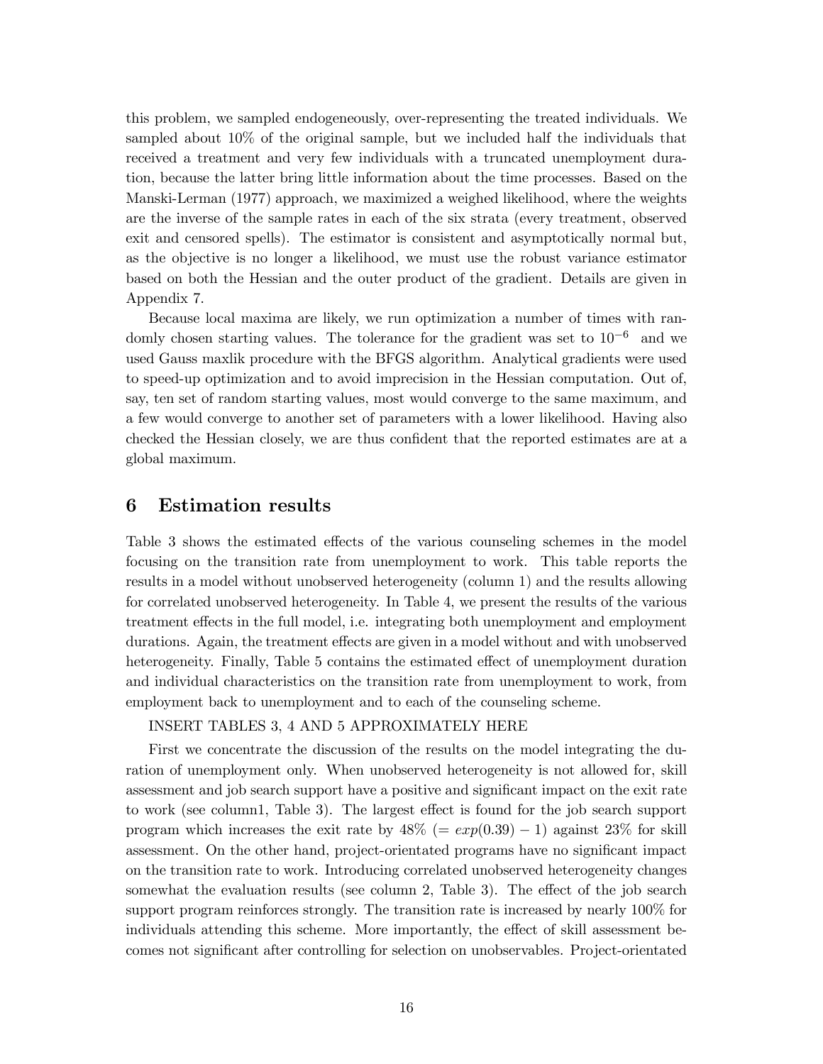this problem, we sampled endogeneously, over-representing the treated individuals. We sampled about 10% of the original sample, but we included half the individuals that received a treatment and very few individuals with a truncated unemployment duration, because the latter bring little information about the time processes. Based on the Manski-Lerman (1977) approach, we maximized a weighed likelihood, where the weights are the inverse of the sample rates in each of the six strata (every treatment, observed exit and censored spells). The estimator is consistent and asymptotically normal but, as the objective is no longer a likelihood, we must use the robust variance estimator based on both the Hessian and the outer product of the gradient. Details are given in Appendix 7.

Because local maxima are likely, we run optimization a number of times with randomly chosen starting values. The tolerance for the gradient was set to $10^{-6}$ and we used Gauss maxlik procedure with the BFGS algorithm. Analytical gradients were used to speed-up optimization and to avoid imprecision in the Hessian computation. Out of, say, ten set of random starting values, most would converge to the same maximum, and a few would converge to another set of parameters with a lower likelihood. Having also checked the Hessian closely, we are thus confident that the reported estimates are at a global maximum.

## 6 Estimation results

Table 3 shows the estimated effects of the various counseling schemes in the model focusing on the transition rate from unemployment to work. This table reports the results in a model without unobserved heterogeneity (column 1) and the results allowing for correlated unobserved heterogeneity. In Table 4, we present the results of the various treatment effects in the full model, i.e. integrating both unemployment and employment durations. Again, the treatment effects are given in a model without and with unobserved heterogeneity. Finally, Table 5 contains the estimated effect of unemployment duration and individual characteristics on the transition rate from unemployment to work, from employment back to unemployment and to each of the counseling scheme.

INSERT TABLES 3, 4 AND 5 APPROXIMATELY HERE

First we concentrate the discussion of the results on the model integrating the duration of unemployment only. When unobserved heterogeneity is not allowed for, skill assessment and job search support have a positive and significant impact on the exit rate to work (see column1, Table 3). The largest effect is found for the job search support program which increases the exit rate by 48% ($= exp(0.39) - 1$) against 23% for skill assessment. On the other hand, project-orientated programs have no significant impact on the transition rate to work. Introducing correlated unobserved heterogeneity changes somewhat the evaluation results (see column 2, Table 3). The effect of the job search support program reinforces strongly. The transition rate is increased by nearly 100% for individuals attending this scheme. More importantly, the effect of skill assessment becomes not significant after controlling for selection on unobservables. Project-orientated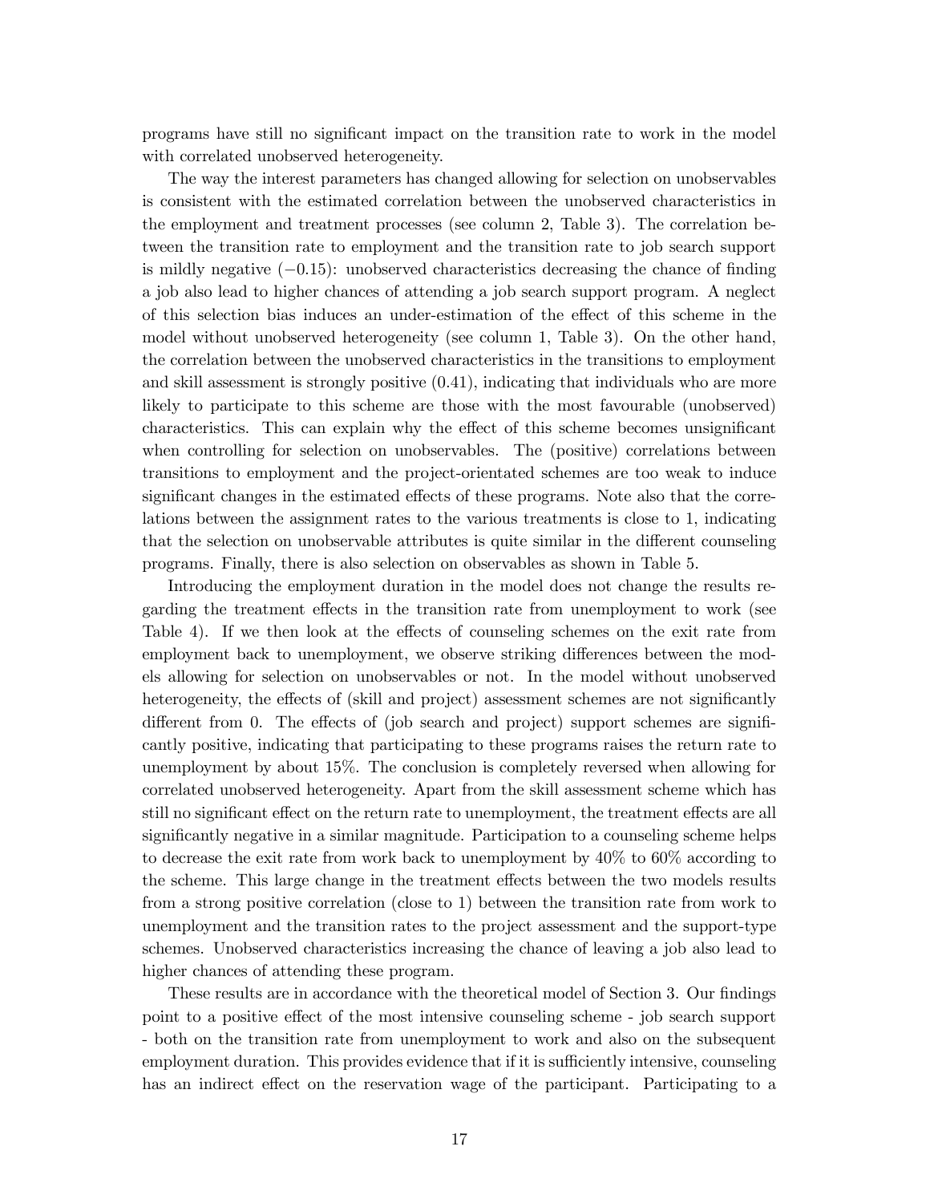programs have still no significant impact on the transition rate to work in the model with correlated unobserved heterogeneity.

The way the interest parameters has changed allowing for selection on unobservables is consistent with the estimated correlation between the unobserved characteristics in the employment and treatment processes (see column 2, Table 3). The correlation between the transition rate to employment and the transition rate to job search support is mildly negative ($-0.15$): unobserved characteristics decreasing the chance of finding a job also lead to higher chances of attending a job search support program. A neglect of this selection bias induces an under-estimation of the effect of this scheme in the model without unobserved heterogeneity (see column 1, Table 3). On the other hand, the correlation between the unobserved characteristics in the transitions to employment and skill assessment is strongly positive (0.41), indicating that individuals who are more likely to participate to this scheme are those with the most favourable (unobserved) characteristics. This can explain why the effect of this scheme becomes unsignificant when controlling for selection on unobservables. The (positive) correlations between transitions to employment and the project-orientated schemes are too weak to induce significant changes in the estimated effects of these programs. Note also that the correlations between the assignment rates to the various treatments is close to 1, indicating that the selection on unobservable attributes is quite similar in the different counseling programs. Finally, there is also selection on observables as shown in Table 5.

Introducing the employment duration in the model does not change the results regarding the treatment effects in the transition rate from unemployment to work (see Table 4). If we then look at the effects of counseling schemes on the exit rate from employment back to unemployment, we observe striking differences between the models allowing for selection on unobservables or not. In the model without unobserved heterogeneity, the effects of (skill and project) assessment schemes are not significantly different from 0. The effects of (job search and project) support schemes are significantly positive, indicating that participating to these programs raises the return rate to unemployment by about 15%. The conclusion is completely reversed when allowing for correlated unobserved heterogeneity. Apart from the skill assessment scheme which has still no significant effect on the return rate to unemployment, the treatment effects are all significantly negative in a similar magnitude. Participation to a counseling scheme helps to decrease the exit rate from work back to unemployment by 40% to 60% according to the scheme. This large change in the treatment effects between the two models results from a strong positive correlation (close to 1) between the transition rate from work to unemployment and the transition rates to the project assessment and the support-type schemes. Unobserved characteristics increasing the chance of leaving a job also lead to higher chances of attending these program.

These results are in accordance with the theoretical model of Section 3. Our findings point to a positive effect of the most intensive counseling scheme - job search support - both on the transition rate from unemployment to work and also on the subsequent employment duration. This provides evidence that if it is sufficiently intensive, counseling has an indirect effect on the reservation wage of the participant. Participating to a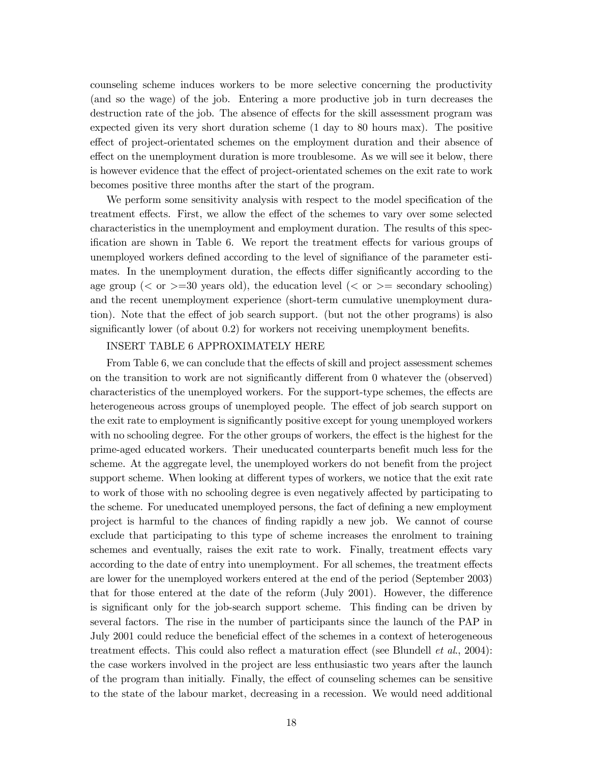counseling scheme induces workers to be more selective concerning the productivity (and so the wage) of the job. Entering a more productive job in turn decreases the destruction rate of the job. The absence of effects for the skill assessment program was expected given its very short duration scheme (1 day to 80 hours max). The positive effect of project-orientated schemes on the employment duration and their absence of effect on the unemployment duration is more troublesome. As we will see it below, there is however evidence that the effect of project-orientated schemes on the exit rate to work becomes positive three months after the start of the program.

We perform some sensitivity analysis with respect to the model specification of the treatment effects. First, we allow the effect of the schemes to vary over some selected characteristics in the unemployment and employment duration. The results of this specification are shown in Table 6. We report the treatment effects for various groups of unemployed workers defined according to the level of signifiance of the parameter estimates. In the unemployment duration, the effects differ significantly according to the age group (< or >=30 years old), the education level (< or >= secondary schooling) and the recent unemployment experience (short-term cumulative unemployment duration). Note that the effect of job search support. (but not the other programs) is also significantly lower (of about 0.2) for workers not receiving unemployment benefits.

INSERT TABLE 6 APPROXIMATELY HERE

From Table 6, we can conclude that the effects of skill and project assessment schemes on the transition to work are not significantly different from 0 whatever the (observed) characteristics of the unemployed workers. For the support-type schemes, the effects are heterogeneous across groups of unemployed people. The effect of job search support on the exit rate to employment is significantly positive except for young unemployed workers with no schooling degree. For the other groups of workers, the effect is the highest for the prime-aged educated workers. Their uneducated counterparts benefit much less for the scheme. At the aggregate level, the unemployed workers do not benefit from the project support scheme. When looking at different types of workers, we notice that the exit rate to work of those with no schooling degree is even negatively affected by participating to the scheme. For uneducated unemployed persons, the fact of defining a new employment project is harmful to the chances of finding rapidly a new job. We cannot of course exclude that participating to this type of scheme increases the enrolment to training schemes and eventually, raises the exit rate to work. Finally, treatment effects vary according to the date of entry into unemployment. For all schemes, the treatment effects are lower for the unemployed workers entered at the end of the period (September 2003) that for those entered at the date of the reform (July 2001). However, the difference is significant only for the job-search support scheme. This finding can be driven by several factors. The rise in the number of participants since the launch of the PAP in July 2001 could reduce the beneficial effect of the schemes in a context of heterogeneous treatment effects. This could also reflect a maturation effect (see Blundell *et al.*, 2004): the case workers involved in the project are less enthusiastic two years after the launch of the program than initially. Finally, the effect of counseling schemes can be sensitive to the state of the labour market, decreasing in a recession. We would need additional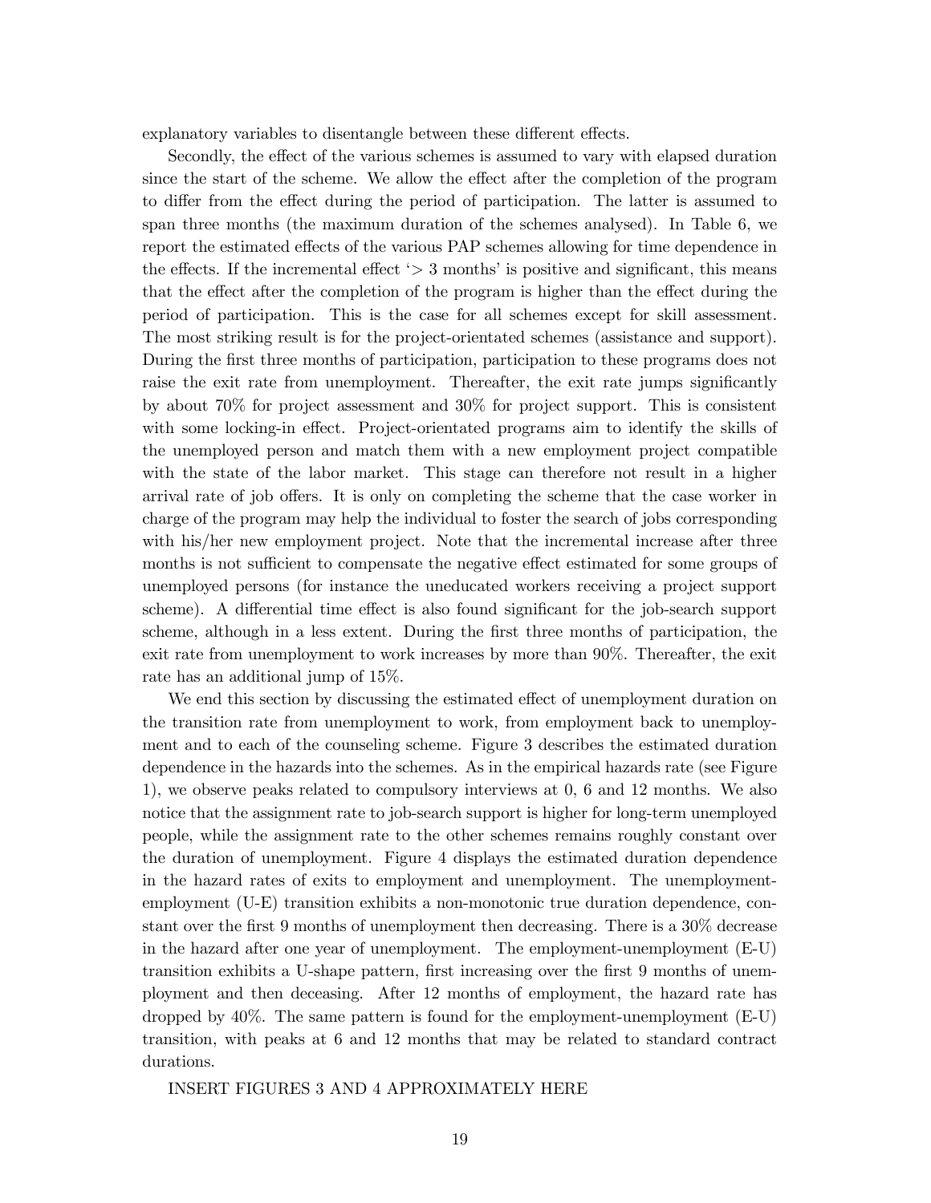explanatory variables to disentangle between these different effects.

Secondly, the effect of the various schemes is assumed to vary with elapsed duration since the start of the scheme. We allow the effect after the completion of the program to differ from the effect during the period of participation. The latter is assumed to span three months (the maximum duration of the schemes analysed). In Table 6, we report the estimated effects of the various PAP schemes allowing for time dependence in the effects. If the incremental effect '$>$ 3 months' is positive and significant, this means that the effect after the completion of the program is higher than the effect during the period of participation. This is the case for all schemes except for skill assessment. The most striking result is for the project-orientated schemes (assistance and support). During the first three months of participation, participation to these programs does not raise the exit rate from unemployment. Thereafter, the exit rate jumps significantly by about 70% for project assessment and 30% for project support. This is consistent with some locking-in effect. Project-orientated programs aim to identify the skills of the unemployed person and match them with a new employment project compatible with the state of the labor market. This stage can therefore not result in a higher arrival rate of job offers. It is only on completing the scheme that the case worker in charge of the program may help the individual to foster the search of jobs corresponding with his/her new employment project. Note that the incremental increase after three months is not sufficient to compensate the negative effect estimated for some groups of unemployed persons (for instance the uneducated workers receiving a project support scheme). A differential time effect is also found significant for the job-search support scheme, although in a less extent. During the first three months of participation, the exit rate from unemployment to work increases by more than 90%. Thereafter, the exit rate has an additional jump of 15%.

We end this section by discussing the estimated effect of unemployment duration on the transition rate from unemployment to work, from employment back to unemployment and to each of the counseling scheme. Figure 3 describes the estimated duration dependence in the hazards into the schemes. As in the empirical hazards rate (see Figure 1), we observe peaks related to compulsory interviews at 0, 6 and 12 months. We also notice that the assignment rate to job-search support is higher for long-term unemployed people, while the assignment rate to the other schemes remains roughly constant over the duration of unemployment. Figure 4 displays the estimated duration dependence in the hazard rates of exits to employment and unemployment. The unemployment-employment (U-E) transition exhibits a non-monotonic true duration dependence, constant over the first 9 months of unemployment then decreasing. There is a 30% decrease in the hazard after one year of unemployment. The employment-unemployment (E-U) transition exhibits a U-shape pattern, first increasing over the first 9 months of unemployment and then deceasing. After 12 months of employment, the hazard rate has dropped by 40%. The same pattern is found for the employment-unemployment (E-U) transition, with peaks at 6 and 12 months that may be related to standard contract durations.

INSERT FIGURES 3 AND 4 APPROXIMATELY HERE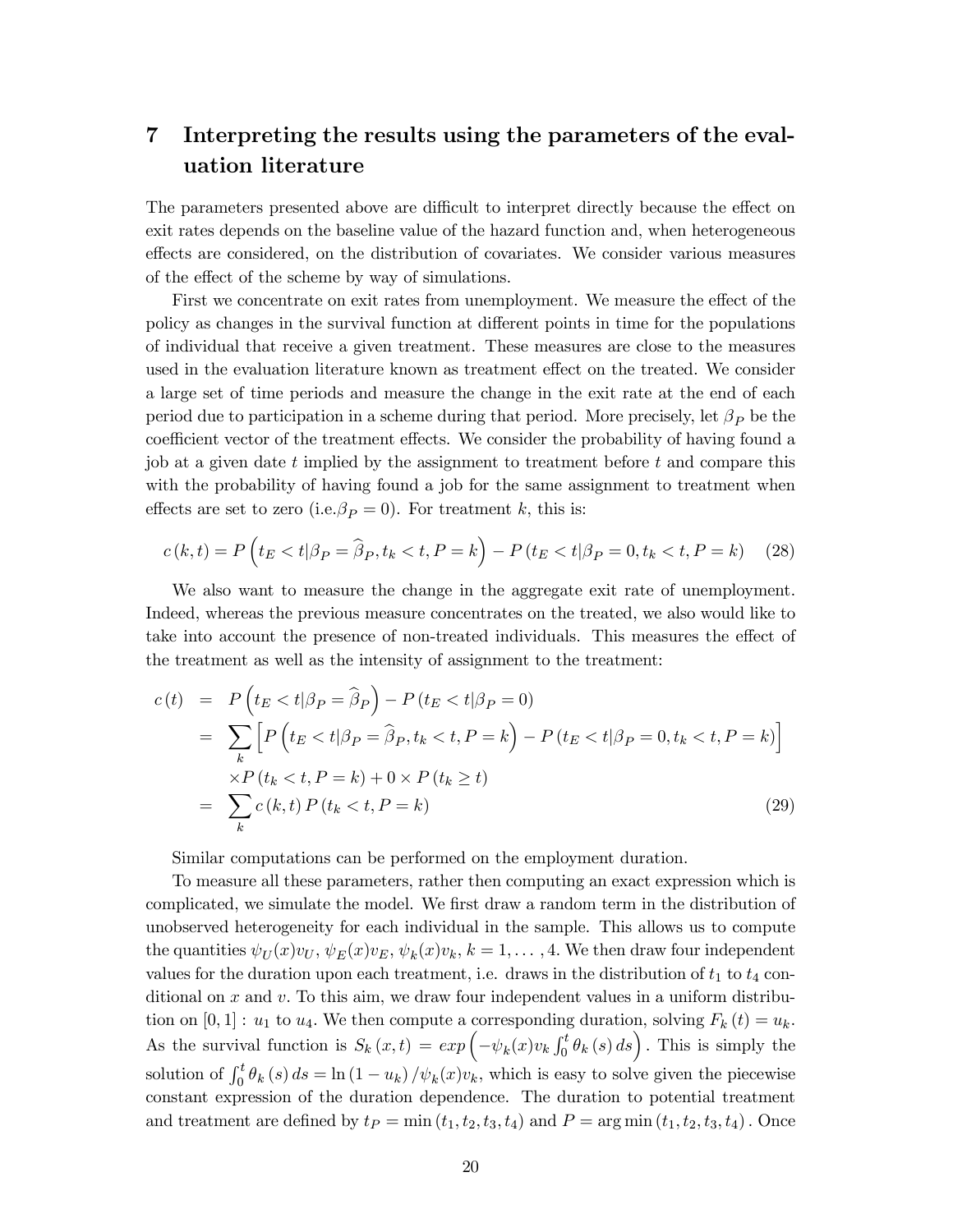# 7 Interpreting the results using the parameters of the evaluation literature

The parameters presented above are difficult to interpret directly because the effect on exit rates depends on the baseline value of the hazard function and, when heterogeneous effects are considered, on the distribution of covariates. We consider various measures of the effect of the scheme by way of simulations.

First we concentrate on exit rates from unemployment. We measure the effect of the policy as changes in the survival function at different points in time for the populations of individual that receive a given treatment. These measures are close to the measures used in the evaluation literature known as treatment effect on the treated. We consider a large set of time periods and measure the change in the exit rate at the end of each period due to participation in a scheme during that period. More precisely, let $\beta_P$ be the coefficient vector of the treatment effects. We consider the probability of having found a job at a given date $t$ implied by the assignment to treatment before $t$ and compare this with the probability of having found a job for the same assignment to treatment when effects are set to zero (i.e.$\beta_P = 0$). For treatment $k$, this is:

$$c(k,t) = P\left(t_E < t | \beta_P = \widehat{\beta}_P, t_k < t, P = k\right) - P\left(t_E < t | \beta_P = 0, t_k < t, P = k\right) \quad (28)$$

We also want to measure the change in the aggregate exit rate of unemployment. Indeed, whereas the previous measure concentrates on the treated, we also would like to take into account the presence of non-treated individuals. This measures the effect of the treatment as well as the intensity of assignment to the treatment:

$$\begin{aligned}
c(t) &= P\left(t_E < t | \beta_P = \widehat{\beta}_P\right) - P\left(t_E < t | \beta_P = 0\right) \\
&= \sum_k \left[P\left(t_E < t | \beta_P = \widehat{\beta}_P, t_k < t, P = k\right) - P\left(t_E < t | \beta_P = 0, t_k < t, P = k\right)\right] \\
&\quad \times P\left(t_k < t, P = k\right) + 0 \times P\left(t_k \geq t\right) \\
&= \sum_k c(k,t) \, P\left(t_k < t, P = k\right)
\end{aligned} \quad (29)$$

Similar computations can be performed on the employment duration.

To measure all these parameters, rather then computing an exact expression which is complicated, we simulate the model. We first draw a random term in the distribution of unobserved heterogeneity for each individual in the sample. This allows us to compute the quantities $\psi_U(x)v_U$, $\psi_E(x)v_E$, $\psi_k(x)v_k$, $k = 1, \ldots, 4$. We then draw four independent values for the duration upon each treatment, i.e. draws in the distribution of $t_1$ to $t_4$ conditional on $x$ and $v$. To this aim, we draw four independent values in a uniform distribution on $[0,1]$ : $u_1$ to $u_4$. We then compute a corresponding duration, solving $F_k(t) = u_k$. As the survival function is $S_k(x,t) = exp\left(-\psi_k(x)v_k \int_0^t \theta_k(s)\, ds\right)$. This is simply the solution of $\int_0^t \theta_k(s)\, ds = \ln(1 - u_k) / \psi_k(x)v_k$, which is easy to solve given the piecewise constant expression of the duration dependence. The duration to potential treatment and treatment are defined by $t_P = \min(t_1, t_2, t_3, t_4)$ and $P = \arg\min(t_1, t_2, t_3, t_4)$. Once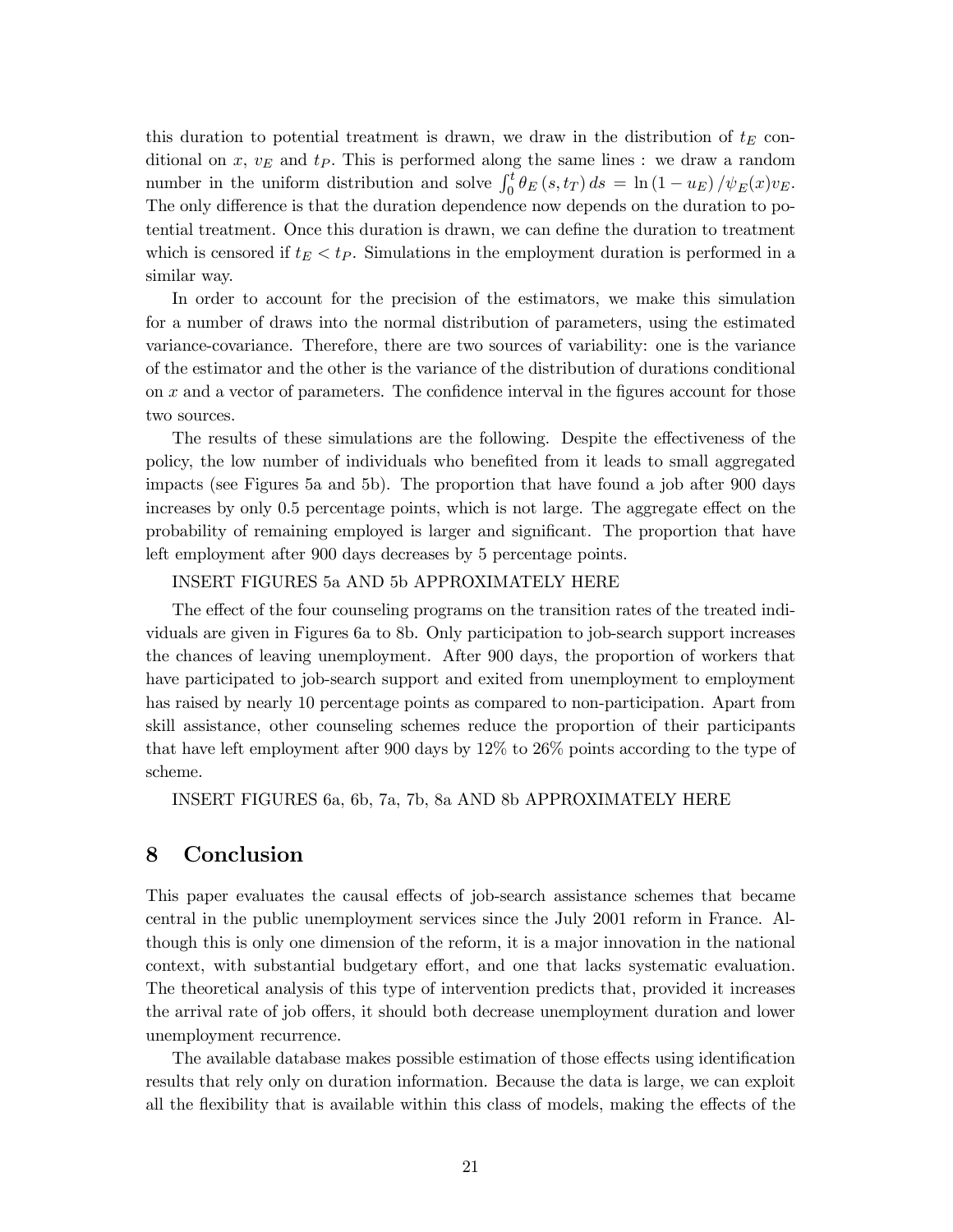this duration to potential treatment is drawn, we draw in the distribution of $t_E$ conditional on $x$, $v_E$ and $t_P$. This is performed along the same lines : we draw a random number in the uniform distribution and solve $\int_0^t \theta_E(s, t_T)\, ds = \ln(1 - u_E) / \psi_E(x) v_E$. The only difference is that the duration dependence now depends on the duration to potential treatment. Once this duration is drawn, we can define the duration to treatment which is censored if $t_E < t_P$. Simulations in the employment duration is performed in a similar way.

In order to account for the precision of the estimators, we make this simulation for a number of draws into the normal distribution of parameters, using the estimated variance-covariance. Therefore, there are two sources of variability: one is the variance of the estimator and the other is the variance of the distribution of durations conditional on $x$ and a vector of parameters. The confidence interval in the figures account for those two sources.

The results of these simulations are the following. Despite the effectiveness of the policy, the low number of individuals who benefited from it leads to small aggregated impacts (see Figures 5a and 5b). The proportion that have found a job after 900 days increases by only 0.5 percentage points, which is not large. The aggregate effect on the probability of remaining employed is larger and significant. The proportion that have left employment after 900 days decreases by 5 percentage points.

INSERT FIGURES 5a AND 5b APPROXIMATELY HERE

The effect of the four counseling programs on the transition rates of the treated individuals are given in Figures 6a to 8b. Only participation to job-search support increases the chances of leaving unemployment. After 900 days, the proportion of workers that have participated to job-search support and exited from unemployment to employment has raised by nearly 10 percentage points as compared to non-participation. Apart from skill assistance, other counseling schemes reduce the proportion of their participants that have left employment after 900 days by 12% to 26% points according to the type of scheme.

INSERT FIGURES 6a, 6b, 7a, 7b, 8a AND 8b APPROXIMATELY HERE

## 8 Conclusion

This paper evaluates the causal effects of job-search assistance schemes that became central in the public unemployment services since the July 2001 reform in France. Although this is only one dimension of the reform, it is a major innovation in the national context, with substantial budgetary effort, and one that lacks systematic evaluation. The theoretical analysis of this type of intervention predicts that, provided it increases the arrival rate of job offers, it should both decrease unemployment duration and lower unemployment recurrence.

The available database makes possible estimation of those effects using identification results that rely only on duration information. Because the data is large, we can exploit all the flexibility that is available within this class of models, making the effects of the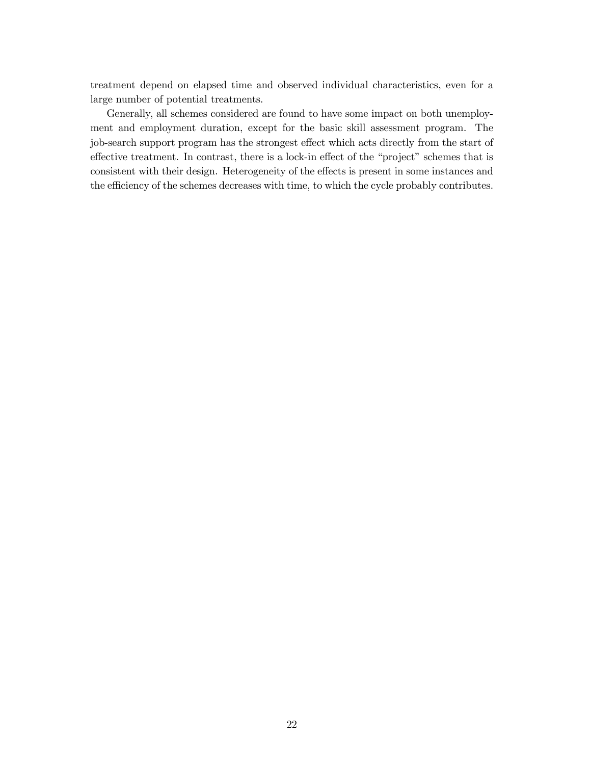treatment depend on elapsed time and observed individual characteristics, even for a large number of potential treatments.

Generally, all schemes considered are found to have some impact on both unemployment and employment duration, except for the basic skill assessment program. The job-search support program has the strongest effect which acts directly from the start of effective treatment. In contrast, there is a lock-in effect of the "project" schemes that is consistent with their design. Heterogeneity of the effects is present in some instances and the efficiency of the schemes decreases with time, to which the cycle probably contributes.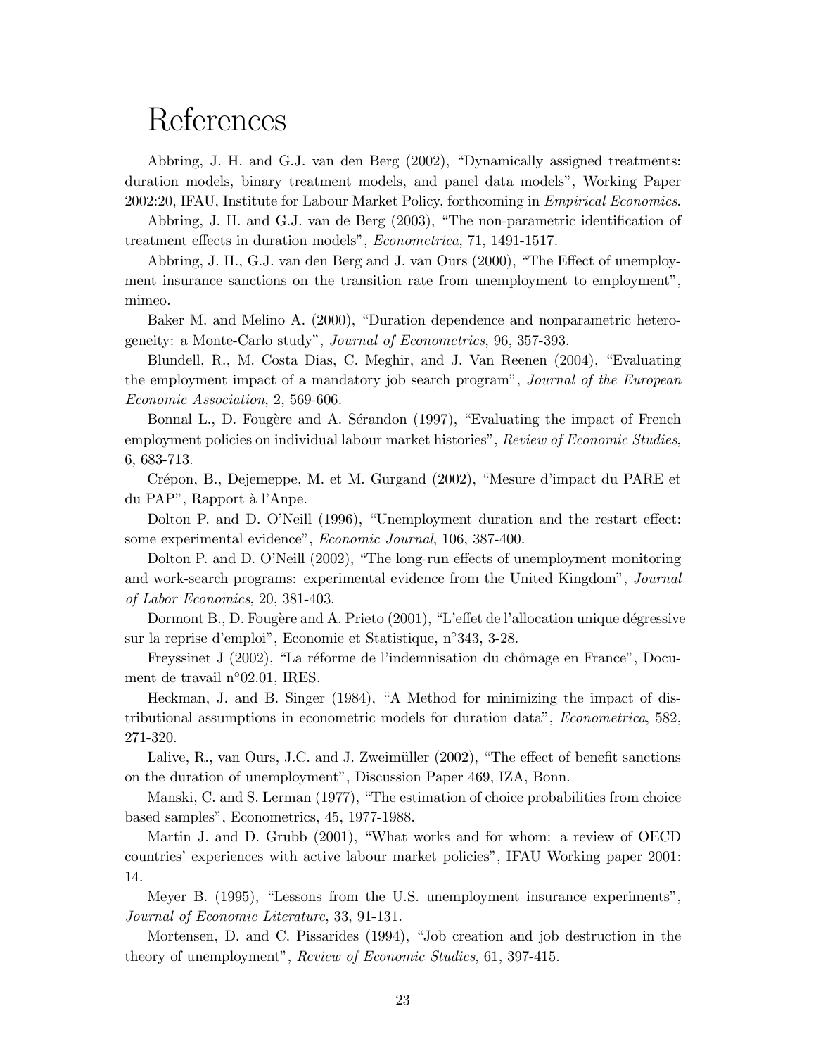# References

Abbring, J. H. and G.J. van den Berg (2002), "Dynamically assigned treatments: duration models, binary treatment models, and panel data models", Working Paper 2002:20, IFAU, Institute for Labour Market Policy, forthcoming in *Empirical Economics*.

Abbring, J. H. and G.J. van de Berg (2003), "The non-parametric identification of treatment effects in duration models", *Econometrica*, 71, 1491-1517.

Abbring, J. H., G.J. van den Berg and J. van Ours (2000), "The Effect of unemployment insurance sanctions on the transition rate from unemployment to employment", mimeo.

Baker M. and Melino A. (2000), "Duration dependence and nonparametric heterogeneity: a Monte-Carlo study", *Journal of Econometrics*, 96, 357-393.

Blundell, R., M. Costa Dias, C. Meghir, and J. Van Reenen (2004), "Evaluating the employment impact of a mandatory job search program", *Journal of the European Economic Association*, 2, 569-606.

Bonnal L., D. Fougère and A. Sérandon (1997), "Evaluating the impact of French employment policies on individual labour market histories", *Review of Economic Studies*, 6, 683-713.

Crépon, B., Dejemeppe, M. et M. Gurgand (2002), "Mesure d'impact du PARE et du PAP", Rapport à l'Anpe.

Dolton P. and D. O'Neill (1996), "Unemployment duration and the restart effect: some experimental evidence", *Economic Journal*, 106, 387-400.

Dolton P. and D. O'Neill (2002), "The long-run effects of unemployment monitoring and work-search programs: experimental evidence from the United Kingdom", *Journal of Labor Economics*, 20, 381-403.

Dormont B., D. Fougère and A. Prieto (2001), "L'effet de l'allocation unique dégressive sur la reprise d'emploi", Economie et Statistique, n°343, 3-28.

Freyssinet J (2002), "La réforme de l'indemnisation du chômage en France", Document de travail n°02.01, IRES.

Heckman, J. and B. Singer (1984), "A Method for minimizing the impact of distributional assumptions in econometric models for duration data", *Econometrica*, 582, 271-320.

Lalive, R., van Ours, J.C. and J. Zweimüller (2002), "The effect of benefit sanctions on the duration of unemployment", Discussion Paper 469, IZA, Bonn.

Manski, C. and S. Lerman (1977), "The estimation of choice probabilities from choice based samples", Econometrics, 45, 1977-1988.

Martin J. and D. Grubb (2001), "What works and for whom: a review of OECD countries' experiences with active labour market policies", IFAU Working paper 2001: 14.

Meyer B. (1995), "Lessons from the U.S. unemployment insurance experiments", *Journal of Economic Literature*, 33, 91-131.

Mortensen, D. and C. Pissarides (1994), "Job creation and job destruction in the theory of unemployment", *Review of Economic Studies*, 61, 397-415.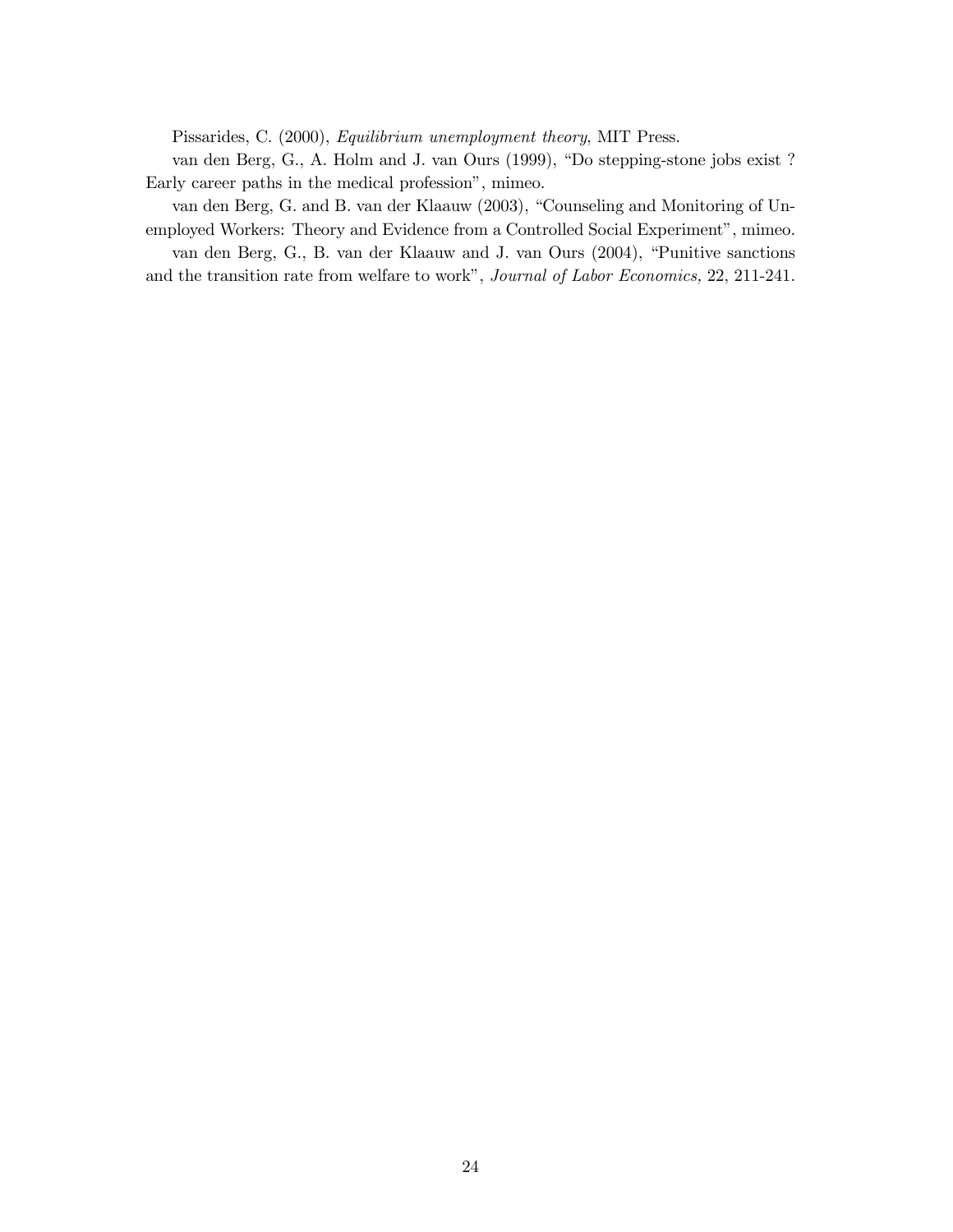Pissarides, C. (2000), *Equilibrium unemployment theory*, MIT Press.

van den Berg, G., A. Holm and J. van Ours (1999), "Do stepping-stone jobs exist ? Early career paths in the medical profession", mimeo.

van den Berg, G. and B. van der Klaauw (2003), "Counseling and Monitoring of Unemployed Workers: Theory and Evidence from a Controlled Social Experiment", mimeo.

van den Berg, G., B. van der Klaauw and J. van Ours (2004), "Punitive sanctions and the transition rate from welfare to work", *Journal of Labor Economics,* 22, 211-241.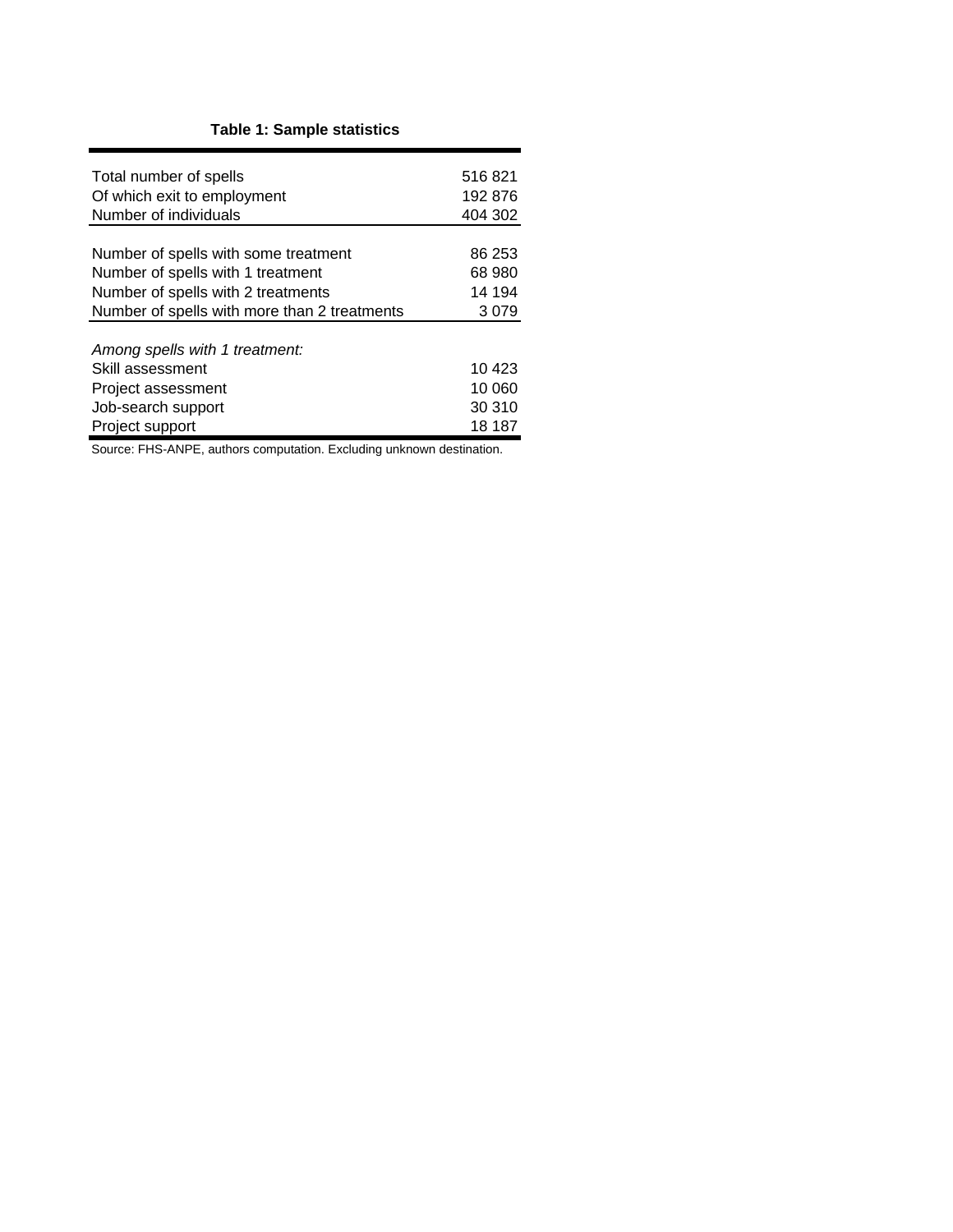**Table 1: Sample statistics**

| | |
|---|---|
| Total number of spells | 516 821 |
| Of which exit to employment | 192 876 |
| Number of individuals | 404 302 |
| Number of spells with some treatment | 86 253 |
| Number of spells with 1 treatment | 68 980 |
| Number of spells with 2 treatments | 14 194 |
| Number of spells with more than 2 treatments | 3 079 |
| *Among spells with 1 treatment:* | |
| Skill assessment | 10 423 |
| Project assessment | 10 060 |
| Job-search support | 30 310 |
| Project support | 18 187 |

Source: FHS-ANPE, authors computation. Excluding unknown destination.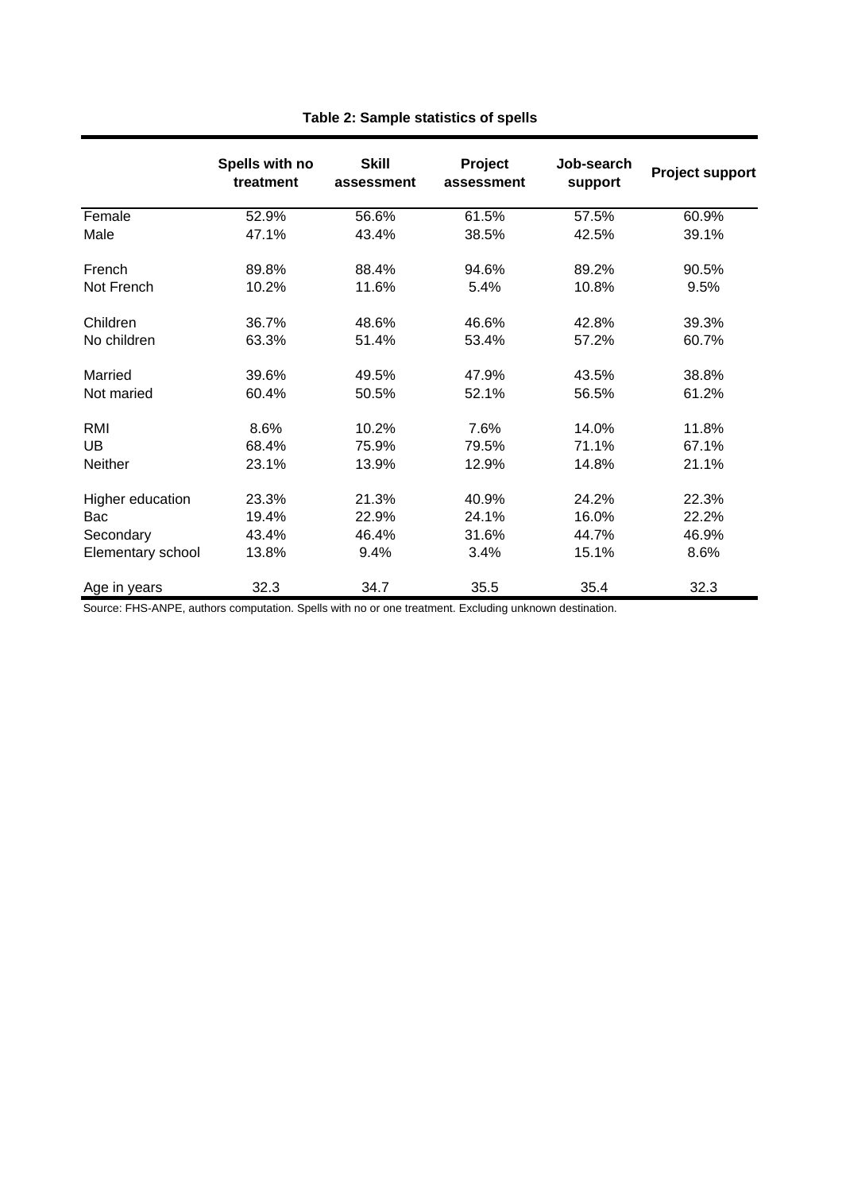**Table 2: Sample statistics of spells**

| | Spells with no treatment | Skill assessment | Project assessment | Job-search support | Project support |
|---|---|---|---|---|---|
| Female | 52.9% | 56.6% | 61.5% | 57.5% | 60.9% |
| Male | 47.1% | 43.4% | 38.5% | 42.5% | 39.1% |
| French | 89.8% | 88.4% | 94.6% | 89.2% | 90.5% |
| Not French | 10.2% | 11.6% | 5.4% | 10.8% | 9.5% |
| Children | 36.7% | 48.6% | 46.6% | 42.8% | 39.3% |
| No children | 63.3% | 51.4% | 53.4% | 57.2% | 60.7% |
| Married | 39.6% | 49.5% | 47.9% | 43.5% | 38.8% |
| Not maried | 60.4% | 50.5% | 52.1% | 56.5% | 61.2% |
| RMI | 8.6% | 10.2% | 7.6% | 14.0% | 11.8% |
| UB | 68.4% | 75.9% | 79.5% | 71.1% | 67.1% |
| Neither | 23.1% | 13.9% | 12.9% | 14.8% | 21.1% |
| Higher education | 23.3% | 21.3% | 40.9% | 24.2% | 22.3% |
| Bac | 19.4% | 22.9% | 24.1% | 16.0% | 22.2% |
| Secondary | 43.4% | 46.4% | 31.6% | 44.7% | 46.9% |
| Elementary school | 13.8% | 9.4% | 3.4% | 15.1% | 8.6% |
| Age in years | 32.3 | 34.7 | 35.5 | 35.4 | 32.3 |

Source: FHS-ANPE, authors computation. Spells with no or one treatment. Excluding unknown destination.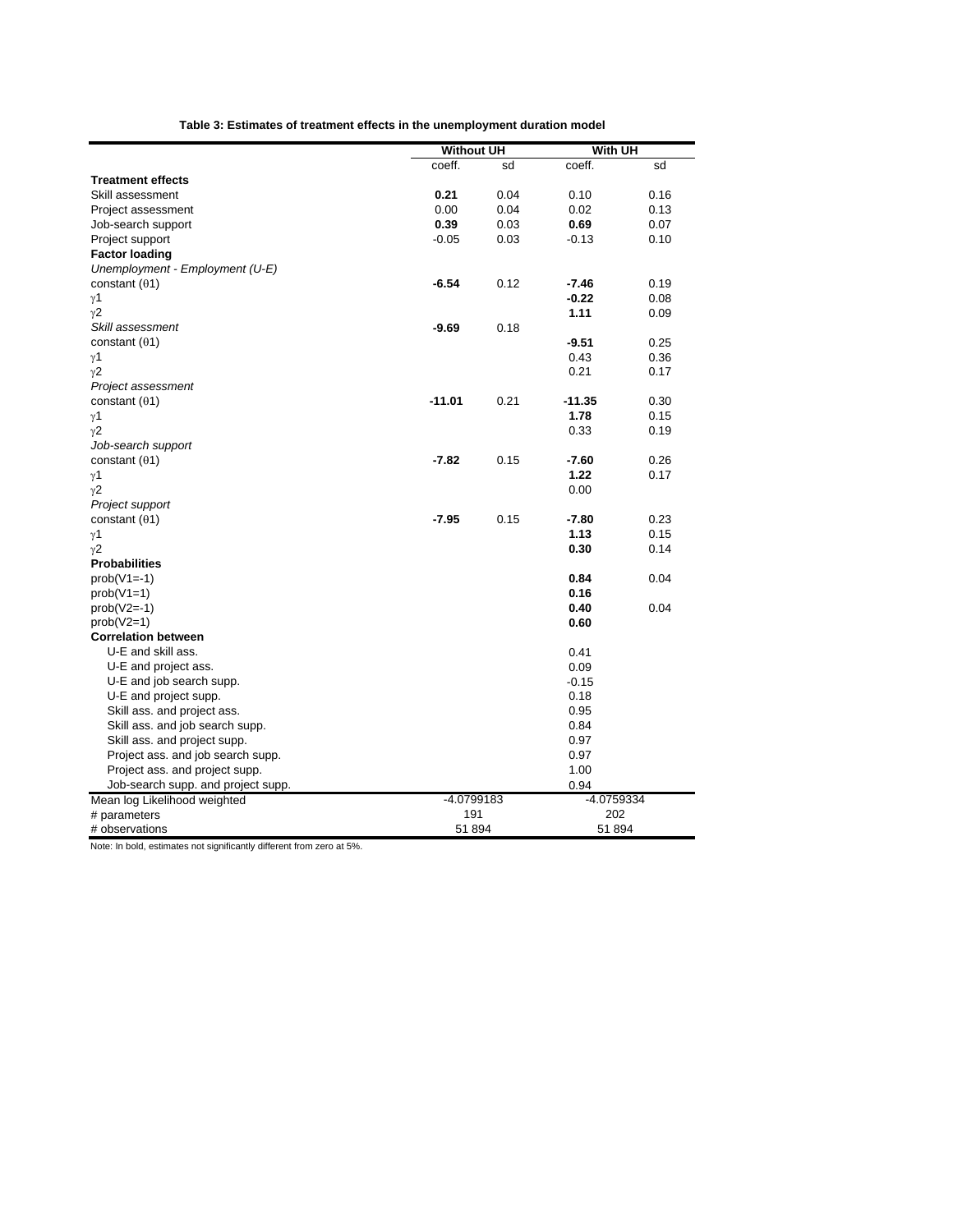**Table 3: Estimates of treatment effects in the unemployment duration model**

| | Without UH | | With UH | |
|---|---|---|---|---|
| | coeff. | sd | coeff. | sd |
| **Treatment effects** | | | | |
| Skill assessment | **0.21** | 0.04 | 0.10 | 0.16 |
| Project assessment | 0.00 | 0.04 | 0.02 | 0.13 |
| Job-search support | **0.39** | 0.03 | **0.69** | 0.07 |
| Project support | -0.05 | 0.03 | -0.13 | 0.10 |
| **Factor loading** | | | | |
| *Unemployment - Employment (U-E)* | | | | |
| constant ($\theta 1$) | **-6.54** | 0.12 | **-7.46** | 0.19 |
| $\gamma 1$ | | | **-0.22** | 0.08 |
| $\gamma 2$ | | | **1.11** | 0.09 |
| *Skill assessment* | **-9.69** | 0.18 | | |
| constant ($\theta 1$) | | | **-9.51** | 0.25 |
| $\gamma 1$ | | | 0.43 | 0.36 |
| $\gamma 2$ | | | 0.21 | 0.17 |
| *Project assessment* | | | | |
| constant ($\theta 1$) | **-11.01** | 0.21 | **-11.35** | 0.30 |
| $\gamma 1$ | | | **1.78** | 0.15 |
| $\gamma 2$ | | | 0.33 | 0.19 |
| *Job-search support* | | | | |
| constant ($\theta 1$) | **-7.82** | 0.15 | **-7.60** | 0.26 |
| $\gamma 1$ | | | **1.22** | 0.17 |
| $\gamma 2$ | | | 0.00 | |
| *Project support* | | | | |
| constant ($\theta 1$) | **-7.95** | 0.15 | **-7.80** | 0.23 |
| $\gamma 1$ | | | **1.13** | 0.15 |
| $\gamma 2$ | | | **0.30** | 0.14 |
| **Probabilities** | | | | |
| prob(V1=-1) | | | **0.84** | 0.04 |
| prob(V1=1) | | | **0.16** | |
| prob(V2=-1) | | | **0.40** | 0.04 |
| prob(V2=1) | | | **0.60** | |
| **Correlation between** | | | | |
| U-E and skill ass. | | | 0.41 | |
| U-E and project ass. | | | 0.09 | |
| U-E and job search supp. | | | -0.15 | |
| U-E and project supp. | | | 0.18 | |
| Skill ass. and project ass. | | | 0.95 | |
| Skill ass. and job search supp. | | | 0.84 | |
| Skill ass. and project supp. | | | 0.97 | |
| Project ass. and job search supp. | | | 0.97 | |
| Project ass. and project supp. | | | 1.00 | |
| Job-search supp. and project supp. | | | 0.94 | |
| Mean log Likelihood weighted | -4.0799183 | | -4.0759334 | |
| # parameters | 191 | | 202 | |
| # observations | 51 894 | | 51 894 | |

Note: In bold, estimates not significantly different from zero at 5%.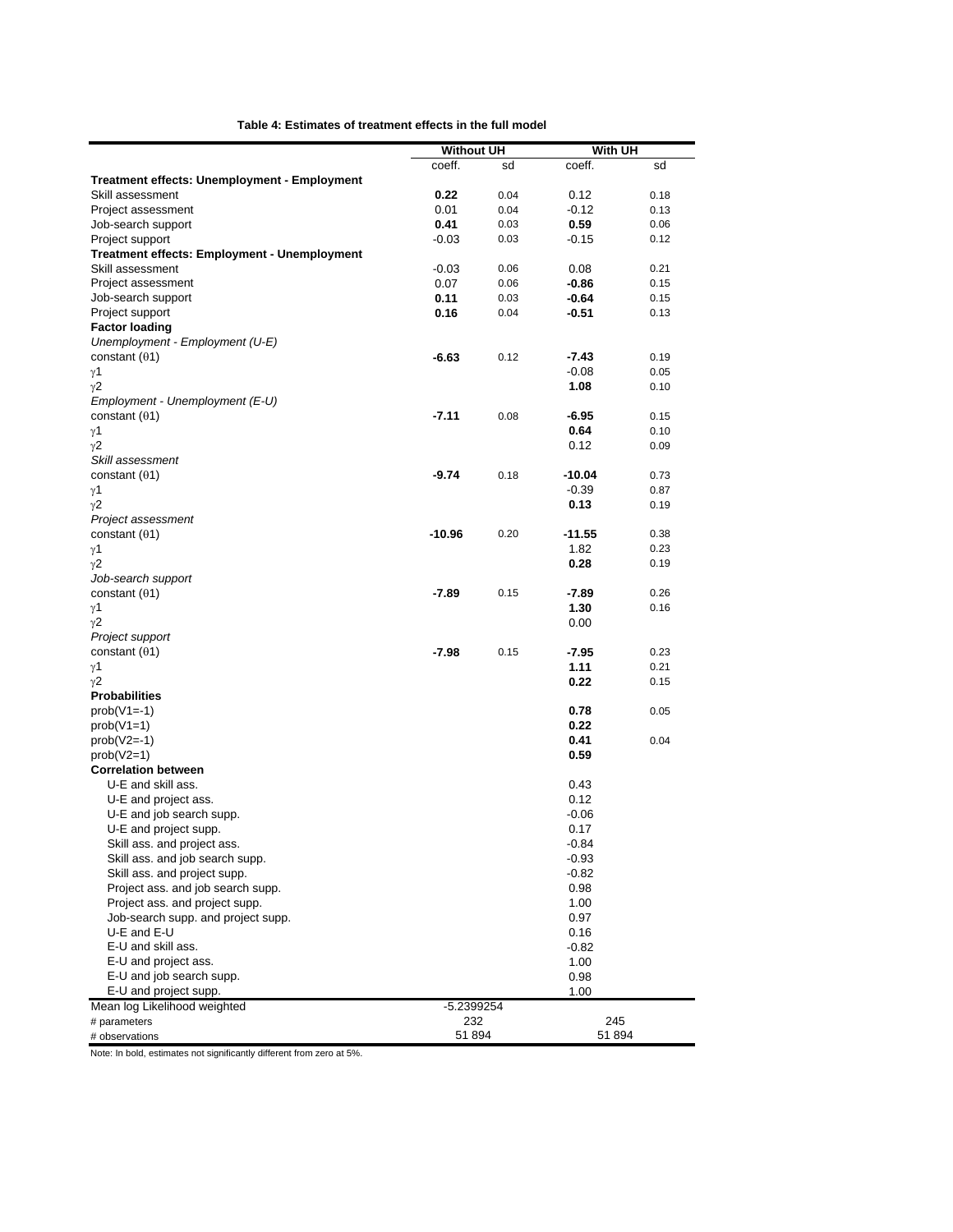**Table 4: Estimates of treatment effects in the full model**

| | Without UH | | With UH | |
|---|---|---|---|---|
| | coeff. | sd | coeff. | sd |
| **Treatment effects: Unemployment - Employment** | | | | |
| Skill assessment | **0.22** | 0.04 | 0.12 | 0.18 |
| Project assessment | 0.01 | 0.04 | -0.12 | 0.13 |
| Job-search support | **0.41** | 0.03 | **0.59** | 0.06 |
| Project support | -0.03 | 0.03 | -0.15 | 0.12 |
| **Treatment effects: Employment - Unemployment** | | | | |
| Skill assessment | -0.03 | 0.06 | 0.08 | 0.21 |
| Project assessment | 0.07 | 0.06 | **-0.86** | 0.15 |
| Job-search support | **0.11** | 0.03 | **-0.64** | 0.15 |
| Project support | **0.16** | 0.04 | **-0.51** | 0.13 |
| **Factor loading** | | | | |
| *Unemployment - Employment (U-E)* | | | | |
| constant ($\theta$1) | **-6.63** | 0.12 | **-7.43** | 0.19 |
| $\gamma$1 | | | -0.08 | 0.05 |
| $\gamma$2 | | | **1.08** | 0.10 |
| *Employment - Unemployment (E-U)* | | | | |
| constant ($\theta$1) | **-7.11** | 0.08 | **-6.95** | 0.15 |
| $\gamma$1 | | | **0.64** | 0.10 |
| $\gamma$2 | | | 0.12 | 0.09 |
| *Skill assessment* | | | | |
| constant ($\theta$1) | **-9.74** | 0.18 | **-10.04** | 0.73 |
| $\gamma$1 | | | -0.39 | 0.87 |
| $\gamma$2 | | | **0.13** | 0.19 |
| *Project assessment* | | | | |
| constant ($\theta$1) | **-10.96** | 0.20 | **-11.55** | 0.38 |
| $\gamma$1 | | | 1.82 | 0.23 |
| $\gamma$2 | | | **0.28** | 0.19 |
| *Job-search support* | | | | |
| constant ($\theta$1) | **-7.89** | 0.15 | **-7.89** | 0.26 |
| $\gamma$1 | | | **1.30** | 0.16 |
| $\gamma$2 | | | 0.00 | |
| *Project support* | | | | |
| constant ($\theta$1) | **-7.98** | 0.15 | **-7.95** | 0.23 |
| $\gamma$1 | | | **1.11** | 0.21 |
| $\gamma$2 | | | **0.22** | 0.15 |
| **Probabilities** | | | | |
| prob(V1=-1) | | | **0.78** | 0.05 |
| prob(V1=1) | | | **0.22** | |
| prob(V2=-1) | | | **0.41** | 0.04 |
| prob(V2=1) | | | **0.59** | |
| **Correlation between** | | | | |
| U-E and skill ass. | | | 0.43 | |
| U-E and project ass. | | | 0.12 | |
| U-E and job search supp. | | | -0.06 | |
| U-E and project supp. | | | 0.17 | |
| Skill ass. and project ass. | | | -0.84 | |
| Skill ass. and job search supp. | | | -0.93 | |
| Skill ass. and project supp. | | | -0.82 | |
| Project ass. and job search supp. | | | 0.98 | |
| Project ass. and project supp. | | | 1.00 | |
| Job-search supp. and project supp. | | | 0.97 | |
| U-E and E-U | | | 0.16 | |
| E-U and skill ass. | | | -0.82 | |
| E-U and project ass. | | | 1.00 | |
| E-U and job search supp. | | | 0.98 | |
| E-U and project supp. | | | 1.00 | |
| Mean log Likelihood weighted | -5.2399254 | | | |
| # parameters | 232 | | 245 | |
| # observations | 51 894 | | 51 894 | |

Note: In bold, estimates not significantly different from zero at 5%.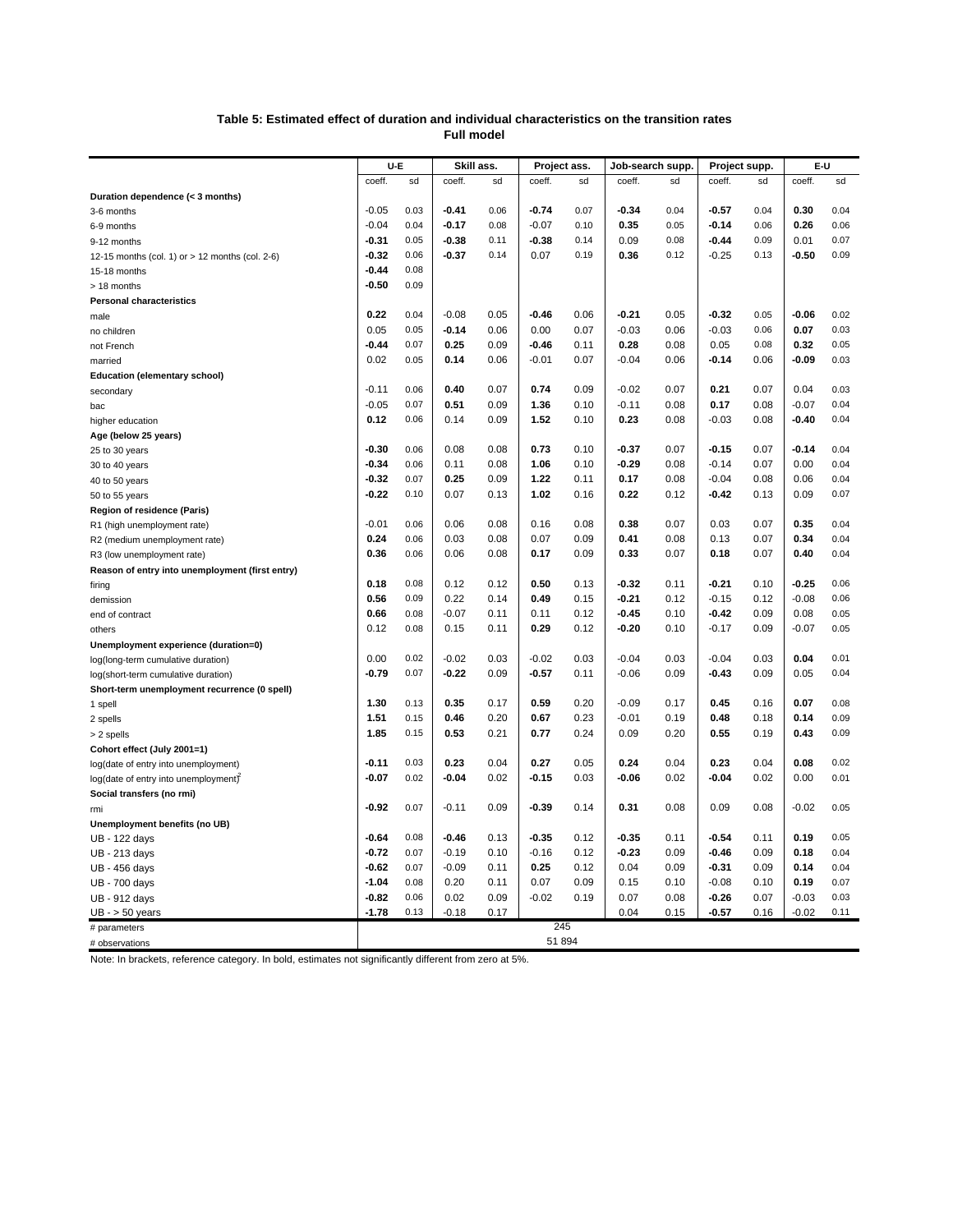**Table 5: Estimated effect of duration and individual characteristics on the transition rates**
**Full model**

| | U-E | | Skill ass. | | Project ass. | | Job-search supp. | | Project supp. | | E-U | |
|---|---|---|---|---|---|---|---|---|---|---|---|---|
| | coeff. | sd | coeff. | sd | coeff. | sd | coeff. | sd | coeff. | sd | coeff. | sd |
| **Duration dependence (< 3 months)** | | | | | | | | | | | | |
| 3-6 months | -0.05 | 0.03 | **-0.41** | 0.06 | **-0.74** | 0.07 | **-0.34** | 0.04 | **-0.57** | 0.04 | **0.30** | 0.04 |
| 6-9 months | -0.04 | 0.04 | **-0.17** | 0.08 | -0.07 | 0.10 | **0.35** | 0.05 | **-0.14** | 0.06 | **0.26** | 0.06 |
| 9-12 months | **-0.31** | 0.05 | **-0.38** | 0.11 | **-0.38** | 0.14 | 0.09 | 0.08 | **-0.44** | 0.09 | 0.01 | 0.07 |
| 12-15 months (col. 1) or > 12 months (col. 2-6) | **-0.32** | 0.06 | **-0.37** | 0.14 | 0.07 | 0.19 | **0.36** | 0.12 | -0.25 | 0.13 | **-0.50** | 0.09 |
| 15-18 months | **-0.44** | 0.08 | | | | | | | | | | |
| > 18 months | **-0.50** | 0.09 | | | | | | | | | | |
| **Personal characteristics** | | | | | | | | | | | | |
| male | **0.22** | 0.04 | -0.08 | 0.05 | **-0.46** | 0.06 | **-0.21** | 0.05 | **-0.32** | 0.05 | **-0.06** | 0.02 |
| no children | 0.05 | 0.05 | **-0.14** | 0.06 | 0.00 | 0.07 | -0.03 | 0.06 | -0.03 | 0.06 | **0.07** | 0.03 |
| not French | **-0.44** | 0.07 | **0.25** | 0.09 | **-0.46** | 0.11 | **0.28** | 0.08 | 0.05 | 0.08 | **0.32** | 0.05 |
| married | 0.02 | 0.05 | **0.14** | 0.06 | -0.01 | 0.07 | -0.04 | 0.06 | **-0.14** | 0.06 | **-0.09** | 0.03 |
| **Education (elementary school)** | | | | | | | | | | | | |
| secondary | -0.11 | 0.06 | **0.40** | 0.07 | **0.74** | 0.09 | -0.02 | 0.07 | **0.21** | 0.07 | 0.04 | 0.03 |
| bac | -0.05 | 0.07 | **0.51** | 0.09 | **1.36** | 0.10 | -0.11 | 0.08 | **0.17** | 0.08 | -0.07 | 0.04 |
| higher education | **0.12** | 0.06 | 0.14 | 0.09 | **1.52** | 0.10 | **0.23** | 0.08 | -0.03 | 0.08 | **-0.40** | 0.04 |
| **Age (below 25 years)** | | | | | | | | | | | | |
| 25 to 30 years | **-0.30** | 0.06 | 0.08 | 0.08 | **0.73** | 0.10 | **-0.37** | 0.07 | **-0.15** | 0.07 | **-0.14** | 0.04 |
| 30 to 40 years | **-0.34** | 0.06 | 0.11 | 0.08 | **1.06** | 0.10 | **-0.29** | 0.08 | -0.14 | 0.07 | 0.00 | 0.04 |
| 40 to 50 years | **-0.32** | 0.07 | **0.25** | 0.09 | **1.22** | 0.11 | **0.17** | 0.08 | -0.04 | 0.08 | 0.06 | 0.04 |
| 50 to 55 years | **-0.22** | 0.10 | 0.07 | 0.13 | **1.02** | 0.16 | **0.22** | 0.12 | **-0.42** | 0.13 | 0.09 | 0.07 |
| **Region of residence (Paris)** | | | | | | | | | | | | |
| R1 (high unemployment rate) | -0.01 | 0.06 | 0.06 | 0.08 | 0.16 | 0.08 | **0.38** | 0.07 | 0.03 | 0.07 | **0.35** | 0.04 |
| R2 (medium unemployment rate) | **0.24** | 0.06 | 0.03 | 0.08 | 0.07 | 0.09 | **0.41** | 0.08 | 0.13 | 0.07 | **0.34** | 0.04 |
| R3 (low unemployment rate) | **0.36** | 0.06 | 0.06 | 0.08 | **0.17** | 0.09 | **0.33** | 0.07 | **0.18** | 0.07 | **0.40** | 0.04 |
| **Reason of entry into unemployment (first entry)** | | | | | | | | | | | | |
| firing | **0.18** | 0.08 | 0.12 | 0.12 | **0.50** | 0.13 | **-0.32** | 0.11 | **-0.21** | 0.10 | **-0.25** | 0.06 |
| demission | **0.56** | 0.09 | 0.22 | 0.14 | **0.49** | 0.15 | **-0.21** | 0.12 | -0.15 | 0.12 | -0.08 | 0.06 |
| end of contract | **0.66** | 0.08 | -0.07 | 0.11 | 0.11 | 0.12 | **-0.45** | 0.10 | **-0.42** | 0.09 | 0.08 | 0.05 |
| others | 0.12 | 0.08 | 0.15 | 0.11 | **0.29** | 0.12 | **-0.20** | 0.10 | -0.17 | 0.09 | -0.07 | 0.05 |
| **Unemployment experience (duration=0)** | | | | | | | | | | | | |
| log(long-term cumulative duration) | 0.00 | 0.02 | -0.02 | 0.03 | -0.02 | 0.03 | -0.04 | 0.03 | -0.04 | 0.03 | **0.04** | 0.01 |
| log(short-term cumulative duration) | **-0.79** | 0.07 | **-0.22** | 0.09 | **-0.57** | 0.11 | -0.06 | 0.09 | **-0.43** | 0.09 | 0.05 | 0.04 |
| **Short-term unemployment recurrence (0 spell)** | | | | | | | | | | | | |
| 1 spell | **1.30** | 0.13 | **0.35** | 0.17 | **0.59** | 0.20 | -0.09 | 0.17 | **0.45** | 0.16 | **0.07** | 0.08 |
| 2 spells | **1.51** | 0.15 | **0.46** | 0.20 | **0.67** | 0.23 | -0.01 | 0.19 | **0.48** | 0.18 | **0.14** | 0.09 |
| > 2 spells | **1.85** | 0.15 | **0.53** | 0.21 | **0.77** | 0.24 | 0.09 | 0.20 | **0.55** | 0.19 | **0.43** | 0.09 |
| **Cohort effect (July 2001=1)** | | | | | | | | | | | | |
| log(date of entry into unemployment) | **-0.11** | 0.03 | **0.23** | 0.04 | **0.27** | 0.05 | **0.24** | 0.04 | **0.23** | 0.04 | **0.08** | 0.02 |
| log(date of entry into unemployment)$^2$ | **-0.07** | 0.02 | **-0.04** | 0.02 | **-0.15** | 0.03 | **-0.06** | 0.02 | **-0.04** | 0.02 | 0.00 | 0.01 |
| **Social transfers (no rmi)** | | | | | | | | | | | | |
| rmi | **-0.92** | 0.07 | -0.11 | 0.09 | **-0.39** | 0.14 | **0.31** | 0.08 | 0.09 | 0.08 | -0.02 | 0.05 |
| **Unemployment benefits (no UB)** | | | | | | | | | | | | |
| UB - 122 days | **-0.64** | 0.08 | **-0.46** | 0.13 | **-0.35** | 0.12 | **-0.35** | 0.11 | **-0.54** | 0.11 | **0.19** | 0.05 |
| UB - 213 days | **-0.72** | 0.07 | -0.19 | 0.10 | -0.16 | 0.12 | **-0.23** | 0.09 | **-0.46** | 0.09 | **0.18** | 0.04 |
| UB - 456 days | **-0.62** | 0.07 | -0.09 | 0.11 | **0.25** | 0.12 | 0.04 | 0.09 | **-0.31** | 0.09 | **0.14** | 0.04 |
| UB - 700 days | **-1.04** | 0.08 | 0.20 | 0.11 | 0.07 | 0.09 | 0.15 | 0.10 | -0.08 | 0.10 | **0.19** | 0.07 |
| UB - 912 days | **-0.82** | 0.06 | 0.02 | 0.09 | -0.02 | 0.19 | 0.07 | 0.08 | **-0.26** | 0.07 | -0.03 | 0.03 |
| UB - > 50 years | **-1.78** | 0.13 | -0.18 | 0.17 | | | 0.04 | 0.15 | **-0.57** | 0.16 | -0.02 | 0.11 |
| # parameters | 245 | | | | | | | | | | | |
| # observations | 51 894 | | | | | | | | | | | |

Note: In brackets, reference category. In bold, estimates not significantly different from zero at 5%.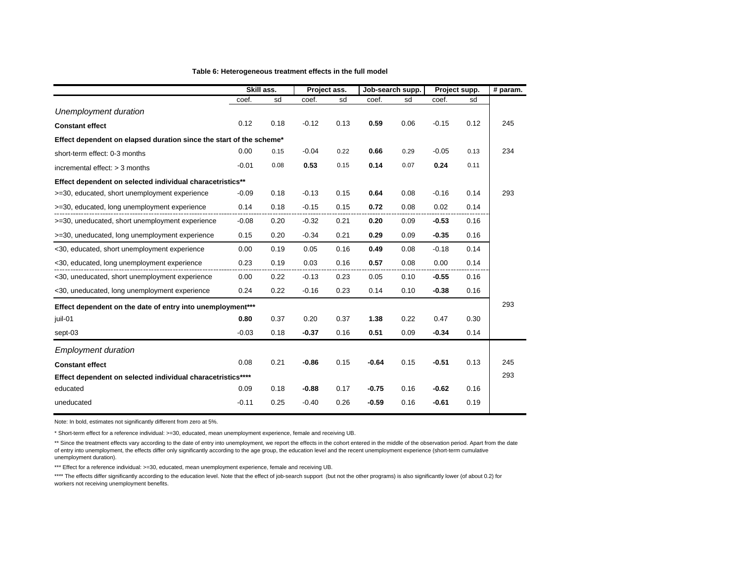**Table 6: Heterogeneous treatment effects in the full model**

| | Skill ass. | | Project ass. | | Job-search supp. | | Project supp. | | # param. |
|---|---|---|---|---|---|---|---|---|---|
| | coef. | sd | coef. | sd | coef. | sd | coef. | sd | |
| *Unemployment duration* | | | | | | | | | |
| **Constant effect** | 0.12 | 0.18 | -0.12 | 0.13 | **0.59** | 0.06 | -0.15 | 0.12 | 245 |
| **Effect dependent on elapsed duration since the start of the scheme*** | | | | | | | | | |
| short-term effect: 0-3 months | 0.00 | 0.15 | -0.04 | 0.22 | **0.66** | 0.29 | -0.05 | 0.13 | 234 |
| incremental effect: > 3 months | -0.01 | 0.08 | **0.53** | 0.15 | **0.14** | 0.07 | **0.24** | 0.11 | |
| **Effect dependent on selected individual characetristics**** | | | | | | | | | |
| >=30, educated, short unemployment experience | -0.09 | 0.18 | -0.13 | 0.15 | **0.64** | 0.08 | -0.16 | 0.14 | 293 |
| >=30, educated, long unemployment experience | 0.14 | 0.18 | -0.15 | 0.15 | **0.72** | 0.08 | 0.02 | 0.14 | |
| >=30, uneducated, short unemployment experience | -0.08 | 0.20 | -0.32 | 0.21 | **0.20** | 0.09 | **-0.53** | 0.16 | |
| >=30, uneducated, long unemployment experience | 0.15 | 0.20 | -0.34 | 0.21 | **0.29** | 0.09 | **-0.35** | 0.16 | |
| <30, educated, short unemployment experience | 0.00 | 0.19 | 0.05 | 0.16 | **0.49** | 0.08 | -0.18 | 0.14 | |
| <30, educated, long unemployment experience | 0.23 | 0.19 | 0.03 | 0.16 | **0.57** | 0.08 | 0.00 | 0.14 | |
| <30, uneducated, short unemployment experience | 0.00 | 0.22 | -0.13 | 0.23 | 0.05 | 0.10 | **-0.55** | 0.16 | |
| <30, uneducated, long unemployment experience | 0.24 | 0.22 | -0.16 | 0.23 | 0.14 | 0.10 | **-0.38** | 0.16 | |
| **Effect dependent on the date of entry into unemployment***** | | | | | | | | | 293 |
| juil-01 | **0.80** | 0.37 | 0.20 | 0.37 | **1.38** | 0.22 | 0.47 | 0.30 | |
| sept-03 | -0.03 | 0.18 | **-0.37** | 0.16 | **0.51** | 0.09 | **-0.34** | 0.14 | |
| *Employment duration* | | | | | | | | | |
| **Constant effect** | 0.08 | 0.21 | **-0.86** | 0.15 | **-0.64** | 0.15 | **-0.51** | 0.13 | 245 |
| **Effect dependent on selected individual characetristics****** | | | | | | | | | 293 |
| educated | 0.09 | 0.18 | **-0.88** | 0.17 | **-0.75** | 0.16 | **-0.62** | 0.16 | |
| uneducated | -0.11 | 0.25 | -0.40 | 0.26 | **-0.59** | 0.16 | **-0.61** | 0.19 | |

Note: In bold, estimates not significantly different from zero at 5%.

* Short-term effect for a reference individual: >=30, educated, mean unemployment experience, female and receiving UB.

** Since the treatment effects vary according to the date of entry into unemployment, we report the effects in the cohort entered in the middle of the observation period. Apart from the date of entry into unemployment, the effects differ only significantly according to the age group, the education level and the recent unemployment experience (short-term cumulative unemployment duration).

*** Effect for a reference individual: >=30, educated, mean unemployment experience, female and receiving UB.

**** The effects differ significantly according to the education level. Note that the effect of job-search support (but not the other programs) is also significantly lower (of about 0.2) for workers not receiving unemployment benefits.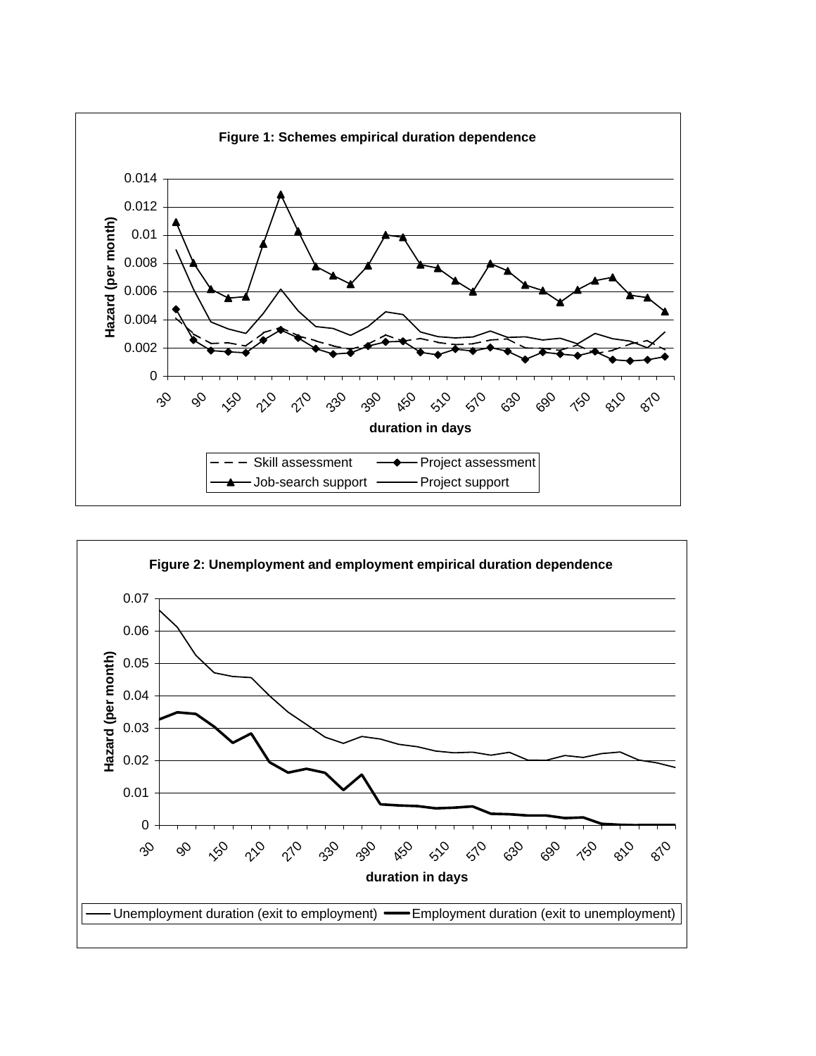**Figure 1: Schemes empirical duration dependence**

**Figure 2: Unemployment and employment empirical duration dependence**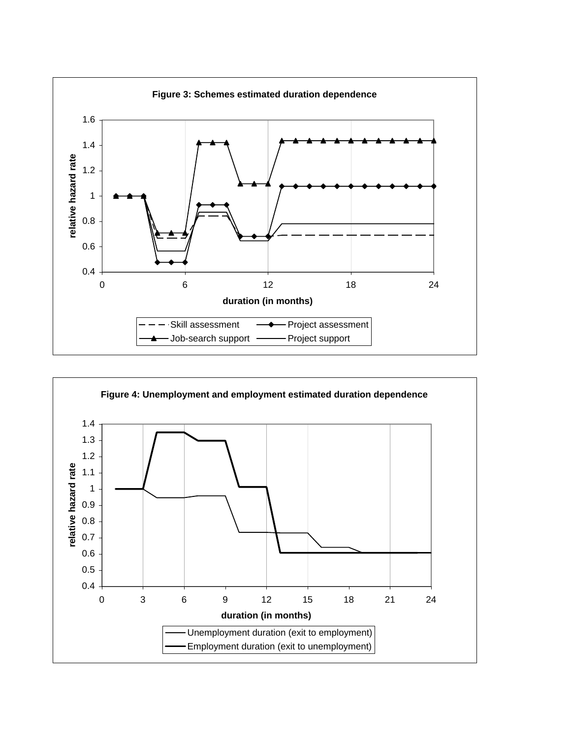**Figure 3: Schemes estimated duration dependence**

**Figure 4: Unemployment and employment estimated duration dependence**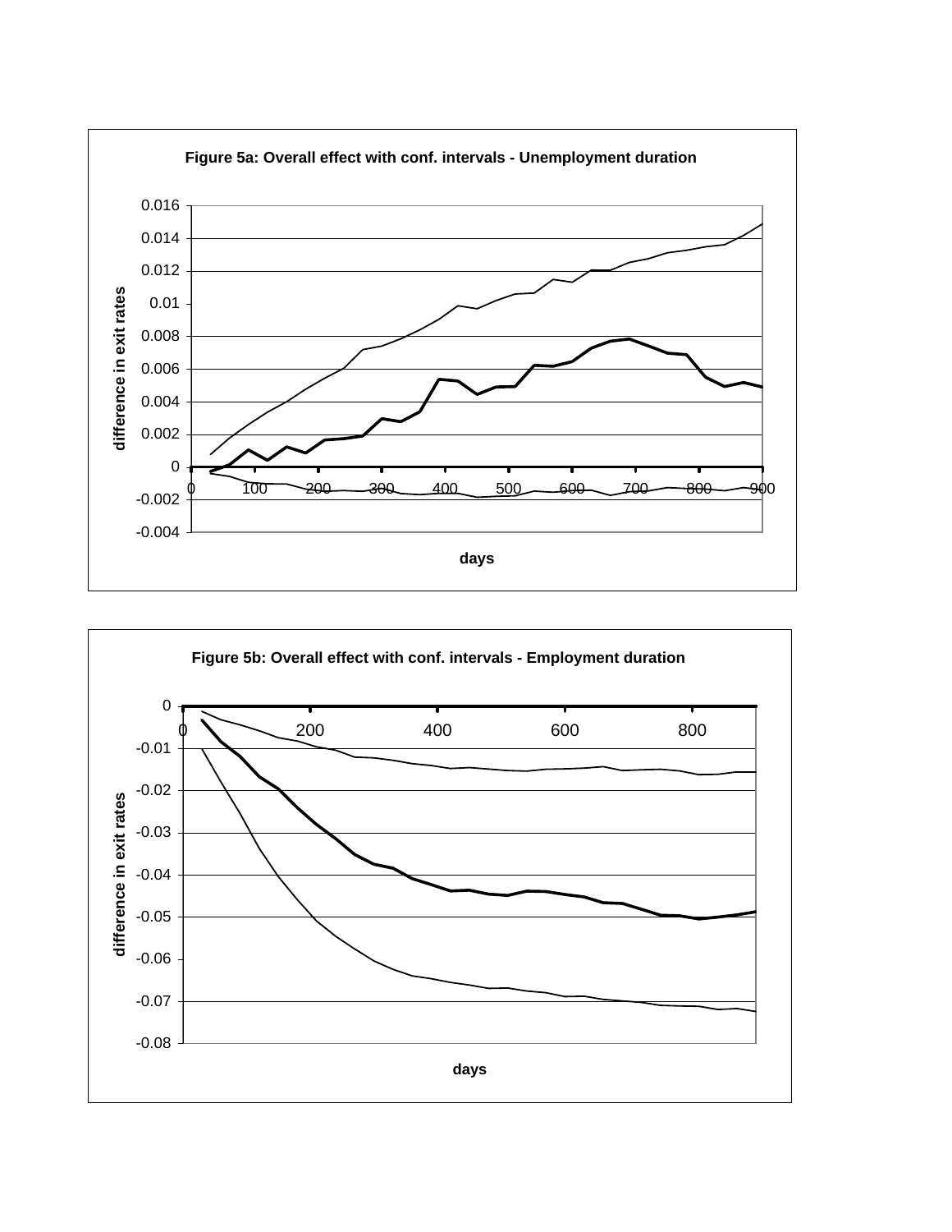**Figure 5a: Overall effect with conf. intervals - Unemployment duration**

difference in exit rates

days

**Figure 5b: Overall effect with conf. intervals - Employment duration**

difference in exit rates

days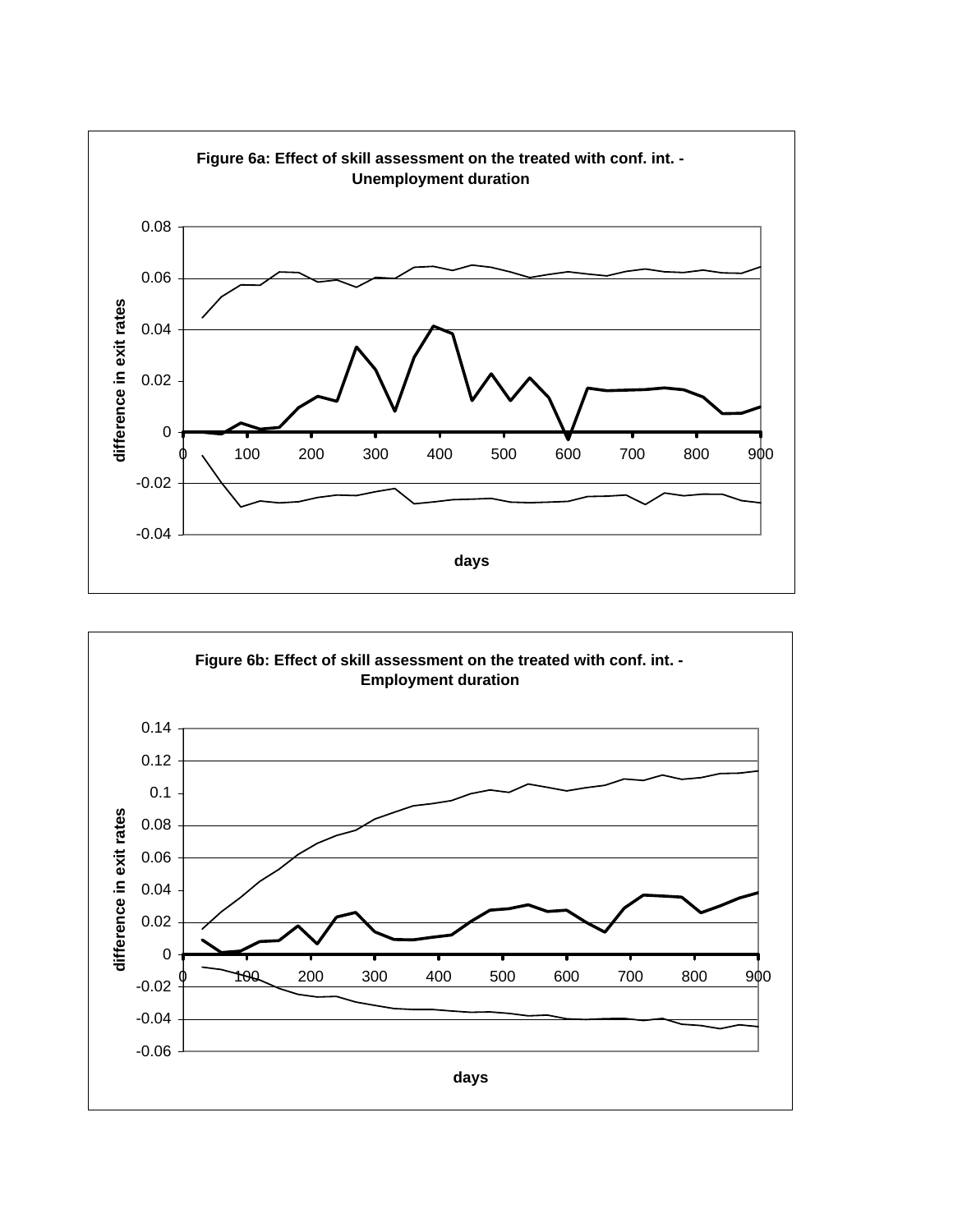**Figure 6a: Effect of skill assessment on the treated with conf. int. - Unemployment duration**

difference in exit rates

days

**Figure 6b: Effect of skill assessment on the treated with conf. int. - Employment duration**

difference in exit rates

days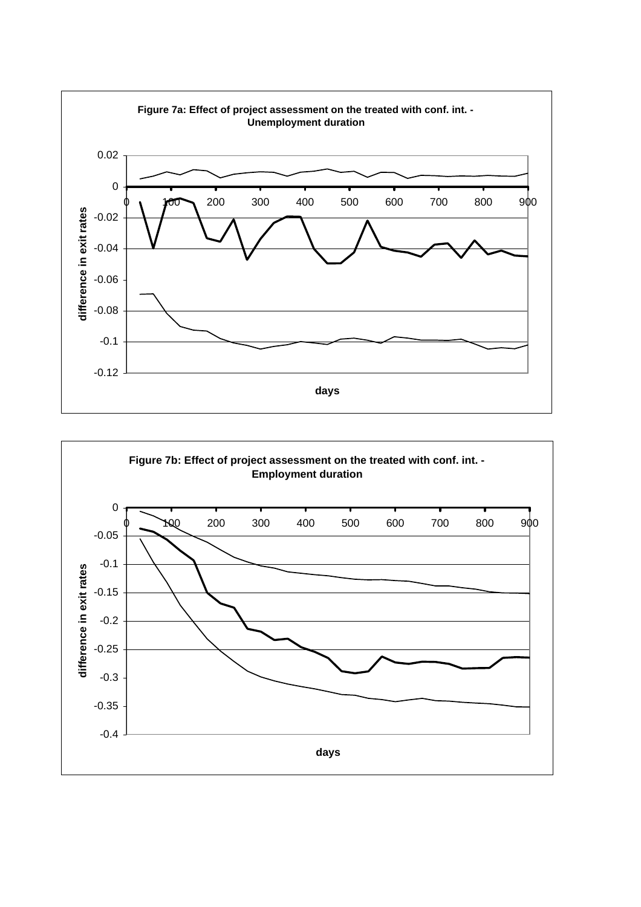**Figure 7a: Effect of project assessment on the treated with conf. int. - Unemployment duration**

**Figure 7b: Effect of project assessment on the treated with conf. int. - Employment duration**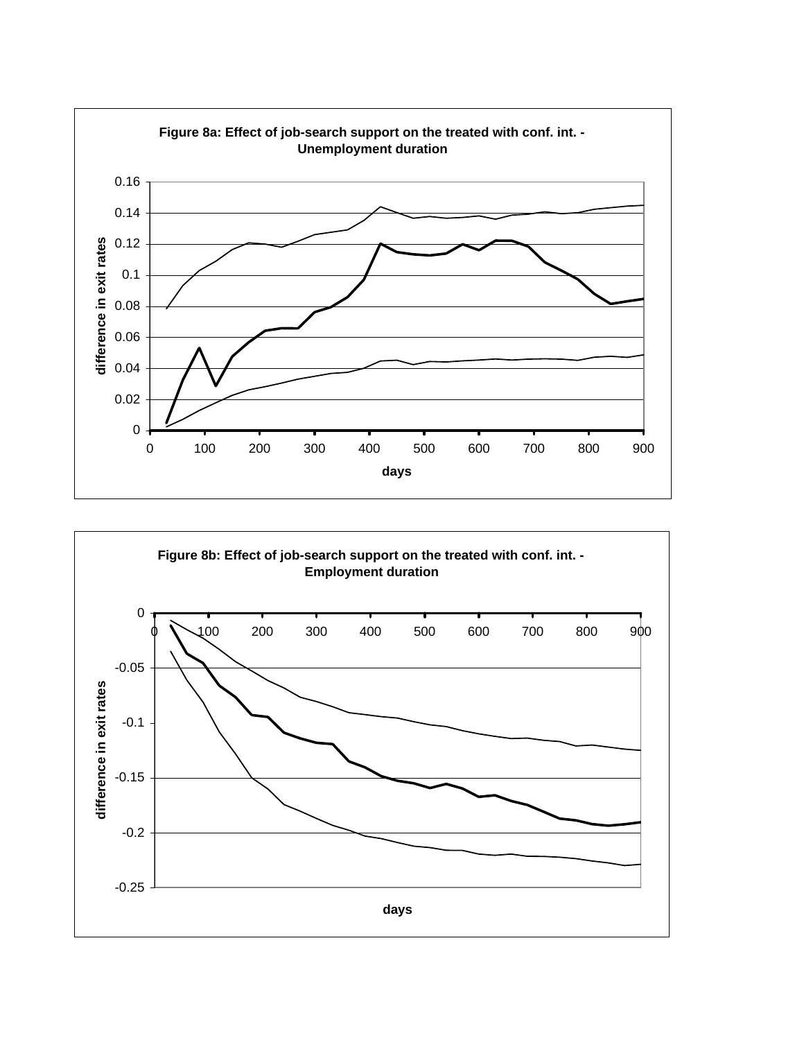**Figure 8a: Effect of job-search support on the treated with conf. int. - Unemployment duration**

difference in exit rates

days

**Figure 8b: Effect of job-search support on the treated with conf. int. - Employment duration**

difference in exit rates

days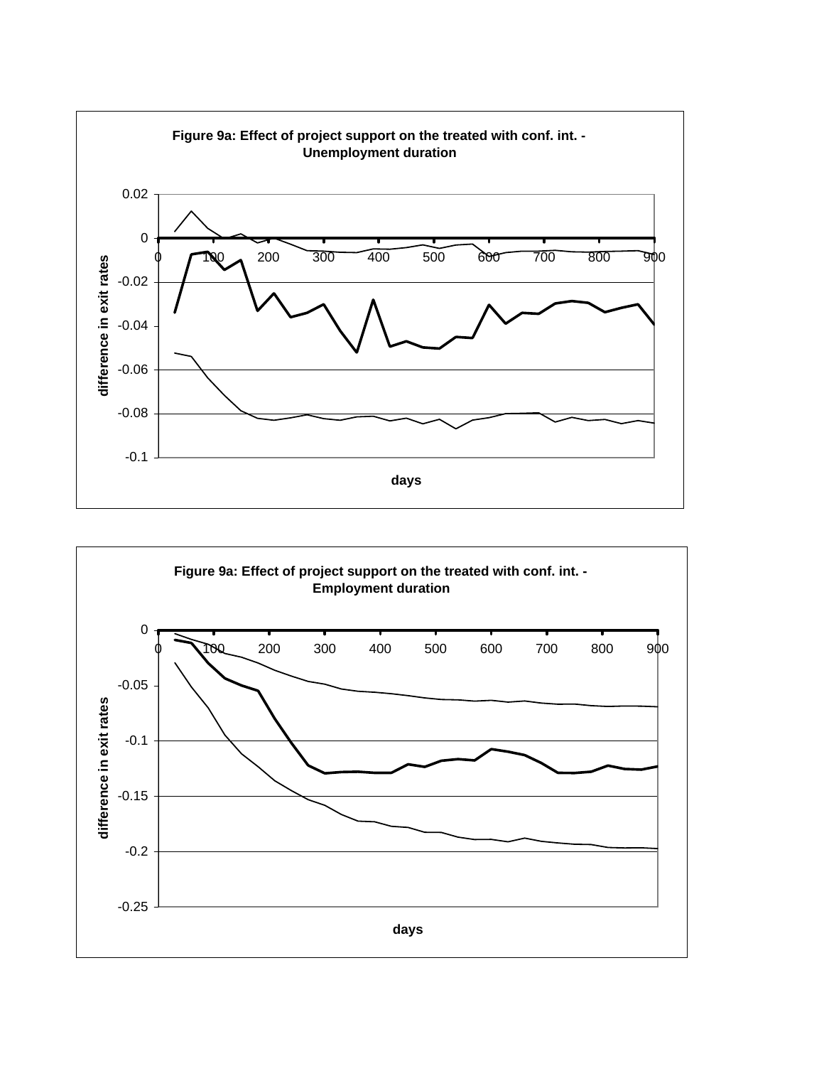**Figure 9a: Effect of project support on the treated with conf. int. - Unemployment duration**

**Figure 9a: Effect of project support on the treated with conf. int. - Employment duration**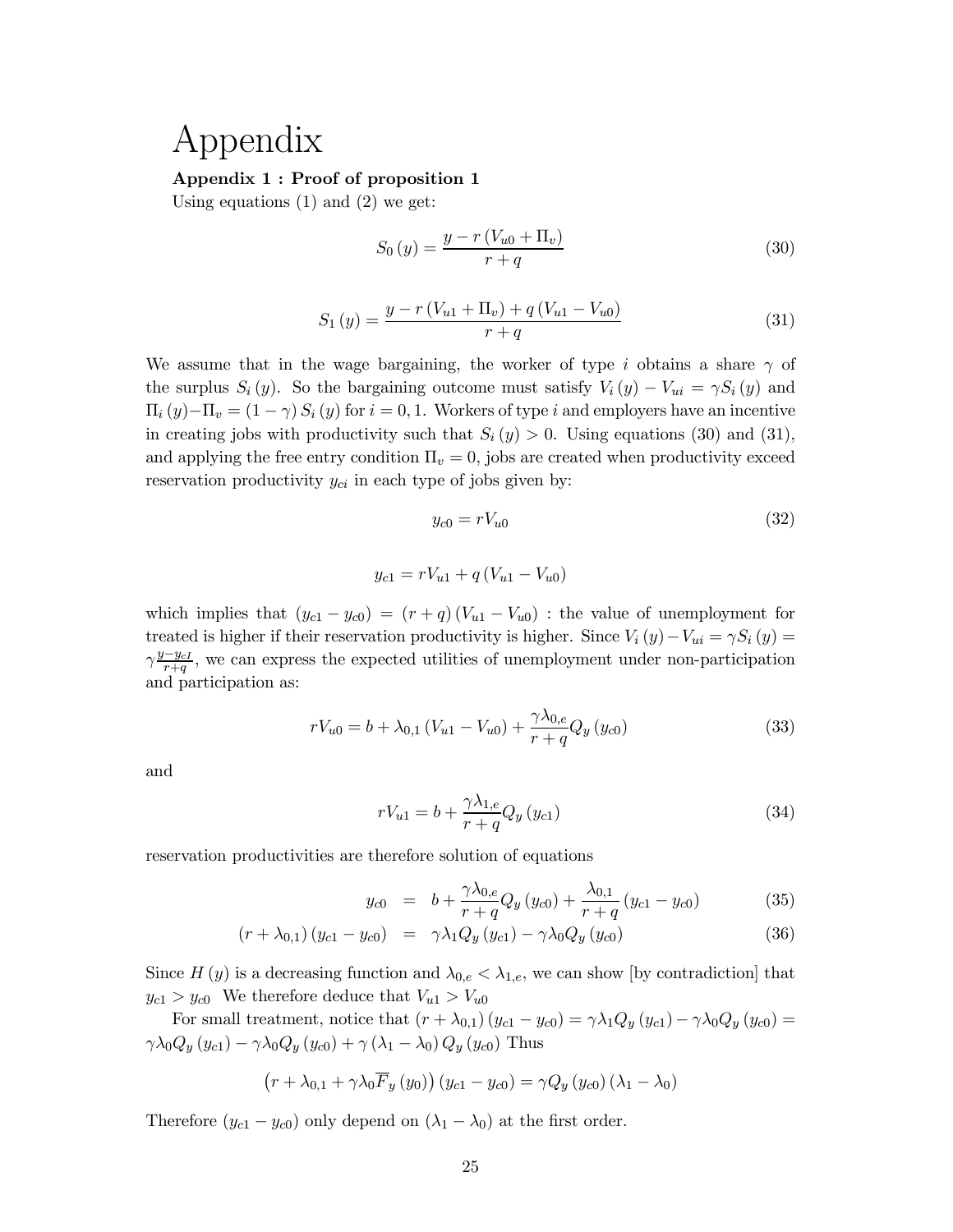# Appendix

**Appendix 1 : Proof of proposition 1**

Using equations (1) and (2) we get:

$$S_0(y) = \frac{y - r(V_{u0} + \Pi_v)}{r+q} \tag{30}$$

$$S_1(y) = \frac{y - r(V_{u1} + \Pi_v) + q(V_{u1} - V_{u0})}{r+q} \tag{31}$$

We assume that in the wage bargaining, the worker of type $i$ obtains a share $\gamma$ of the surplus $S_i(y)$. So the bargaining outcome must satisfy $V_i(y) - V_{ui} = \gamma S_i(y)$ and $\Pi_i(y) - \Pi_v = (1-\gamma) S_i(y)$ for $i = 0, 1$. Workers of type $i$ and employers have an incentive in creating jobs with productivity such that $S_i(y) > 0$. Using equations (30) and (31), and applying the free entry condition $\Pi_v = 0$, jobs are created when productivity exceed reservation productivity $y_{ci}$ in each type of jobs given by:

$$y_{c0} = rV_{u0} \tag{32}$$

$$y_{c1} = rV_{u1} + q(V_{u1} - V_{u0})$$

which implies that $(y_{c1} - y_{c0}) = (r+q)(V_{u1} - V_{u0})$ : the value of unemployment for treated is higher if their reservation productivity is higher. Since $V_i(y) - V_{ui} = \gamma S_i(y) = \gamma \frac{y - y_{cI}}{r+q}$, we can express the expected utilities of unemployment under non-participation and participation as:

$$rV_{u0} = b + \lambda_{0,1}(V_{u1} - V_{u0}) + \frac{\gamma \lambda_{0,e}}{r+q} Q_y(y_{c0}) \tag{33}$$

and

$$rV_{u1} = b + \frac{\gamma \lambda_{1,e}}{r+q} Q_y(y_{c1}) \tag{34}$$

reservation productivities are therefore solution of equations

$$y_{c0} = b + \frac{\gamma \lambda_{0,e}}{r+q} Q_y(y_{c0}) + \frac{\lambda_{0,1}}{r+q}(y_{c1} - y_{c0}) \tag{35}$$

$$(r + \lambda_{0,1})(y_{c1} - y_{c0}) = \gamma \lambda_1 Q_y(y_{c1}) - \gamma \lambda_0 Q_y(y_{c0}) \tag{36}$$

Since $H(y)$ is a decreasing function and $\lambda_{0,e} < \lambda_{1,e}$, we can show [by contradiction] that $y_{c1} > y_{c0}$ We therefore deduce that $V_{u1} > V_{u0}$

For small treatment, notice that $(r + \lambda_{0,1})(y_{c1} - y_{c0}) = \gamma \lambda_1 Q_y(y_{c1}) - \gamma \lambda_0 Q_y(y_{c0}) = \gamma \lambda_0 Q_y(y_{c1}) - \gamma \lambda_0 Q_y(y_{c0}) + \gamma(\lambda_1 - \lambda_0) Q_y(y_{c0})$ Thus

$$\left(r + \lambda_{0,1} + \gamma \lambda_0 \overline{F}_y(y_0)\right)(y_{c1} - y_{c0}) = \gamma Q_y(y_{c0})(\lambda_1 - \lambda_0)$$

Therefore $(y_{c1} - y_{c0})$ only depend on $(\lambda_1 - \lambda_0)$ at the first order.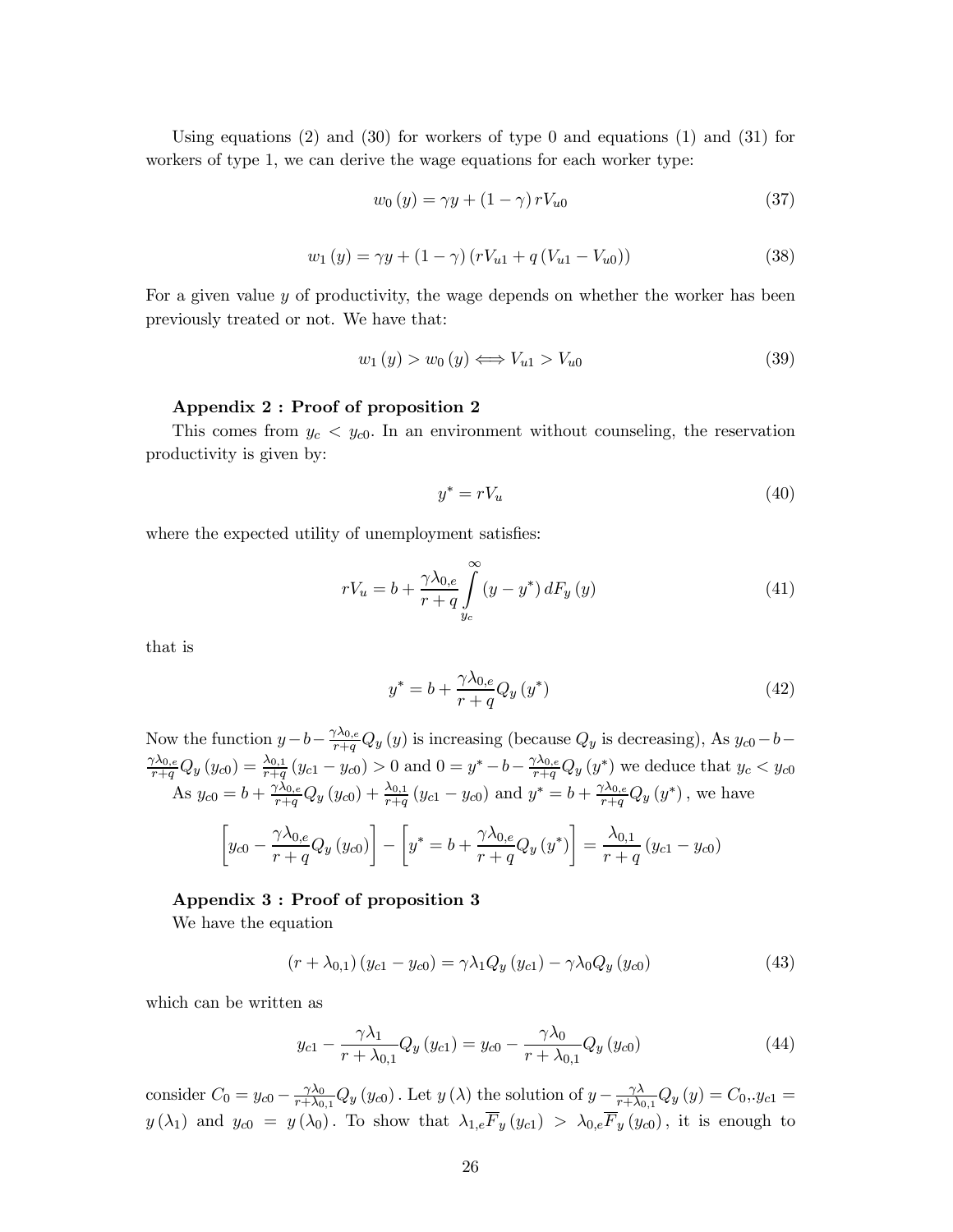Using equations (2) and (30) for workers of type 0 and equations (1) and (31) for workers of type 1, we can derive the wage equations for each worker type:

$$w_0(y) = \gamma y + (1-\gamma) rV_{u0} \tag{37}$$

$$w_1(y) = \gamma y + (1-\gamma)(rV_{u1} + q(V_{u1} - V_{u0})) \tag{38}$$

For a given value $y$ of productivity, the wage depends on whether the worker has been previously treated or not. We have that:

$$w_1(y) > w_0(y) \Longleftrightarrow V_{u1} > V_{u0} \tag{39}$$

**Appendix 2 : Proof of proposition 2**

This comes from $y_c < y_{c0}$. In an environment without counseling, the reservation productivity is given by:

$$y^* = rV_u \tag{40}$$

where the expected utility of unemployment satisfies:

$$rV_u = b + \frac{\gamma\lambda_{0,e}}{r+q}\int_{y_c}^{\infty}(y - y^*)\, dF_y(y) \tag{41}$$

that is

$$y^* = b + \frac{\gamma\lambda_{0,e}}{r+q}Q_y(y^*) \tag{42}$$

Now the function $y - b - \frac{\gamma\lambda_{0,e}}{r+q}Q_y(y)$ is increasing (because $Q_y$ is decreasing), As $y_{c0} - b - \frac{\gamma\lambda_{0,e}}{r+q}Q_y(y_{c0}) = \frac{\lambda_{0,1}}{r+q}(y_{c1} - y_{c0}) > 0$ and $0 = y^* - b - \frac{\gamma\lambda_{0,e}}{r+q}Q_y(y^*)$ we deduce that $y_c < y_{c0}$

As $y_{c0} = b + \frac{\gamma\lambda_{0,e}}{r+q}Q_y(y_{c0}) + \frac{\lambda_{0,1}}{r+q}(y_{c1} - y_{c0})$ and $y^* = b + \frac{\gamma\lambda_{0,e}}{r+q}Q_y(y^*)$, we have

$$\left[y_{c0} - \frac{\gamma\lambda_{0,e}}{r+q}Q_y(y_{c0})\right] - \left[y^* = b + \frac{\gamma\lambda_{0,e}}{r+q}Q_y(y^*)\right] = \frac{\lambda_{0,1}}{r+q}(y_{c1} - y_{c0})$$

**Appendix 3 : Proof of proposition 3**

We have the equation

$$(r + \lambda_{0,1})(y_{c1} - y_{c0}) = \gamma\lambda_1 Q_y(y_{c1}) - \gamma\lambda_0 Q_y(y_{c0}) \tag{43}$$

which can be written as

$$y_{c1} - \frac{\gamma\lambda_1}{r+\lambda_{0,1}}Q_y(y_{c1}) = y_{c0} - \frac{\gamma\lambda_0}{r+\lambda_{0,1}}Q_y(y_{c0}) \tag{44}$$

consider $C_0 = y_{c0} - \frac{\gamma\lambda_0}{r+\lambda_{0,1}}Q_y(y_{c0})$. Let $y(\lambda)$ the solution of $y - \frac{\gamma\lambda}{r+\lambda_{0,1}}Q_y(y) = C_0$,.$y_{c1} = y(\lambda_1)$ and $y_{c0} = y(\lambda_0)$. To show that $\lambda_{1,e}\overline{F}_y(y_{c1}) > \lambda_{0,e}\overline{F}_y(y_{c0})$, it is enough to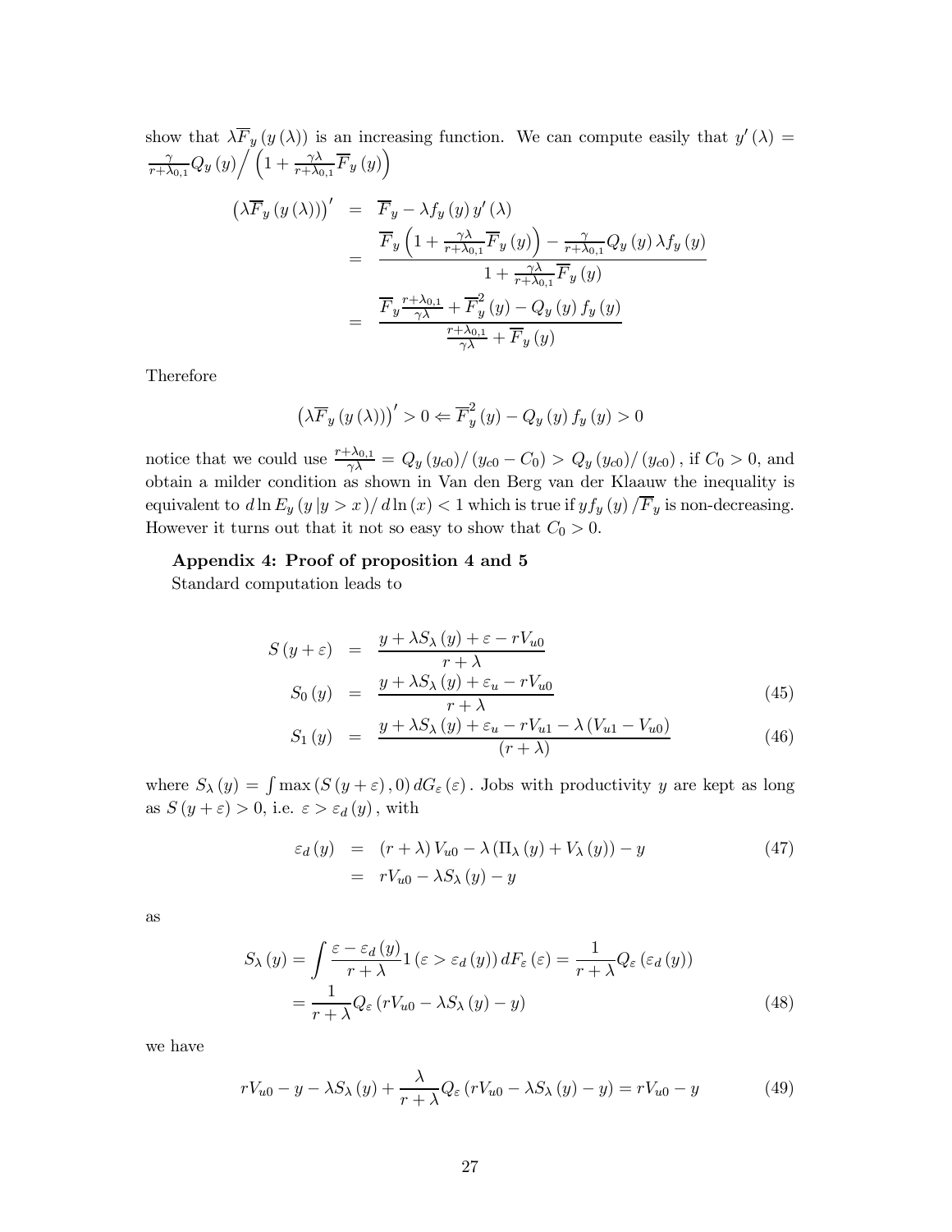show that $\lambda \overline{F}_y(y(\lambda))$ is an increasing function. We can compute easily that $y'(\lambda) = \frac{\gamma}{r+\lambda_{0,1}} Q_y(y) \Big/ \left(1 + \frac{\gamma\lambda}{r+\lambda_{0,1}} \overline{F}_y(y)\right)$

$$
\begin{aligned}
\left(\lambda \overline{F}_y(y(\lambda))\right)' &= \overline{F}_y - \lambda f_y(y) y'(\lambda) \\
&= \frac{\overline{F}_y \left(1 + \frac{\gamma\lambda}{r+\lambda_{0,1}} \overline{F}_y(y)\right) - \frac{\gamma}{r+\lambda_{0,1}} Q_y(y) \lambda f_y(y)}{1 + \frac{\gamma\lambda}{r+\lambda_{0,1}} \overline{F}_y(y)} \\
&= \frac{\overline{F}_y \frac{r+\lambda_{0,1}}{\gamma\lambda} + \overline{F}_y^2(y) - Q_y(y) f_y(y)}{\frac{r+\lambda_{0,1}}{\gamma\lambda} + \overline{F}_y(y)}
\end{aligned}
$$

Therefore

$$
\left(\lambda \overline{F}_y(y(\lambda))\right)' > 0 \Leftarrow \overline{F}_y^2(y) - Q_y(y) f_y(y) > 0
$$

notice that we could use $\frac{r+\lambda_{0,1}}{\gamma\lambda} = Q_y(y_{c0}) / (y_{c0} - C_0) > Q_y(y_{c0}) / (y_{c0})$, if $C_0 > 0$, and obtain a milder condition as shown in Van den Berg van der Klaauw the inequality is equivalent to $d \ln E_y(y \,|y > x) / d \ln(x) < 1$ which is true if $y f_y(y) / \overline{F}_y$ is non-decreasing. However it turns out that it not so easy to show that $C_0 > 0$.

**Appendix 4: Proof of proposition 4 and 5**

Standard computation leads to

$$
\begin{aligned}
S(y+\varepsilon) &= \frac{y + \lambda S_\lambda(y) + \varepsilon - rV_{u0}}{r+\lambda} \\
S_0(y) &= \frac{y + \lambda S_\lambda(y) + \varepsilon_u - rV_{u0}}{r+\lambda} \quad (45) \\
S_1(y) &= \frac{y + \lambda S_\lambda(y) + \varepsilon_u - rV_{u1} - \lambda(V_{u1} - V_{u0})}{(r+\lambda)} \quad (46)
\end{aligned}
$$

where $S_\lambda(y) = \int \max(S(y+\varepsilon), 0)\, dG_\varepsilon(\varepsilon)$. Jobs with productivity $y$ are kept as long as $S(y+\varepsilon) > 0$, i.e. $\varepsilon > \varepsilon_d(y)$, with

$$
\begin{aligned}
\varepsilon_d(y) &= (r+\lambda) V_{u0} - \lambda(\Pi_\lambda(y) + V_\lambda(y)) - y \quad (47) \\
&= rV_{u0} - \lambda S_\lambda(y) - y
\end{aligned}
$$

as

$$
\begin{aligned}
S_\lambda(y) &= \int \frac{\varepsilon - \varepsilon_d(y)}{r+\lambda} 1(\varepsilon > \varepsilon_d(y))\, dF_\varepsilon(\varepsilon) = \frac{1}{r+\lambda} Q_\varepsilon(\varepsilon_d(y)) \\
&= \frac{1}{r+\lambda} Q_\varepsilon(rV_{u0} - \lambda S_\lambda(y) - y) \quad (48)
\end{aligned}
$$

we have

$$
rV_{u0} - y - \lambda S_\lambda(y) + \frac{\lambda}{r+\lambda} Q_\varepsilon(rV_{u0} - \lambda S_\lambda(y) - y) = rV_{u0} - y \quad (49)
$$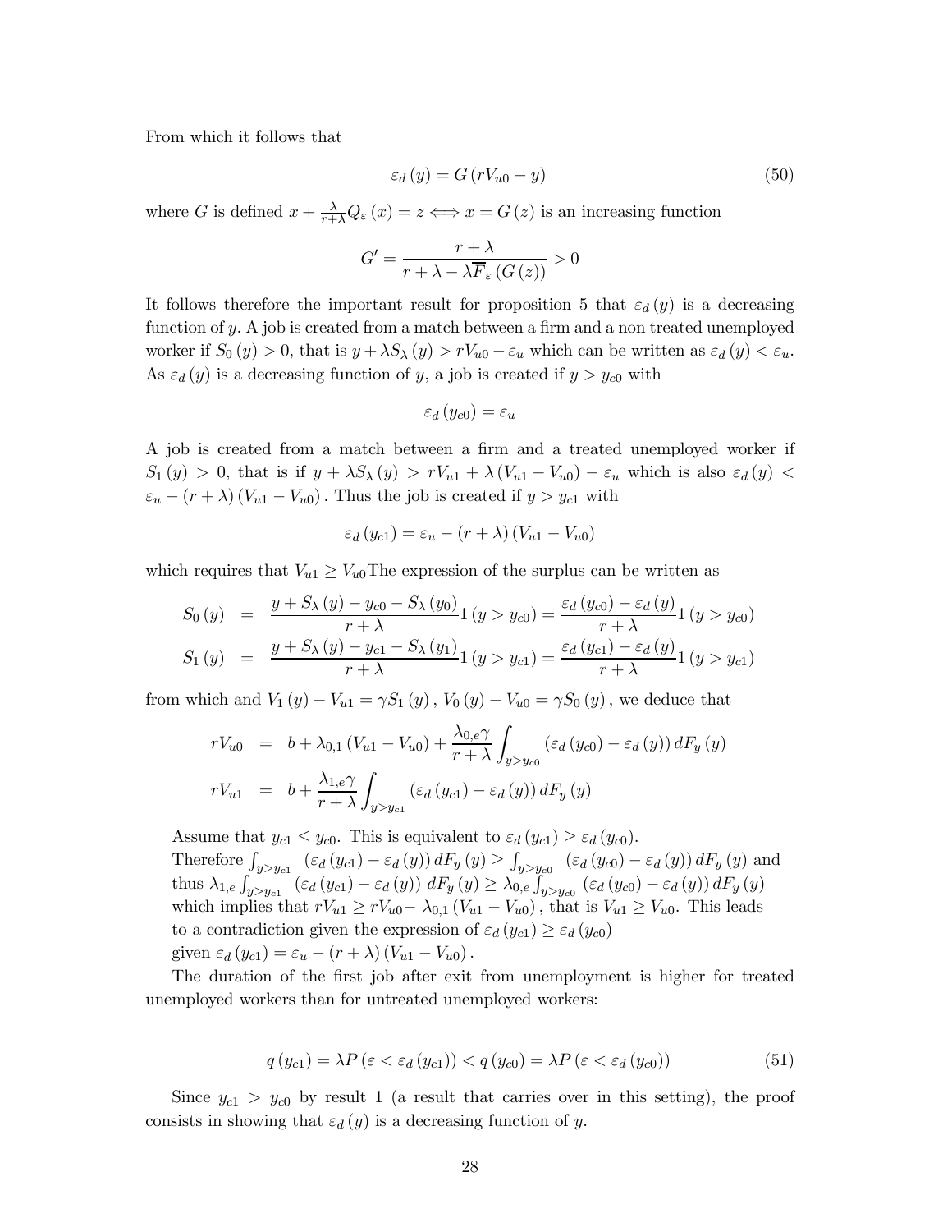From which it follows that

$$\varepsilon_d(y) = G(rV_{u0} - y) \tag{50}$$

where $G$ is defined $x + \frac{\lambda}{r+\lambda} Q_\varepsilon(x) = z \Longleftrightarrow x = G(z)$ is an increasing function

$$G' = \frac{r+\lambda}{r+\lambda-\lambda\overline{F}_\varepsilon(G(z))} > 0$$

It follows therefore the important result for proposition 5 that $\varepsilon_d(y)$ is a decreasing function of $y$. A job is created from a match between a firm and a non treated unemployed worker if $S_0(y) > 0$, that is $y + \lambda S_\lambda(y) > rV_{u0} - \varepsilon_u$ which can be written as $\varepsilon_d(y) < \varepsilon_u$. As $\varepsilon_d(y)$ is a decreasing function of $y$, a job is created if $y > y_{c0}$ with

$$\varepsilon_d(y_{c0}) = \varepsilon_u$$

A job is created from a match between a firm and a treated unemployed worker if $S_1(y) > 0$, that is if $y + \lambda S_\lambda(y) > rV_{u1} + \lambda(V_{u1} - V_{u0}) - \varepsilon_u$ which is also $\varepsilon_d(y) < \varepsilon_u - (r+\lambda)(V_{u1} - V_{u0})$. Thus the job is created if $y > y_{c1}$ with

$$\varepsilon_d(y_{c1}) = \varepsilon_u - (r+\lambda)(V_{u1} - V_{u0})$$

which requires that $V_{u1} \geq V_{u0}$The expression of the surplus can be written as

$$\begin{aligned}
S_0(y) &= \frac{y + S_\lambda(y) - y_{c0} - S_\lambda(y_0)}{r+\lambda} 1(y > y_{c0}) = \frac{\varepsilon_d(y_{c0}) - \varepsilon_d(y)}{r+\lambda} 1(y > y_{c0}) \\
S_1(y) &= \frac{y + S_\lambda(y) - y_{c1} - S_\lambda(y_1)}{r+\lambda} 1(y > y_{c1}) = \frac{\varepsilon_d(y_{c1}) - \varepsilon_d(y)}{r+\lambda} 1(y > y_{c1})
\end{aligned}$$

from which and $V_1(y) - V_{u1} = \gamma S_1(y)$, $V_0(y) - V_{u0} = \gamma S_0(y)$, we deduce that

$$\begin{aligned}
rV_{u0} &= b + \lambda_{0,1}(V_{u1} - V_{u0}) + \frac{\lambda_{0,e}\gamma}{r+\lambda} \int_{y>y_{c0}} (\varepsilon_d(y_{c0}) - \varepsilon_d(y))\, dF_y(y) \\
rV_{u1} &= b + \frac{\lambda_{1,e}\gamma}{r+\lambda} \int_{y>y_{c1}} (\varepsilon_d(y_{c1}) - \varepsilon_d(y))\, dF_y(y)
\end{aligned}$$

Assume that $y_{c1} \leq y_{c0}$. This is equivalent to $\varepsilon_d(y_{c1}) \geq \varepsilon_d(y_{c0})$.
Therefore $\int_{y>y_{c1}} (\varepsilon_d(y_{c1}) - \varepsilon_d(y))\, dF_y(y) \geq \int_{y>y_{c0}} (\varepsilon_d(y_{c0}) - \varepsilon_d(y))\, dF_y(y)$ and thus $\lambda_{1,e} \int_{y>y_{c1}} (\varepsilon_d(y_{c1}) - \varepsilon_d(y))\, dF_y(y) \geq \lambda_{0,e} \int_{y>y_{c0}} (\varepsilon_d(y_{c0}) - \varepsilon_d(y))\, dF_y(y)$ which implies that $rV_{u1} \geq rV_{u0} - \lambda_{0,1}(V_{u1} - V_{u0})$, that is $V_{u1} \geq V_{u0}$. This leads to a contradiction given the expression of $\varepsilon_d(y_{c1}) \geq \varepsilon_d(y_{c0})$ given $\varepsilon_d(y_{c1}) = \varepsilon_u - (r+\lambda)(V_{u1} - V_{u0})$.

The duration of the first job after exit from unemployment is higher for treated unemployed workers than for untreated unemployed workers:

$$q(y_{c1}) = \lambda P(\varepsilon < \varepsilon_d(y_{c1})) < q(y_{c0}) = \lambda P(\varepsilon < \varepsilon_d(y_{c0})) \tag{51}$$

Since $y_{c1} > y_{c0}$ by result 1 (a result that carries over in this setting), the proof consists in showing that $\varepsilon_d(y)$ is a decreasing function of $y$.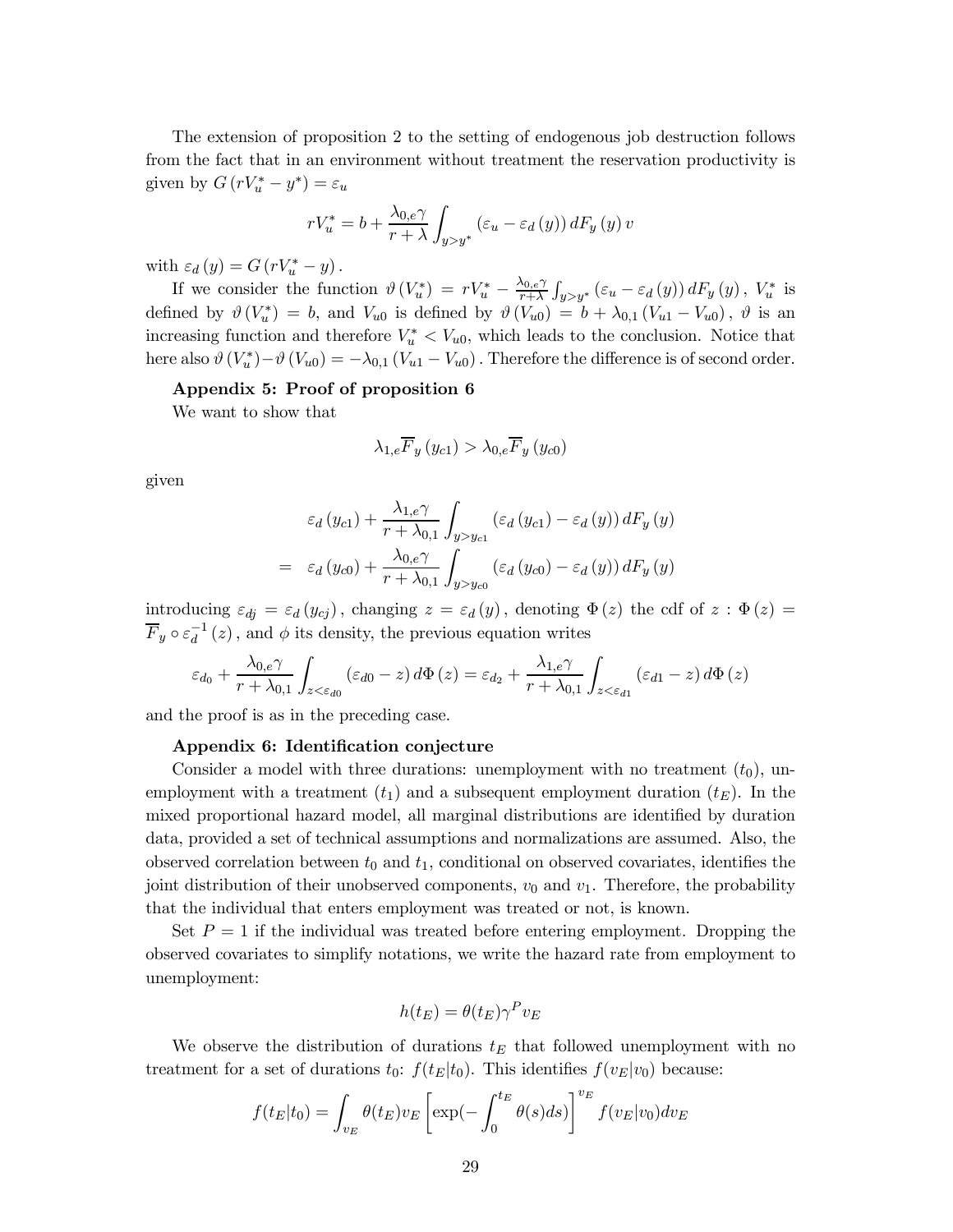The extension of proposition 2 to the setting of endogenous job destruction follows from the fact that in an environment without treatment the reservation productivity is given by $G(rV_u^* - y^*) = \varepsilon_u$

$$rV_u^* = b + \frac{\lambda_{0,e}\gamma}{r+\lambda} \int_{y>y^*} (\varepsilon_u - \varepsilon_d(y))\, dF_y(y)\, v$$

with $\varepsilon_d(y) = G(rV_u^* - y)$.

If we consider the function $\vartheta(V_u^*) = rV_u^* - \frac{\lambda_{0,e}\gamma}{r+\lambda} \int_{y>y^*} (\varepsilon_u - \varepsilon_d(y))\, dF_y(y)$, $V_u^*$ is defined by $\vartheta(V_u^*) = b$, and $V_{u0}$ is defined by $\vartheta(V_{u0}) = b + \lambda_{0,1}(V_{u1} - V_{u0})$, $\vartheta$ is an increasing function and therefore $V_u^* < V_{u0}$, which leads to the conclusion. Notice that here also $\vartheta(V_u^*) - \vartheta(V_{u0}) = -\lambda_{0,1}(V_{u1} - V_{u0})$. Therefore the difference is of second order.

**Appendix 5: Proof of proposition 6**

We want to show that

$$\lambda_{1,e}\overline{F}_y(y_{c1}) > \lambda_{0,e}\overline{F}_y(y_{c0})$$

given

$$\begin{aligned} & \varepsilon_d(y_{c1}) + \frac{\lambda_{1,e}\gamma}{r+\lambda_{0,1}} \int_{y>y_{c1}} (\varepsilon_d(y_{c1}) - \varepsilon_d(y))\, dF_y(y) \\ = \;& \varepsilon_d(y_{c0}) + \frac{\lambda_{0,e}\gamma}{r+\lambda_{0,1}} \int_{y>y_{c0}} (\varepsilon_d(y_{c0}) - \varepsilon_d(y))\, dF_y(y) \end{aligned}$$

introducing $\varepsilon_{dj} = \varepsilon_d(y_{cj})$, changing $z = \varepsilon_d(y)$, denoting $\Phi(z)$ the cdf of $z$ : $\Phi(z) = \overline{F}_y \circ \varepsilon_d^{-1}(z)$, and $\phi$ its density, the previous equation writes

$$\varepsilon_{d_0} + \frac{\lambda_{0,e}\gamma}{r+\lambda_{0,1}} \int_{z<\varepsilon_{d0}} (\varepsilon_{d0} - z)\, d\Phi(z) = \varepsilon_{d_2} + \frac{\lambda_{1,e}\gamma}{r+\lambda_{0,1}} \int_{z<\varepsilon_{d1}} (\varepsilon_{d1} - z)\, d\Phi(z)$$

and the proof is as in the preceding case.

**Appendix 6: Identification conjecture**

Consider a model with three durations: unemployment with no treatment ($t_0$), unemployment with a treatment ($t_1$) and a subsequent employment duration ($t_E$). In the mixed proportional hazard model, all marginal distributions are identified by duration data, provided a set of technical assumptions and normalizations are assumed. Also, the observed correlation between $t_0$ and $t_1$, conditional on observed covariates, identifies the joint distribution of their unobserved components, $v_0$ and $v_1$. Therefore, the probability that the individual that enters employment was treated or not, is known.

Set $P = 1$ if the individual was treated before entering employment. Dropping the observed covariates to simplify notations, we write the hazard rate from employment to unemployment:

$$h(t_E) = \theta(t_E)\gamma^P v_E$$

We observe the distribution of durations $t_E$ that followed unemployment with no treatment for a set of durations $t_0$: $f(t_E|t_0)$. This identifies $f(v_E|v_0)$ because:

$$f(t_E|t_0) = \int_{v_E} \theta(t_E) v_E \left[\exp(-\int_0^{t_E} \theta(s)ds)\right]^{v_E} f(v_E|v_0) dv_E$$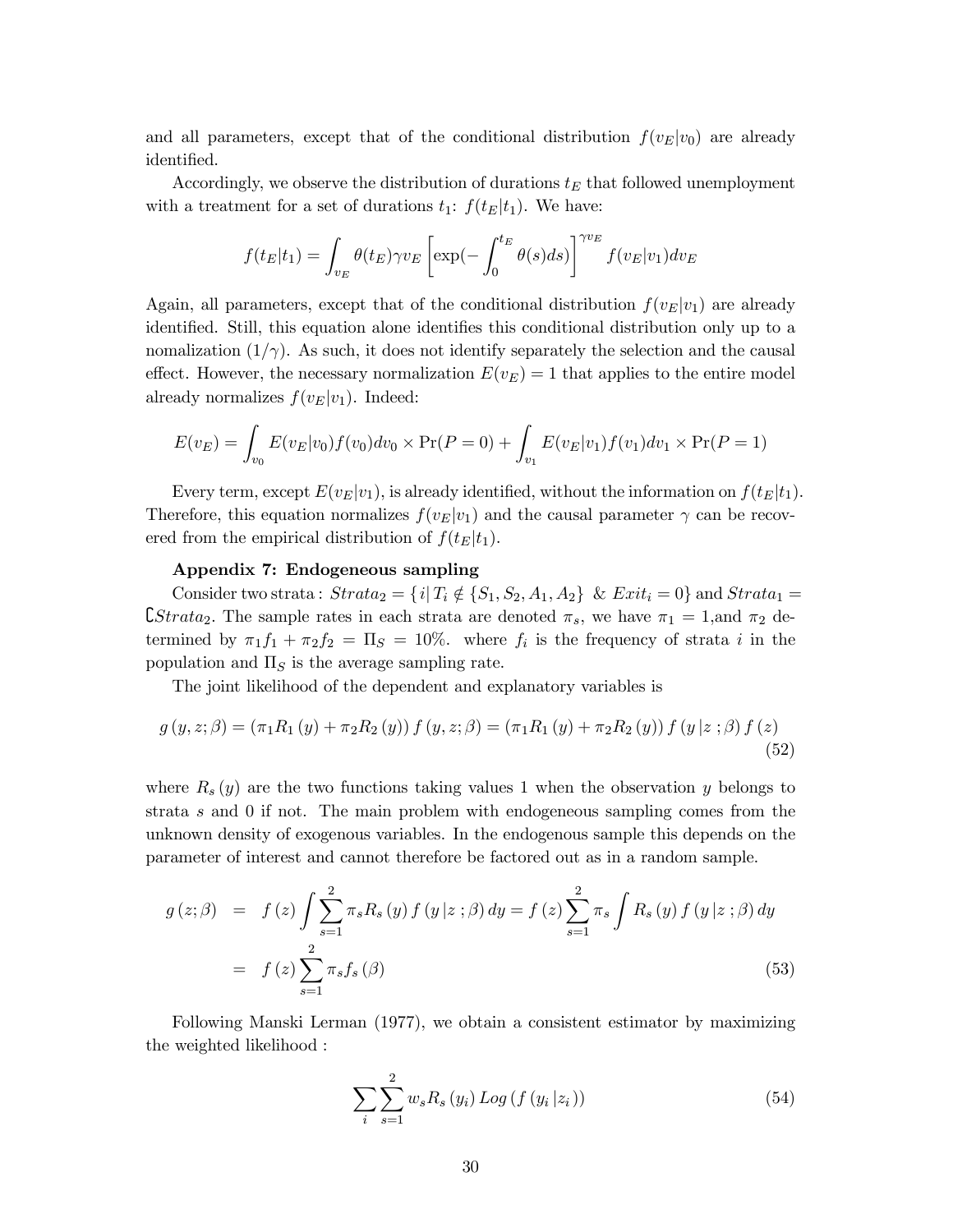and all parameters, except that of the conditional distribution $f(v_E|v_0)$ are already identified.

Accordingly, we observe the distribution of durations $t_E$ that followed unemployment with a treatment for a set of durations $t_1$: $f(t_E|t_1)$. We have:

$$f(t_E|t_1) = \int_{v_E} \theta(t_E)\gamma v_E \left[\exp(-\int_0^{t_E} \theta(s)ds)\right]^{\gamma v_E} f(v_E|v_1)dv_E$$

Again, all parameters, except that of the conditional distribution $f(v_E|v_1)$ are already identified. Still, this equation alone identifies this conditional distribution only up to a nomalization $(1/\gamma)$. As such, it does not identify separately the selection and the causal effect. However, the necessary normalization $E(v_E) = 1$ that applies to the entire model already normalizes $f(v_E|v_1)$. Indeed:

$$E(v_E) = \int_{v_0} E(v_E|v_0)f(v_0)dv_0 \times \Pr(P = 0) + \int_{v_1} E(v_E|v_1)f(v_1)dv_1 \times \Pr(P = 1)$$

Every term, except $E(v_E|v_1)$, is already identified, without the information on $f(t_E|t_1)$. Therefore, this equation normalizes $f(v_E|v_1)$ and the causal parameter $\gamma$ can be recovered from the empirical distribution of $f(t_E|t_1)$.

**Appendix 7: Endogeneous sampling**

Consider two strata : $Strata_2 = \{i|\, T_i \notin \{S_1, S_2, A_1, A_2\}\ \&\ Exit_i = 0\}$ and $Strata_1 = \complement Strata_2$. The sample rates in each strata are denoted $\pi_s$, we have $\pi_1 = 1$,and $\pi_2$ determined by $\pi_1 f_1 + \pi_2 f_2 = \Pi_S = 10\%$. where $f_i$ is the frequency of strata $i$ in the population and $\Pi_S$ is the average sampling rate.

The joint likelihood of the dependent and explanatory variables is

$$g(y, z; \beta) = (\pi_1 R_1(y) + \pi_2 R_2(y)) f(y, z; \beta) = (\pi_1 R_1(y) + \pi_2 R_2(y)) f(y|z;\beta) f(z) \tag{52}$$

where $R_s(y)$ are the two functions taking values 1 when the observation $y$ belongs to strata $s$ and 0 if not. The main problem with endogeneous sampling comes from the unknown density of exogenous variables. In the endogenous sample this depends on the parameter of interest and cannot therefore be factored out as in a random sample.

$$\begin{aligned} g(z; \beta) &= f(z) \int \sum_{s=1}^{2} \pi_s R_s(y) f(y|z;\beta) dy = f(z) \sum_{s=1}^{2} \pi_s \int R_s(y) f(y|z;\beta) dy \\ &= f(z) \sum_{s=1}^{2} \pi_s f_s(\beta) \end{aligned} \tag{53}$$

Following Manski Lerman (1977), we obtain a consistent estimator by maximizing the weighted likelihood :

$$\sum_i \sum_{s=1}^{2} w_s R_s(y_i)\, Log\,(f(y_i|z_i)) \tag{54}$$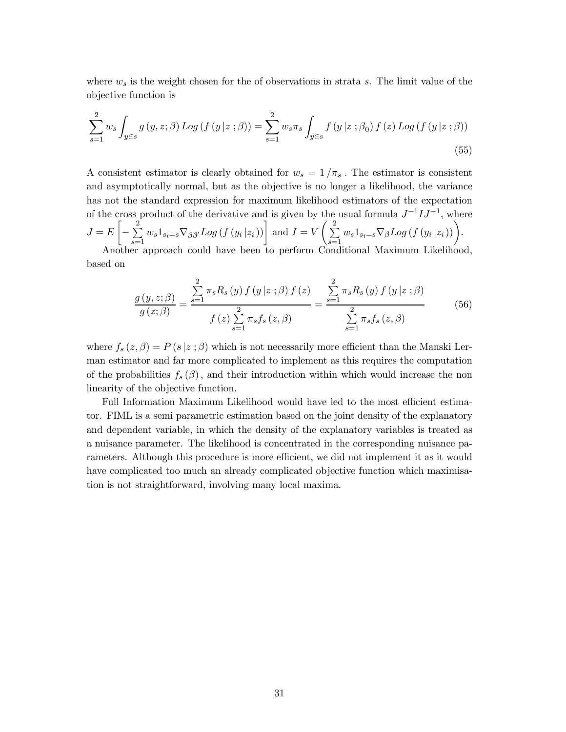where $w_s$ is the weight chosen for the of observations in strata $s$. The limit value of the objective function is

$$\sum_{s=1}^{2} w_s \int_{y\in s} g\left(y,z;\beta\right) Log\left(f\left(y\left|z\right.;\beta\right)\right) = \sum_{s=1}^{2} w_s \pi_s \int_{y\in s} f\left(y\left|z\right.;\beta_0\right) f\left(z\right) Log\left(f\left(y\left|z\right.;\beta\right)\right) \tag{55}$$

A consistent estimator is clearly obtained for $w_s = 1/\pi_s$. The estimator is consistent and asymptotically normal, but as the objective is no longer a likelihood, the variance has not the standard expression for maximum likelihood estimators of the expectation of the cross product of the derivative and is given by the usual formula $J^{-1}IJ^{-1}$, where $J = E\left[-\sum_{s=1}^{2} w_s 1_{s_i=s} \nabla_{\beta\beta'} Log\left(f\left(y_i\left|z_i\right.\right)\right)\right]$ and $I = V\left(\sum_{s=1}^{2} w_s 1_{s_i=s} \nabla_{\beta} Log\left(f\left(y_i\left|z_i\right.\right)\right)\right)$.

Another approach could have been to perform Conditional Maximum Likelihood, based on

$$\frac{g\left(y,z;\beta\right)}{g\left(z;\beta\right)} = \frac{\sum_{s=1}^{2} \pi_s R_s\left(y\right) f\left(y\left|z\right.;\beta\right) f\left(z\right)}{f\left(z\right) \sum_{s=1}^{2} \pi_s f_s\left(z,\beta\right)} = \frac{\sum_{s=1}^{2} \pi_s R_s\left(y\right) f\left(y\left|z\right.;\beta\right)}{\sum_{s=1}^{2} \pi_s f_s\left(z,\beta\right)} \tag{56}$$

where $f_s\left(z,\beta\right) = P\left(s\left|z\right.;\beta\right)$ which is not necessarily more efficient than the Manski Lerman estimator and far more complicated to implement as this requires the computation of the probabilities $f_s\left(\beta\right)$, and their introduction within which would increase the non linearity of the objective function.

Full Information Maximum Likelihood would have led to the most efficient estimator. FIML is a semi parametric estimation based on the joint density of the explanatory and dependent variable, in which the density of the explanatory variables is treated as a nuisance parameter. The likelihood is concentrated in the corresponding nuisance parameters. Although this procedure is more efficient, we did not implement it as it would have complicated too much an already complicated objective function which maximisation is not straightforward, involving many local maxima.